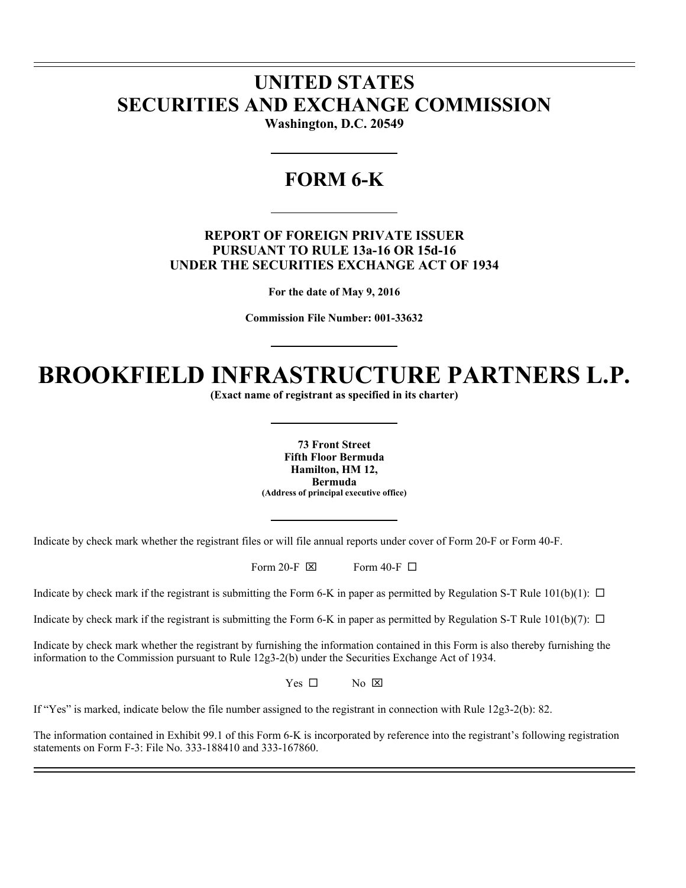# UNITED STATES
# SECURITIES AND EXCHANGE COMMISSION

**Washington, D.C. 20549**

## FORM 6-K

**REPORT OF FOREIGN PRIVATE ISSUER**
**PURSUANT TO RULE 13a-16 OR 15d-16**
**UNDER THE SECURITIES EXCHANGE ACT OF 1934**

**For the date of May 9, 2016**

**Commission File Number: 001-33632**

# BROOKFIELD INFRASTRUCTURE PARTNERS L.P.

**(Exact name of registrant as specified in its charter)**

**73 Front Street**
**Fifth Floor Bermuda**
**Hamilton, HM 12,**
**Bermuda**
**(Address of principal executive office)**

Indicate by check mark whether the registrant files or will file annual reports under cover of Form 20-F or Form 40-F.

Form 20-F ☒ Form 40-F ☐

Indicate by check mark if the registrant is submitting the Form 6-K in paper as permitted by Regulation S-T Rule 101(b)(1): ☐

Indicate by check mark if the registrant is submitting the Form 6-K in paper as permitted by Regulation S-T Rule 101(b)(7): ☐

Indicate by check mark whether the registrant by furnishing the information contained in this Form is also thereby furnishing the information to the Commission pursuant to Rule 12g3-2(b) under the Securities Exchange Act of 1934.

Yes ☐ No ☒

If "Yes" is marked, indicate below the file number assigned to the registrant in connection with Rule 12g3-2(b): 82.

The information contained in Exhibit 99.1 of this Form 6-K is incorporated by reference into the registrant's following registration statements on Form F-3: File No. 333-188410 and 333-167860.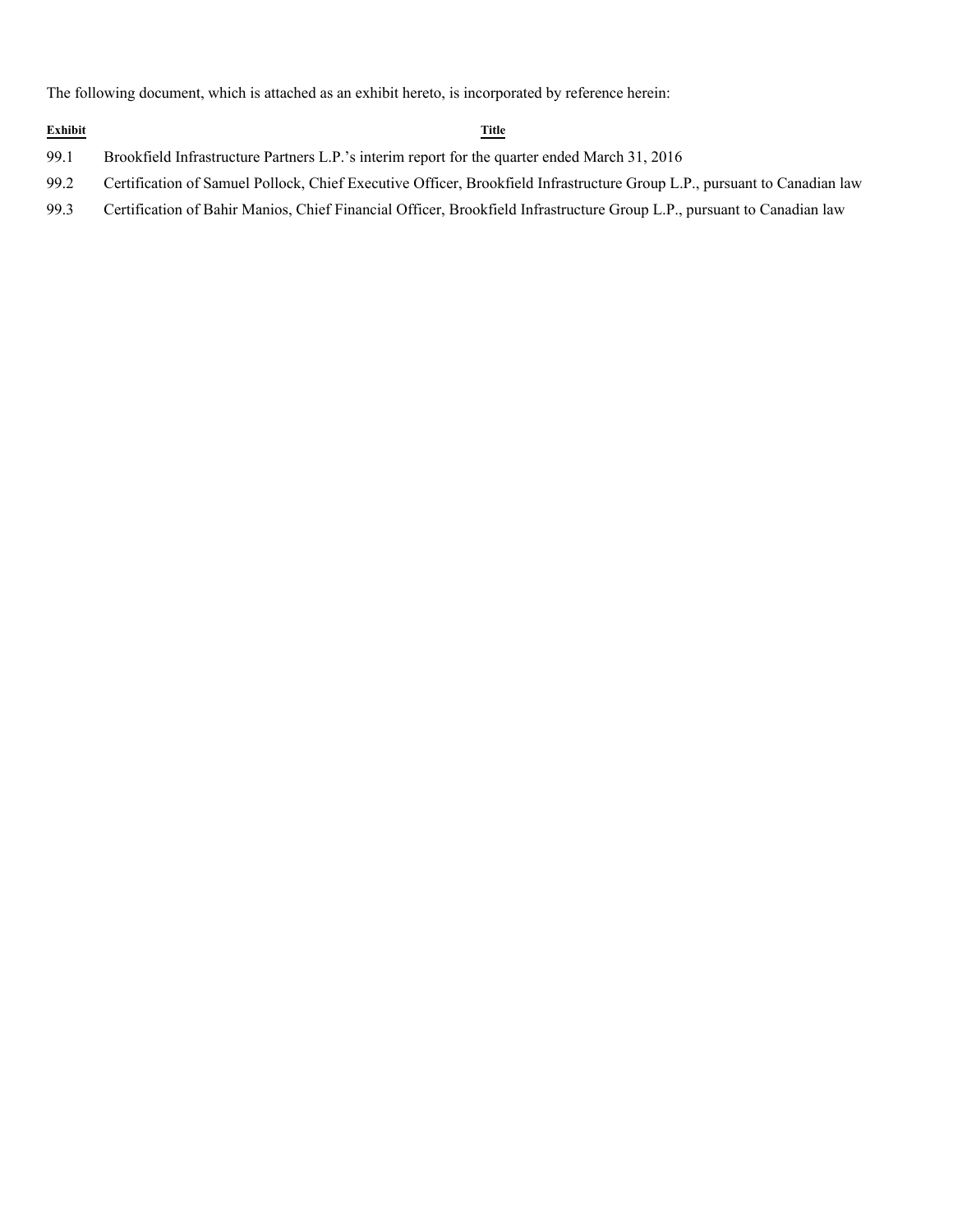The following document, which is attached as an exhibit hereto, is incorporated by reference herein:

| Exhibit | Title |
| --- | --- |
| 99.1 | Brookfield Infrastructure Partners L.P.’s interim report for the quarter ended March 31, 2016 |
| 99.2 | Certification of Samuel Pollock, Chief Executive Officer, Brookfield Infrastructure Group L.P., pursuant to Canadian law |
| 99.3 | Certification of Bahir Manios, Chief Financial Officer, Brookfield Infrastructure Group L.P., pursuant to Canadian law |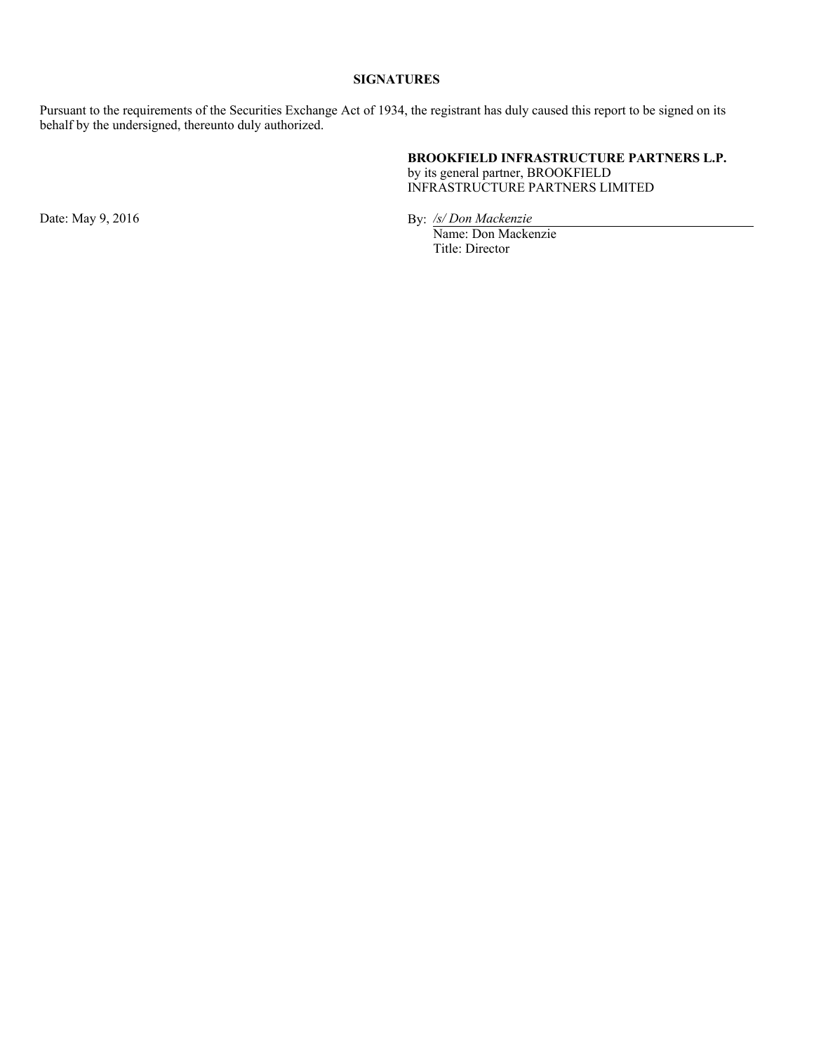## SIGNATURES

Pursuant to the requirements of the Securities Exchange Act of 1934, the registrant has duly caused this report to be signed on its behalf by the undersigned, thereunto duly authorized.

**BROOKFIELD INFRASTRUCTURE PARTNERS L.P.**
by its general partner, BROOKFIELD INFRASTRUCTURE PARTNERS LIMITED

Date: May 9, 2016

By: */s/ Don Mackenzie*
Name: Don Mackenzie
Title: Director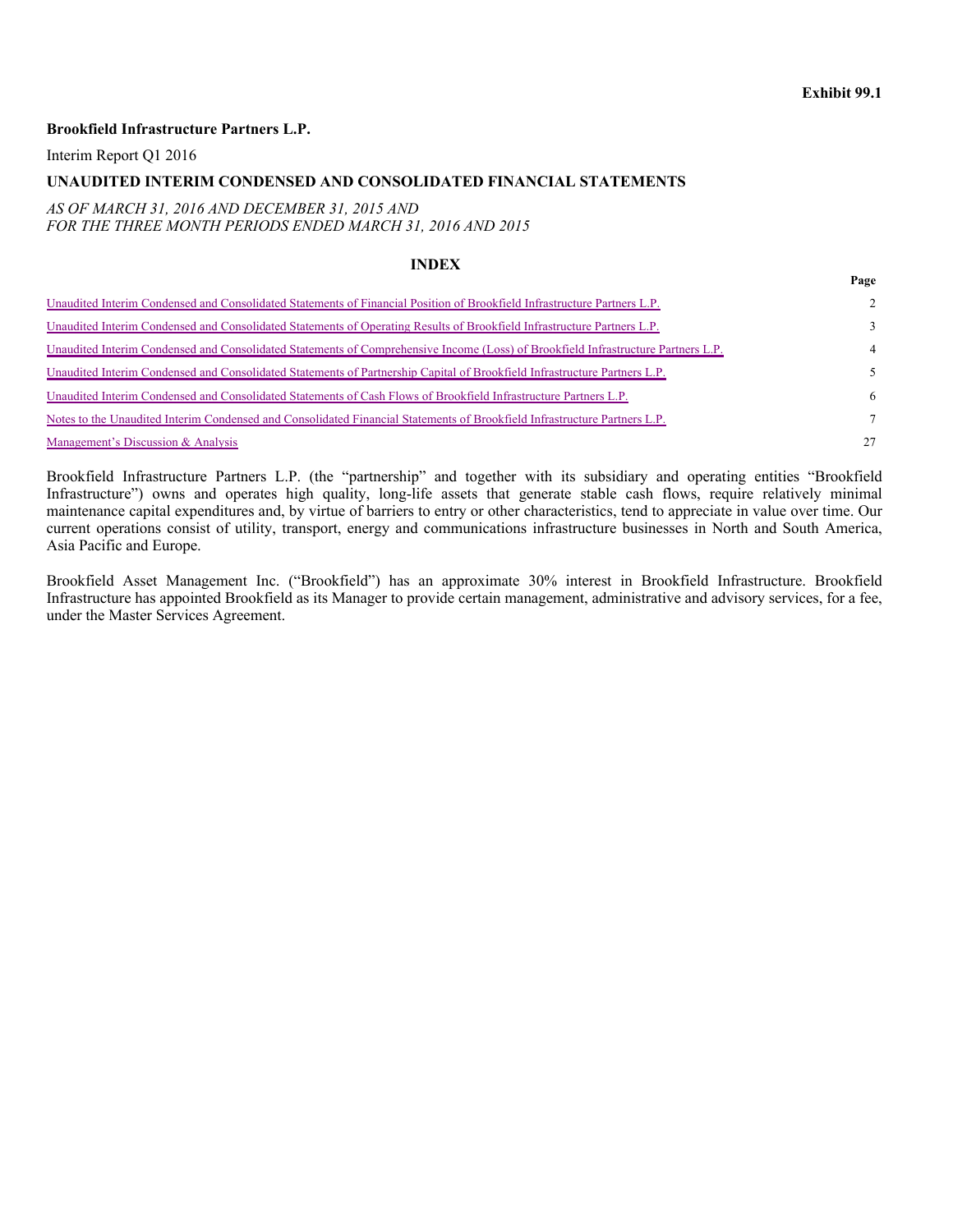**Exhibit 99.1**

**Brookfield Infrastructure Partners L.P.**

Interim Report Q1 2016

**UNAUDITED INTERIM CONDENSED AND CONSOLIDATED FINANCIAL STATEMENTS**

*AS OF MARCH 31, 2016 AND DECEMBER 31, 2015 AND*
*FOR THE THREE MONTH PERIODS ENDED MARCH 31, 2016 AND 2015*

## INDEX

| | Page |
|---|---|
| Unaudited Interim Condensed and Consolidated Statements of Financial Position of Brookfield Infrastructure Partners L.P. | 2 |
| Unaudited Interim Condensed and Consolidated Statements of Operating Results of Brookfield Infrastructure Partners L.P. | 3 |
| Unaudited Interim Condensed and Consolidated Statements of Comprehensive Income (Loss) of Brookfield Infrastructure Partners L.P. | 4 |
| Unaudited Interim Condensed and Consolidated Statements of Partnership Capital of Brookfield Infrastructure Partners L.P. | 5 |
| Unaudited Interim Condensed and Consolidated Statements of Cash Flows of Brookfield Infrastructure Partners L.P. | 6 |
| Notes to the Unaudited Interim Condensed and Consolidated Financial Statements of Brookfield Infrastructure Partners L.P. | 7 |
| Management's Discussion & Analysis | 27 |

Brookfield Infrastructure Partners L.P. (the "partnership" and together with its subsidiary and operating entities "Brookfield Infrastructure") owns and operates high quality, long-life assets that generate stable cash flows, require relatively minimal maintenance capital expenditures and, by virtue of barriers to entry or other characteristics, tend to appreciate in value over time. Our current operations consist of utility, transport, energy and communications infrastructure businesses in North and South America, Asia Pacific and Europe.

Brookfield Asset Management Inc. ("Brookfield") has an approximate 30% interest in Brookfield Infrastructure. Brookfield Infrastructure has appointed Brookfield as its Manager to provide certain management, administrative and advisory services, for a fee, under the Master Services Agreement.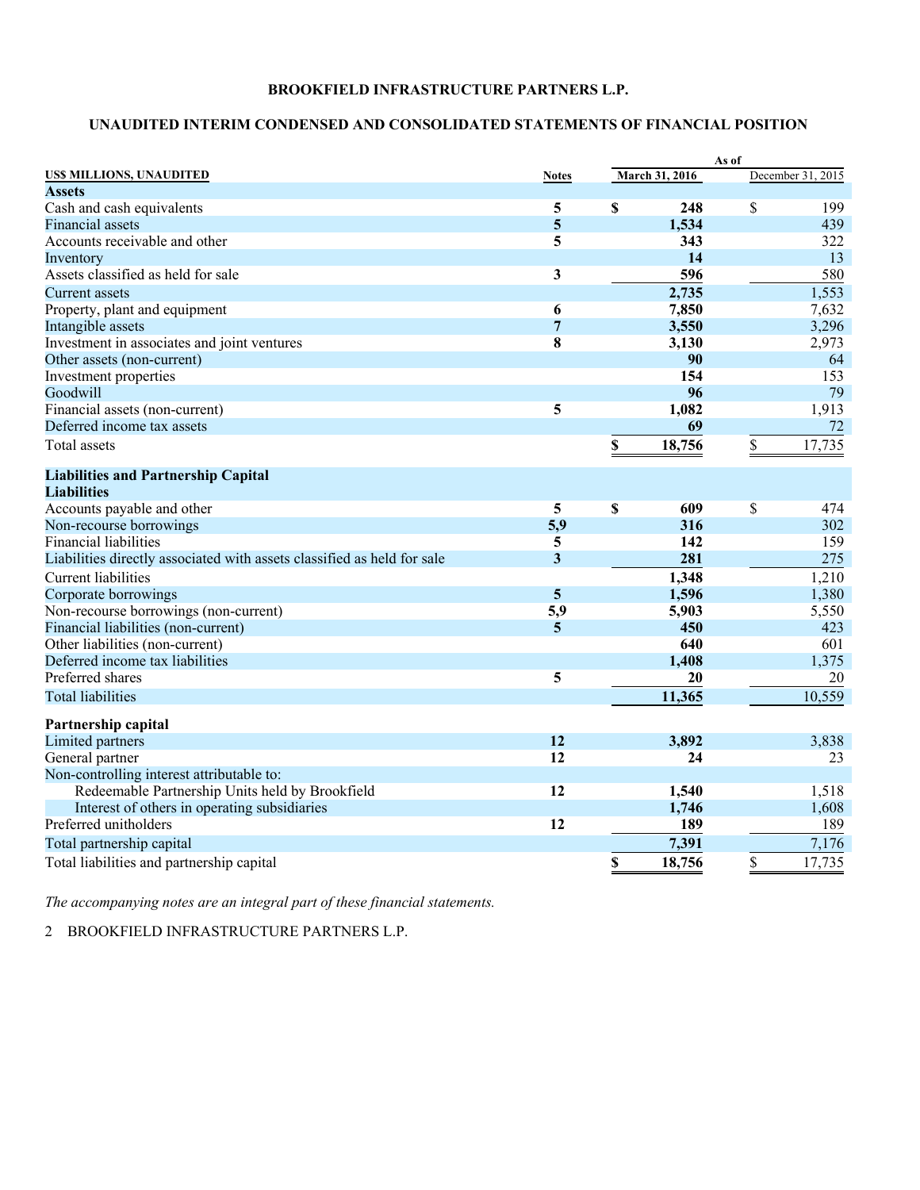# BROOKFIELD INFRASTRUCTURE PARTNERS L.P.

## UNAUDITED INTERIM CONDENSED AND CONSOLIDATED STATEMENTS OF FINANCIAL POSITION

| US$ MILLIONS, UNAUDITED | Notes | As of March 31, 2016 | As of December 31, 2015 |
|---|---|---|---|
| **Assets** | | | |
| Cash and cash equivalents | 5 | $ 248 | $ 199 |
| Financial assets | 5 | 1,534 | 439 |
| Accounts receivable and other | 5 | 343 | 322 |
| Inventory | | 14 | 13 |
| Assets classified as held for sale | 3 | 596 | 580 |
| Current assets | | 2,735 | 1,553 |
| Property, plant and equipment | 6 | 7,850 | 7,632 |
| Intangible assets | 7 | 3,550 | 3,296 |
| Investment in associates and joint ventures | 8 | 3,130 | 2,973 |
| Other assets (non-current) | | 90 | 64 |
| Investment properties | | 154 | 153 |
| Goodwill | | 96 | 79 |
| Financial assets (non-current) | 5 | 1,082 | 1,913 |
| Deferred income tax assets | | 69 | 72 |
| Total assets | | $ 18,756 | $ 17,735 |
| **Liabilities and Partnership Capital** | | | |
| **Liabilities** | | | |
| Accounts payable and other | 5 | $ 609 | $ 474 |
| Non-recourse borrowings | 5,9 | 316 | 302 |
| Financial liabilities | 5 | 142 | 159 |
| Liabilities directly associated with assets classified as held for sale | 3 | 281 | 275 |
| Current liabilities | | 1,348 | 1,210 |
| Corporate borrowings | 5 | 1,596 | 1,380 |
| Non-recourse borrowings (non-current) | 5,9 | 5,903 | 5,550 |
| Financial liabilities (non-current) | 5 | 450 | 423 |
| Other liabilities (non-current) | | 640 | 601 |
| Deferred income tax liabilities | | 1,408 | 1,375 |
| Preferred shares | 5 | 20 | 20 |
| Total liabilities | | 11,365 | 10,559 |
| **Partnership capital** | | | |
| Limited partners | 12 | 3,892 | 3,838 |
| General partner | 12 | 24 | 23 |
| Non-controlling interest attributable to: | | | |
| Redeemable Partnership Units held by Brookfield | 12 | 1,540 | 1,518 |
| Interest of others in operating subsidiaries | | 1,746 | 1,608 |
| Preferred unitholders | 12 | 189 | 189 |
| Total partnership capital | | 7,391 | 7,176 |
| Total liabilities and partnership capital | | $ 18,756 | $ 17,735 |

*The accompanying notes are an integral part of these financial statements.*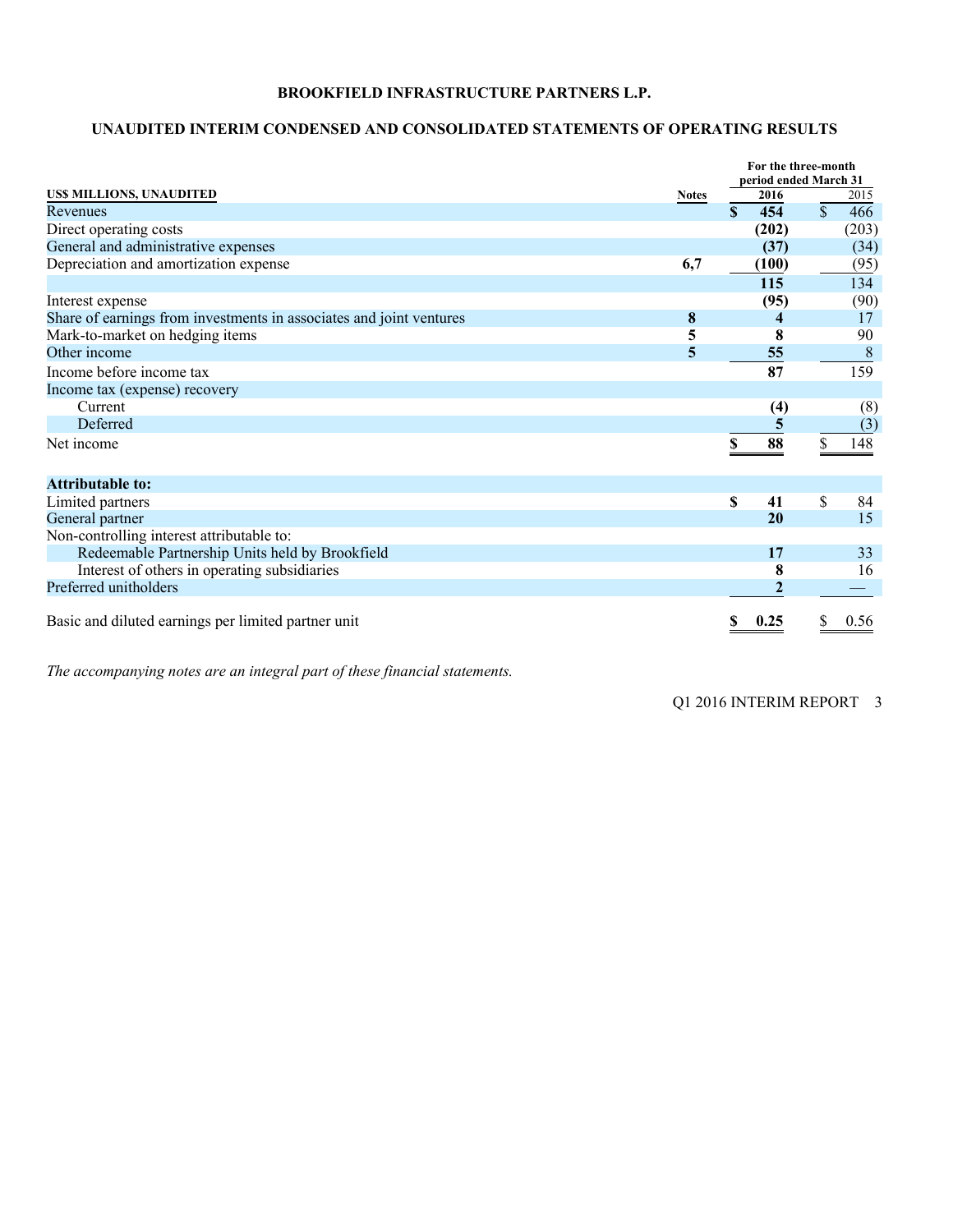**BROOKFIELD INFRASTRUCTURE PARTNERS L.P.**

**UNAUDITED INTERIM CONDENSED AND CONSOLIDATED STATEMENTS OF OPERATING RESULTS**

| US$ MILLIONS, UNAUDITED | Notes | For the three-month period ended March 31 2016 | 2015 |
|---|---|---|---|
| Revenues | | **$ 454** | $ 466 |
| Direct operating costs | | **(202)** | (203) |
| General and administrative expenses | | **(37)** | (34) |
| Depreciation and amortization expense | **6,7** | **(100)** | (95) |
| | | **115** | 134 |
| Interest expense | | **(95)** | (90) |
| Share of earnings from investments in associates and joint ventures | **8** | **4** | 17 |
| Mark-to-market on hedging items | **5** | **8** | 90 |
| Other income | **5** | **55** | 8 |
| Income before income tax | | **87** | 159 |
| Income tax (expense) recovery | | | |
| Current | | **(4)** | (8) |
| Deferred | | **5** | (3) |
| Net income | | **$ 88** | $ 148 |
| | | | |
| **Attributable to:** | | | |
| Limited partners | | **$ 41** | $ 84 |
| General partner | | **20** | 15 |
| Non-controlling interest attributable to: | | | |
| Redeemable Partnership Units held by Brookfield | | **17** | 33 |
| Interest of others in operating subsidiaries | | **8** | 16 |
| Preferred unitholders | | **2** | — |
| | | | |
| Basic and diluted earnings per limited partner unit | | **$ 0.25** | $ 0.56 |

*The accompanying notes are an integral part of these financial statements.*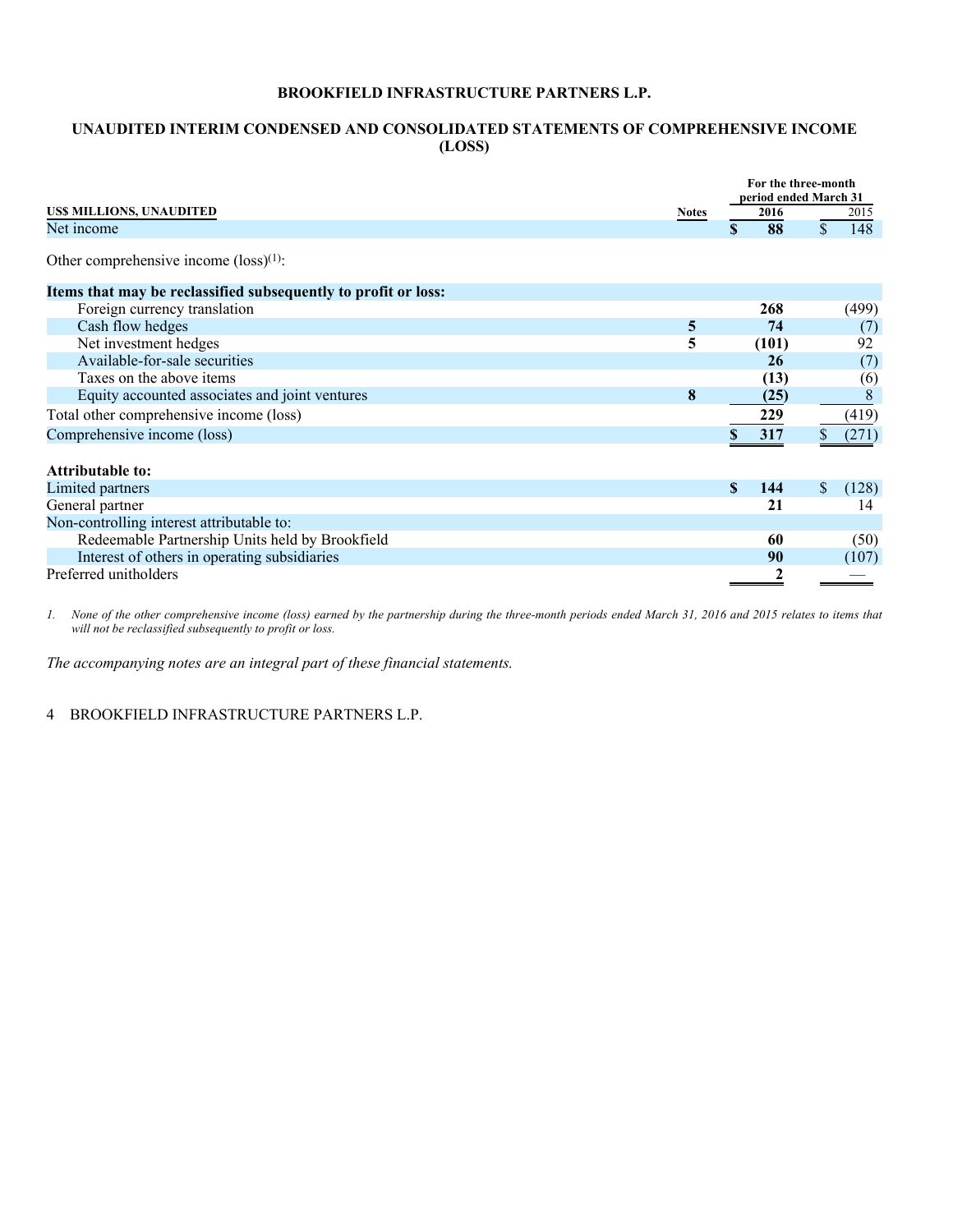# BROOKFIELD INFRASTRUCTURE PARTNERS L.P.

## UNAUDITED INTERIM CONDENSED AND CONSOLIDATED STATEMENTS OF COMPREHENSIVE INCOME (LOSS)

| US$ MILLIONS, UNAUDITED | Notes | For the three-month period ended March 31 2016 | 2015 |
|---|---|---|---|
| Net income | | **$ 88** | $ 148 |
| Other comprehensive income (loss)[(1)]: | | | |
| **Items that may be reclassified subsequently to profit or loss:** | | | |
| Foreign currency translation | | **268** | (499) |
| Cash flow hedges | **5** | **74** | (7) |
| Net investment hedges | **5** | **(101)** | 92 |
| Available-for-sale securities | | **26** | (7) |
| Taxes on the above items | | **(13)** | (6) |
| Equity accounted associates and joint ventures | **8** | **(25)** | 8 |
| Total other comprehensive income (loss) | | **229** | (419) |
| Comprehensive income (loss) | | **$ 317** | $ (271) |
| **Attributable to:** | | | |
| Limited partners | | **$ 144** | $ (128) |
| General partner | | **21** | 14 |
| Non-controlling interest attributable to: | | | |
| Redeemable Partnership Units held by Brookfield | | **60** | (50) |
| Interest of others in operating subsidiaries | | **90** | (107) |
| Preferred unitholders | | **2** | — |

*1. None of the other comprehensive income (loss) earned by the partnership during the three-month periods ended March 31, 2016 and 2015 relates to items that will not be reclassified subsequently to profit or loss.*

*The accompanying notes are an integral part of these financial statements.*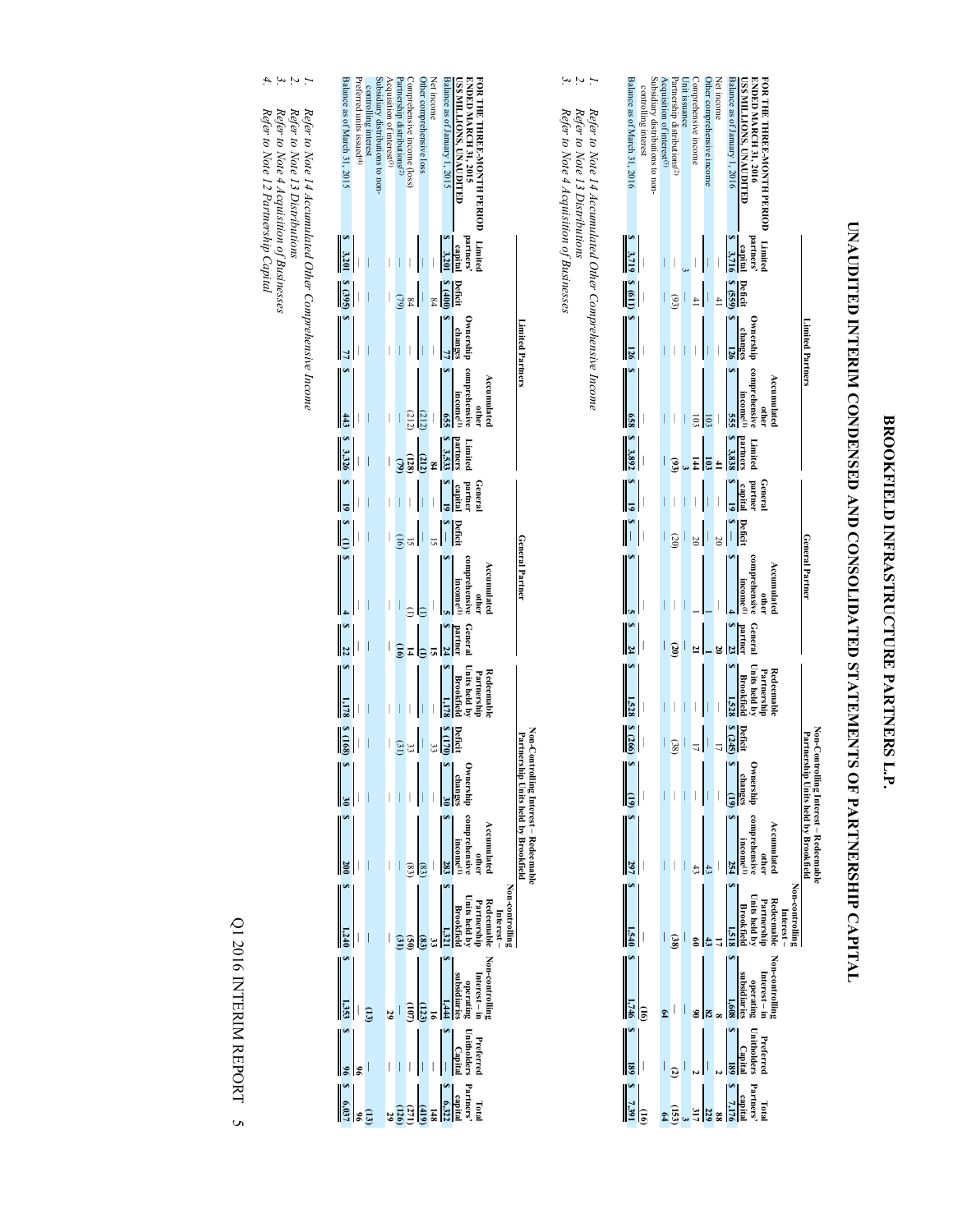# BROOKFIELD INFRASTRUCTURE PARTNERS L.P.

## UNAUDITED INTERIM CONDENSED AND CONSOLIDATED STATEMENTS OF PARTNERSHIP CAPITAL

| | Limited Partners | | | | | General Partner | | | | Non-Controlling Interest – Redeemable Partnership Units held by Brookfield | | | | Non-controlling Interest – | | | |
|---|---|---|---|---|---|---|---|---|---|---|---|---|---|---|---|---|---|
| **FOR THE THREE-MONTH PERIOD ENDED MARCH 31, 2016 US$ MILLIONS, UNAUDITED** | **Limited partners' capital** | **Deficit** | **Ownership changes** | **Accumulated other comprehensive income[1]** | **Limited partners** | **General partner capital** | **Deficit** | **Accumulated other comprehensive income[1]** | **General partner** | **Redeemable Partnership Units held by Brookfield** | **Deficit** | **Ownership changes** | **Accumulated other comprehensive income[1]** | **Non-controlling Interest – Redeemable Partnership Units held by Brookfield** | **Non-controlling Interest – in operating subsidiaries** | **Preferred Unitholders Capital** | **Total partners' capital** |
| Balance as of January 1, 2016 | $ 3,716 | $ (559) | $ 126 | $ 555 | $ 3,838 | $ 19 | $ — | $ 4 | $ 23 | $ 1,528 | $ (245) | $ (19) | $ 254 | $ 1,518 | $ 1,608 | $ 189 | $ 7,176 |
| Net income | — | 41 | — | — | 41 | — | 20 | — | 20 | — | 17 | — | — | 17 | 8 | 2 | 88 |
| Other comprehensive income | — | — | — | 103 | 103 | — | — | 1 | 1 | — | — | — | 43 | 43 | 82 | — | 229 |
| Comprehensive income | — | 41 | — | 103 | 144 | — | 20 | 1 | 21 | — | 17 | — | 43 | 60 | 90 | 2 | 317 |
| Unit issuance | 3 | — | — | — | 3 | — | — | — | — | — | — | — | — | — | — | — | 3 |
| Partnership distributions[2] | — | (93) | — | — | (93) | — | (20) | — | (20) | — | (38) | — | — | (38) | — | (2) | (153) |
| Acquisition of interest[3] | — | — | — | — | — | — | — | — | — | — | — | — | — | — | 64 | — | 64 |
| Subsidiary distributions to non-controlling interest | — | — | — | — | — | — | — | — | — | — | — | — | — | — | (16) | — | (16) |
| Balance as of March 31, 2016 | $ 3,719 | $ (611) | $ 126 | $ 658 | $ 3,892 | $ 19 | $ — | $ 5 | $ 24 | $ 1,528 | $ (266) | $ (19) | $ 297 | $ 1,540 | $ 1,746 | $ 189 | $ 7,391 |

1. *Refer to Note 14 Accumulated Other Comprehensive Income*
2. *Refer to Note 13 Distributions*
3. *Refer to Note 4 Acquisition of Businesses*

| | Limited Partners | | | | | General Partner | | | | Non-Controlling Interest – Redeemable Partnership Units held by Brookfield | | | | Non-controlling Interest – | | | |
|---|---|---|---|---|---|---|---|---|---|---|---|---|---|---|---|---|---|
| **FOR THE THREE-MONTH PERIOD ENDED MARCH 31, 2015 US$ MILLIONS, UNAUDITED** | **Limited partners' capital** | **Deficit** | **Ownership changes** | **Accumulated other comprehensive income[1]** | **Limited partners** | **General partner capital** | **Deficit** | **Accumulated other comprehensive income[1]** | **General partner** | **Redeemable Partnership Units held by Brookfield** | **Deficit** | **Ownership changes** | **Accumulated other comprehensive income[1]** | **Non-controlling Interest – Redeemable Partnership Units held by Brookfield** | **Non-controlling Interest – in operating subsidiaries** | **Preferred Unitholders Capital** | **Total partners' capital** |
| Balance as of January 1, 2015 | $ 3,201 | $ (400) | $ 77 | $ 655 | $ 3,533 | $ 19 | $ — | $ 5 | $ 24 | $ 1,178 | $ (170) | $ 30 | $ 283 | $ 1,321 | $ 1,444 | $ — | $ 6,322 |
| Net income | — | 84 | — | — | 84 | — | 15 | — | 15 | — | 33 | — | — | 33 | 16 | — | 148 |
| Other comprehensive loss | — | — | — | (212) | (212) | — | — | (1) | (1) | — | — | — | (83) | (83) | (123) | — | (419) |
| Comprehensive income (loss) | — | 84 | — | (212) | (128) | — | 15 | (1) | 14 | — | 33 | — | (83) | (50) | (107) | — | (271) |
| Partnership distributions[2] | — | (79) | — | — | (79) | — | (16) | — | (16) | — | (31) | — | — | (31) | — | — | (126) |
| Acquisition of interest[3] | — | — | — | — | — | — | — | — | — | — | — | — | — | — | 29 | — | 29 |
| Subsidiary distributions to non-controlling interest | — | — | — | — | — | — | — | — | — | — | — | — | — | — | (13) | — | (13) |
| Preferred units issued[4] | — | — | — | — | — | — | — | — | — | — | — | — | — | — | — | 96 | 96 |
| Balance as of March 31, 2015 | $ 3,201 | $ (395) | $ 77 | $ 443 | $ 3,326 | $ 19 | $ (1) | $ 4 | $ 22 | $ 1,178 | $ (168) | $ 30 | $ 200 | $ 1,240 | $ 1,353 | $ 96 | $ 6,037 |

1. *Refer to Note 14 Accumulated Other Comprehensive Income*
2. *Refer to Note 13 Distributions*
3. *Refer to Note 4 Acquisition of Businesses*
4. *Refer to Note 12 Partnership Capital*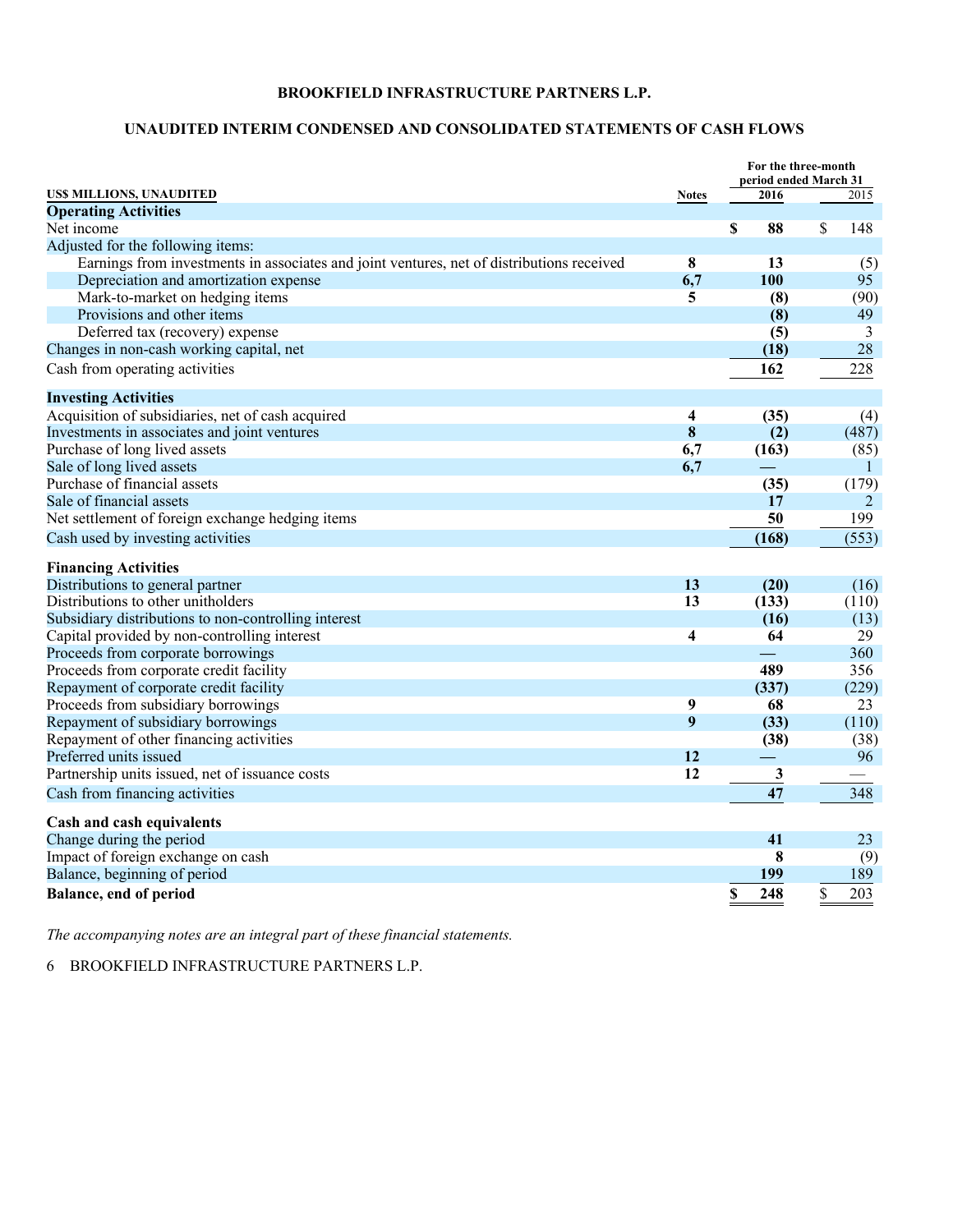**BROOKFIELD INFRASTRUCTURE PARTNERS L.P.**

**UNAUDITED INTERIM CONDENSED AND CONSOLIDATED STATEMENTS OF CASH FLOWS**

| US$ MILLIONS, UNAUDITED | Notes | For the three-month period ended March 31 2016 | 2015 |
|---|---|---|---|
| **Operating Activities** | | | |
| Net income | | **$ 88** | $ 148 |
| Adjusted for the following items: | | | |
| Earnings from investments in associates and joint ventures, net of distributions received | **8** | **13** | (5) |
| Depreciation and amortization expense | **6,7** | **100** | 95 |
| Mark-to-market on hedging items | **5** | **(8)** | (90) |
| Provisions and other items | | **(8)** | 49 |
| Deferred tax (recovery) expense | | **(5)** | 3 |
| Changes in non-cash working capital, net | | **(18)** | 28 |
| Cash from operating activities | | **162** | 228 |
| **Investing Activities** | | | |
| Acquisition of subsidiaries, net of cash acquired | **4** | **(35)** | (4) |
| Investments in associates and joint ventures | **8** | **(2)** | (487) |
| Purchase of long lived assets | **6,7** | **(163)** | (85) |
| Sale of long lived assets | **6,7** | **—** | 1 |
| Purchase of financial assets | | **(35)** | (179) |
| Sale of financial assets | | **17** | 2 |
| Net settlement of foreign exchange hedging items | | **50** | 199 |
| Cash used by investing activities | | **(168)** | (553) |
| **Financing Activities** | | | |
| Distributions to general partner | **13** | **(20)** | (16) |
| Distributions to other unitholders | **13** | **(133)** | (110) |
| Subsidiary distributions to non-controlling interest | | **(16)** | (13) |
| Capital provided by non-controlling interest | **4** | **64** | 29 |
| Proceeds from corporate borrowings | | **—** | 360 |
| Proceeds from corporate credit facility | | **489** | 356 |
| Repayment of corporate credit facility | | **(337)** | (229) |
| Proceeds from subsidiary borrowings | **9** | **68** | 23 |
| Repayment of subsidiary borrowings | **9** | **(33)** | (110) |
| Repayment of other financing activities | | **(38)** | (38) |
| Preferred units issued | **12** | **—** | 96 |
| Partnership units issued, net of issuance costs | **12** | **3** | — |
| Cash from financing activities | | **47** | 348 |
| **Cash and cash equivalents** | | | |
| Change during the period | | **41** | 23 |
| Impact of foreign exchange on cash | | **8** | (9) |
| Balance, beginning of period | | **199** | 189 |
| **Balance, end of period** | | **$ 248** | $ 203 |

*The accompanying notes are an integral part of these financial statements.*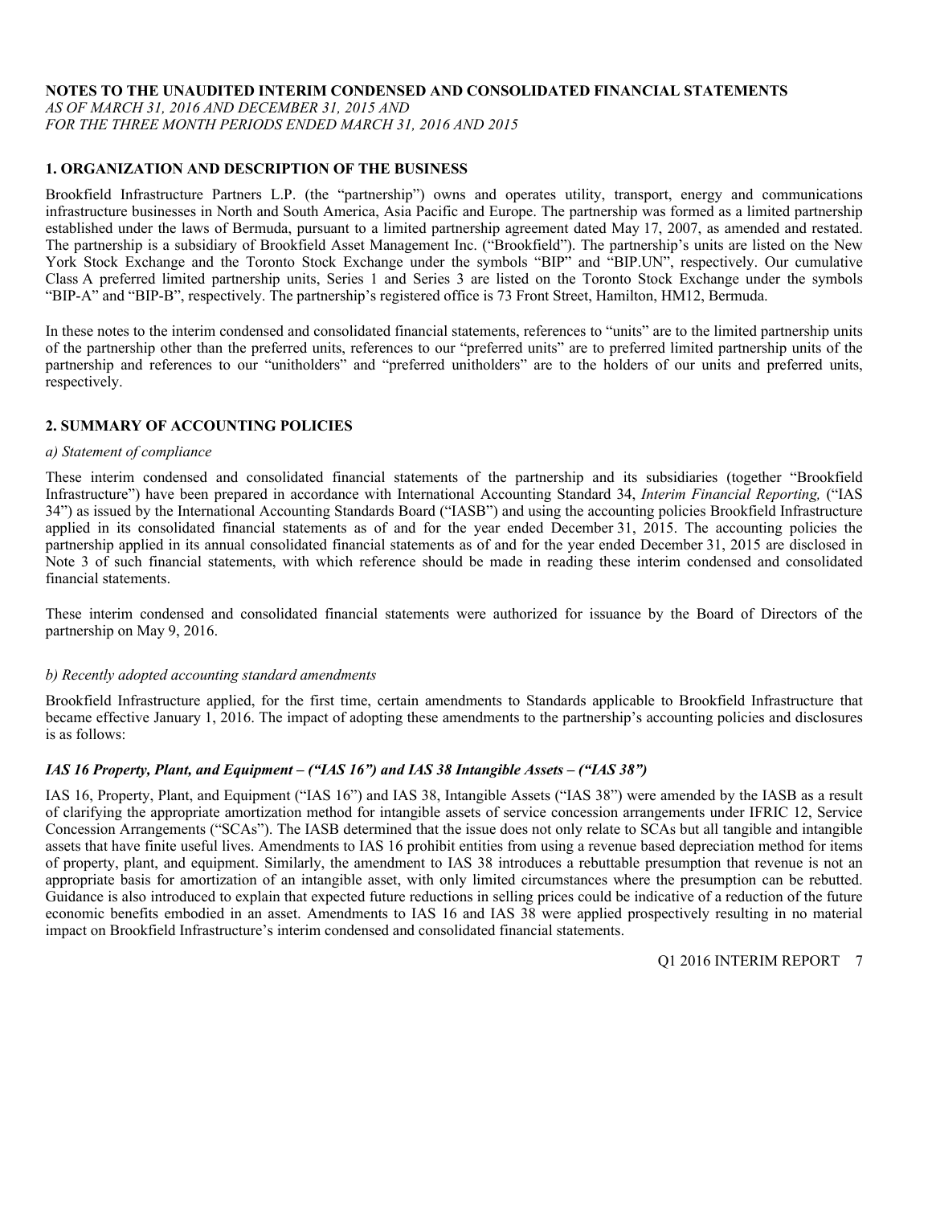**NOTES TO THE UNAUDITED INTERIM CONDENSED AND CONSOLIDATED FINANCIAL STATEMENTS**
*AS OF MARCH 31, 2016 AND DECEMBER 31, 2015 AND*
*FOR THE THREE MONTH PERIODS ENDED MARCH 31, 2016 AND 2015*

## 1. ORGANIZATION AND DESCRIPTION OF THE BUSINESS

Brookfield Infrastructure Partners L.P. (the "partnership") owns and operates utility, transport, energy and communications infrastructure businesses in North and South America, Asia Pacific and Europe. The partnership was formed as a limited partnership established under the laws of Bermuda, pursuant to a limited partnership agreement dated May 17, 2007, as amended and restated. The partnership is a subsidiary of Brookfield Asset Management Inc. ("Brookfield"). The partnership's units are listed on the New York Stock Exchange and the Toronto Stock Exchange under the symbols "BIP" and "BIP.UN", respectively. Our cumulative Class A preferred limited partnership units, Series 1 and Series 3 are listed on the Toronto Stock Exchange under the symbols "BIP-A" and "BIP-B", respectively. The partnership's registered office is 73 Front Street, Hamilton, HM12, Bermuda.

In these notes to the interim condensed and consolidated financial statements, references to "units" are to the limited partnership units of the partnership other than the preferred units, references to our "preferred units" are to preferred limited partnership units of the partnership and references to our "unitholders" and "preferred unitholders" are to the holders of our units and preferred units, respectively.

## 2. SUMMARY OF ACCOUNTING POLICIES

*a) Statement of compliance*

These interim condensed and consolidated financial statements of the partnership and its subsidiaries (together "Brookfield Infrastructure") have been prepared in accordance with International Accounting Standard 34, *Interim Financial Reporting,* ("IAS 34") as issued by the International Accounting Standards Board ("IASB") and using the accounting policies Brookfield Infrastructure applied in its consolidated financial statements as of and for the year ended December 31, 2015. The accounting policies the partnership applied in its annual consolidated financial statements as of and for the year ended December 31, 2015 are disclosed in Note 3 of such financial statements, with which reference should be made in reading these interim condensed and consolidated financial statements.

These interim condensed and consolidated financial statements were authorized for issuance by the Board of Directors of the partnership on May 9, 2016.

*b) Recently adopted accounting standard amendments*

Brookfield Infrastructure applied, for the first time, certain amendments to Standards applicable to Brookfield Infrastructure that became effective January 1, 2016. The impact of adopting these amendments to the partnership's accounting policies and disclosures is as follows:

***IAS 16 Property, Plant, and Equipment – ("IAS 16") and IAS 38 Intangible Assets – ("IAS 38")***

IAS 16, Property, Plant, and Equipment ("IAS 16") and IAS 38, Intangible Assets ("IAS 38") were amended by the IASB as a result of clarifying the appropriate amortization method for intangible assets of service concession arrangements under IFRIC 12, Service Concession Arrangements ("SCAs"). The IASB determined that the issue does not only relate to SCAs but all tangible and intangible assets that have finite useful lives. Amendments to IAS 16 prohibit entities from using a revenue based depreciation method for items of property, plant, and equipment. Similarly, the amendment to IAS 38 introduces a rebuttable presumption that revenue is not an appropriate basis for amortization of an intangible asset, with only limited circumstances where the presumption can be rebutted. Guidance is also introduced to explain that expected future reductions in selling prices could be indicative of a reduction of the future economic benefits embodied in an asset. Amendments to IAS 16 and IAS 38 were applied prospectively resulting in no material impact on Brookfield Infrastructure's interim condensed and consolidated financial statements.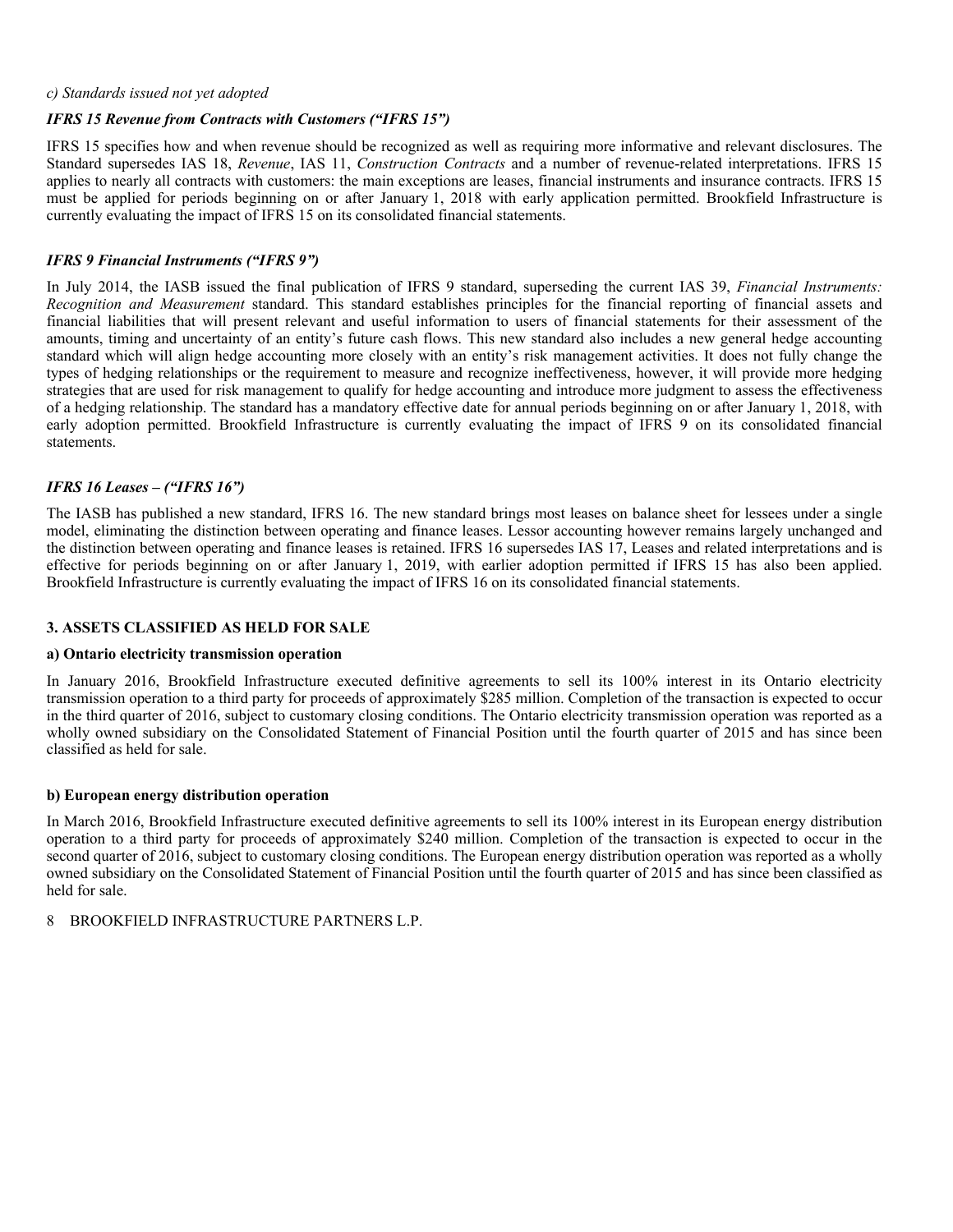*c) Standards issued not yet adopted*

***IFRS 15 Revenue from Contracts with Customers ("IFRS 15")***

IFRS 15 specifies how and when revenue should be recognized as well as requiring more informative and relevant disclosures. The Standard supersedes IAS 18, *Revenue*, IAS 11, *Construction Contracts* and a number of revenue-related interpretations. IFRS 15 applies to nearly all contracts with customers: the main exceptions are leases, financial instruments and insurance contracts. IFRS 15 must be applied for periods beginning on or after January 1, 2018 with early application permitted. Brookfield Infrastructure is currently evaluating the impact of IFRS 15 on its consolidated financial statements.

***IFRS 9 Financial Instruments ("IFRS 9")***

In July 2014, the IASB issued the final publication of IFRS 9 standard, superseding the current IAS 39, *Financial Instruments: Recognition and Measurement* standard. This standard establishes principles for the financial reporting of financial assets and financial liabilities that will present relevant and useful information to users of financial statements for their assessment of the amounts, timing and uncertainty of an entity's future cash flows. This new standard also includes a new general hedge accounting standard which will align hedge accounting more closely with an entity's risk management activities. It does not fully change the types of hedging relationships or the requirement to measure and recognize ineffectiveness, however, it will provide more hedging strategies that are used for risk management to qualify for hedge accounting and introduce more judgment to assess the effectiveness of a hedging relationship. The standard has a mandatory effective date for annual periods beginning on or after January 1, 2018, with early adoption permitted. Brookfield Infrastructure is currently evaluating the impact of IFRS 9 on its consolidated financial statements.

***IFRS 16 Leases – ("IFRS 16")***

The IASB has published a new standard, IFRS 16. The new standard brings most leases on balance sheet for lessees under a single model, eliminating the distinction between operating and finance leases. Lessor accounting however remains largely unchanged and the distinction between operating and finance leases is retained. IFRS 16 supersedes IAS 17, Leases and related interpretations and is effective for periods beginning on or after January 1, 2019, with earlier adoption permitted if IFRS 15 has also been applied. Brookfield Infrastructure is currently evaluating the impact of IFRS 16 on its consolidated financial statements.

## 3. ASSETS CLASSIFIED AS HELD FOR SALE

**a) Ontario electricity transmission operation**

In January 2016, Brookfield Infrastructure executed definitive agreements to sell its 100% interest in its Ontario electricity transmission operation to a third party for proceeds of approximately $285 million. Completion of the transaction is expected to occur in the third quarter of 2016, subject to customary closing conditions. The Ontario electricity transmission operation was reported as a wholly owned subsidiary on the Consolidated Statement of Financial Position until the fourth quarter of 2015 and has since been classified as held for sale.

**b) European energy distribution operation**

In March 2016, Brookfield Infrastructure executed definitive agreements to sell its 100% interest in its European energy distribution operation to a third party for proceeds of approximately $240 million. Completion of the transaction is expected to occur in the second quarter of 2016, subject to customary closing conditions. The European energy distribution operation was reported as a wholly owned subsidiary on the Consolidated Statement of Financial Position until the fourth quarter of 2015 and has since been classified as held for sale.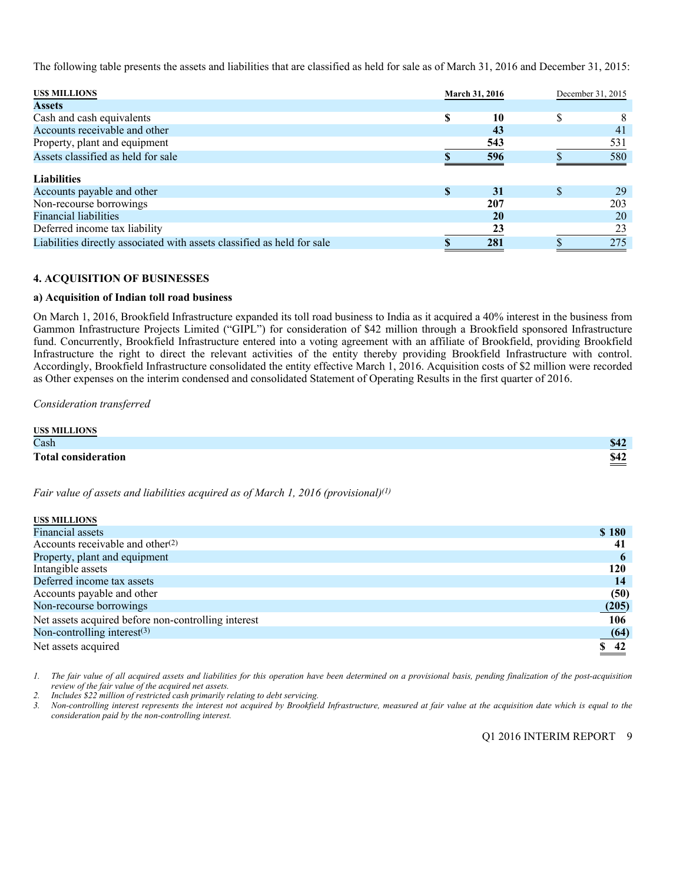The following table presents the assets and liabilities that are classified as held for sale as of March 31, 2016 and December 31, 2015:

| US$ MILLIONS | March 31, 2016 | December 31, 2015 |
|---|---|---|
| **Assets** | | |
| Cash and cash equivalents | **$ 10** | $ 8 |
| Accounts receivable and other | **43** | 41 |
| Property, plant and equipment | **543** | 531 |
| Assets classified as held for sale | **$ 596** | $ 580 |
| **Liabilities** | | |
| Accounts payable and other | **$ 31** | $ 29 |
| Non-recourse borrowings | **207** | 203 |
| Financial liabilities | **20** | 20 |
| Deferred income tax liability | **23** | 23 |
| Liabilities directly associated with assets classified as held for sale | **$ 281** | $ 275 |

### 4. ACQUISITION OF BUSINESSES

#### a) Acquisition of Indian toll road business

On March 1, 2016, Brookfield Infrastructure expanded its toll road business to India as it acquired a 40% interest in the business from Gammon Infrastructure Projects Limited ("GIPL") for consideration of $42 million through a Brookfield sponsored Infrastructure fund. Concurrently, Brookfield Infrastructure entered into a voting agreement with an affiliate of Brookfield, providing Brookfield Infrastructure the right to direct the relevant activities of the entity thereby providing Brookfield Infrastructure with control. Accordingly, Brookfield Infrastructure consolidated the entity effective March 1, 2016. Acquisition costs of $2 million were recorded as Other expenses on the interim condensed and consolidated Statement of Operating Results in the first quarter of 2016.

*Consideration transferred*

| US$ MILLIONS | |
|---|---|
| Cash | **$42** |
| **Total consideration** | **$42** |

*Fair value of assets and liabilities acquired as of March 1, 2016 (provisional)[(1)]*

| US$ MILLIONS | |
|---|---|
| Financial assets | **$ 180** |
| Accounts receivable and other[(2)] | **41** |
| Property, plant and equipment | **6** |
| Intangible assets | **120** |
| Deferred income tax assets | **14** |
| Accounts payable and other | **(50)** |
| Non-recourse borrowings | **(205)** |
| Net assets acquired before non-controlling interest | **106** |
| Non-controlling interest[(3)] | **(64)** |
| Net assets acquired | **$ 42** |

1. *The fair value of all acquired assets and liabilities for this operation have been determined on a provisional basis, pending finalization of the post-acquisition review of the fair value of the acquired net assets.*
2. *Includes $22 million of restricted cash primarily relating to debt servicing.*
3. *Non-controlling interest represents the interest not acquired by Brookfield Infrastructure, measured at fair value at the acquisition date which is equal to the consideration paid by the non-controlling interest.*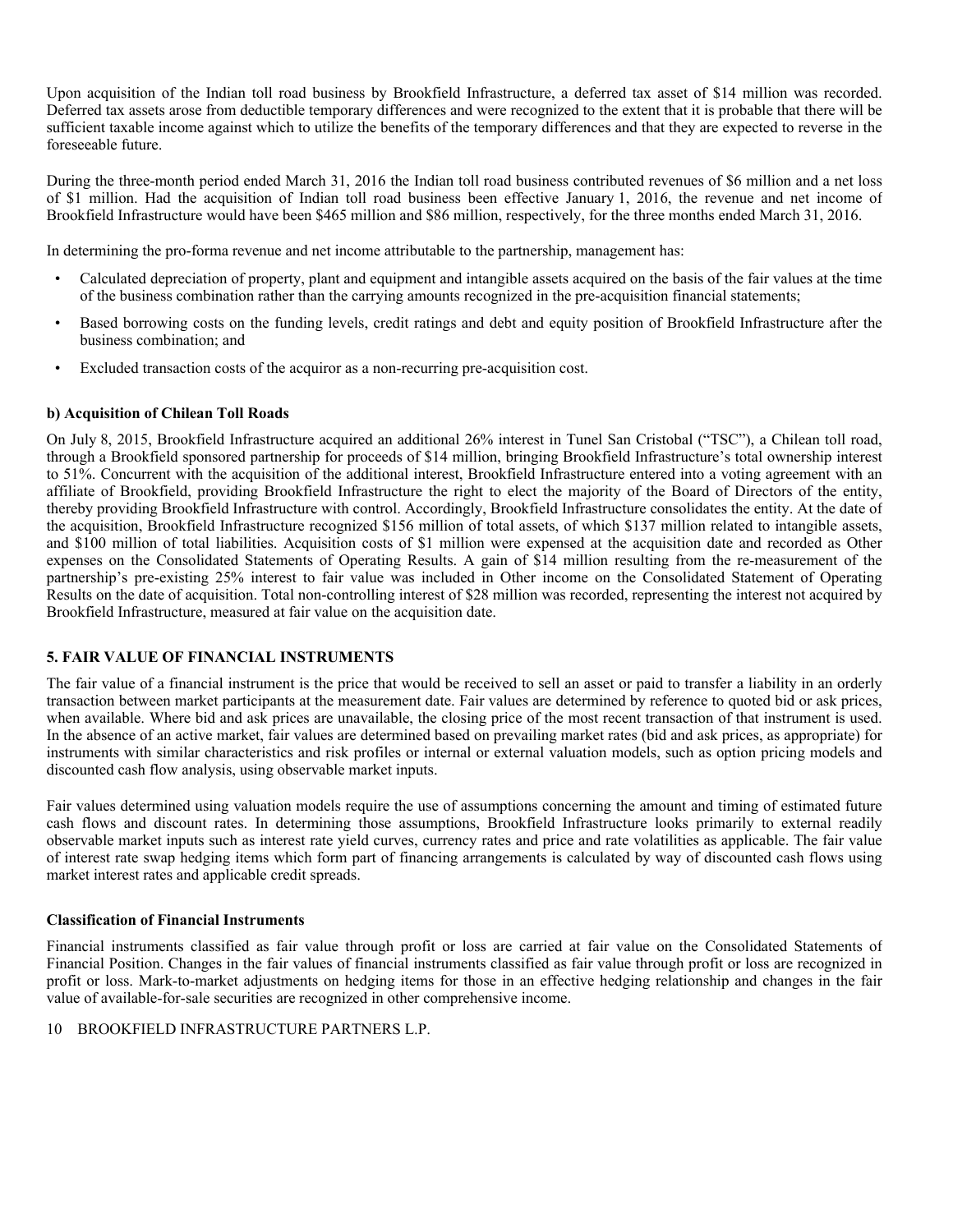Upon acquisition of the Indian toll road business by Brookfield Infrastructure, a deferred tax asset of $14 million was recorded. Deferred tax assets arose from deductible temporary differences and were recognized to the extent that it is probable that there will be sufficient taxable income against which to utilize the benefits of the temporary differences and that they are expected to reverse in the foreseeable future.

During the three-month period ended March 31, 2016 the Indian toll road business contributed revenues of $6 million and a net loss of $1 million. Had the acquisition of Indian toll road business been effective January 1, 2016, the revenue and net income of Brookfield Infrastructure would have been $465 million and $86 million, respectively, for the three months ended March 31, 2016.

In determining the pro-forma revenue and net income attributable to the partnership, management has:

- Calculated depreciation of property, plant and equipment and intangible assets acquired on the basis of the fair values at the time of the business combination rather than the carrying amounts recognized in the pre-acquisition financial statements;
- Based borrowing costs on the funding levels, credit ratings and debt and equity position of Brookfield Infrastructure after the business combination; and
- Excluded transaction costs of the acquiror as a non-recurring pre-acquisition cost.

**b) Acquisition of Chilean Toll Roads**

On July 8, 2015, Brookfield Infrastructure acquired an additional 26% interest in Tunel San Cristobal ("TSC"), a Chilean toll road, through a Brookfield sponsored partnership for proceeds of $14 million, bringing Brookfield Infrastructure's total ownership interest to 51%. Concurrent with the acquisition of the additional interest, Brookfield Infrastructure entered into a voting agreement with an affiliate of Brookfield, providing Brookfield Infrastructure the right to elect the majority of the Board of Directors of the entity, thereby providing Brookfield Infrastructure with control. Accordingly, Brookfield Infrastructure consolidates the entity. At the date of the acquisition, Brookfield Infrastructure recognized $156 million of total assets, of which $137 million related to intangible assets, and $100 million of total liabilities. Acquisition costs of $1 million were expensed at the acquisition date and recorded as Other expenses on the Consolidated Statements of Operating Results. A gain of $14 million resulting from the re-measurement of the partnership's pre-existing 25% interest to fair value was included in Other income on the Consolidated Statement of Operating Results on the date of acquisition. Total non-controlling interest of $28 million was recorded, representing the interest not acquired by Brookfield Infrastructure, measured at fair value on the acquisition date.

## 5. FAIR VALUE OF FINANCIAL INSTRUMENTS

The fair value of a financial instrument is the price that would be received to sell an asset or paid to transfer a liability in an orderly transaction between market participants at the measurement date. Fair values are determined by reference to quoted bid or ask prices, when available. Where bid and ask prices are unavailable, the closing price of the most recent transaction of that instrument is used. In the absence of an active market, fair values are determined based on prevailing market rates (bid and ask prices, as appropriate) for instruments with similar characteristics and risk profiles or internal or external valuation models, such as option pricing models and discounted cash flow analysis, using observable market inputs.

Fair values determined using valuation models require the use of assumptions concerning the amount and timing of estimated future cash flows and discount rates. In determining those assumptions, Brookfield Infrastructure looks primarily to external readily observable market inputs such as interest rate yield curves, currency rates and price and rate volatilities as applicable. The fair value of interest rate swap hedging items which form part of financing arrangements is calculated by way of discounted cash flows using market interest rates and applicable credit spreads.

### Classification of Financial Instruments

Financial instruments classified as fair value through profit or loss are carried at fair value on the Consolidated Statements of Financial Position. Changes in the fair values of financial instruments classified as fair value through profit or loss are recognized in profit or loss. Mark-to-market adjustments on hedging items for those in an effective hedging relationship and changes in the fair value of available-for-sale securities are recognized in other comprehensive income.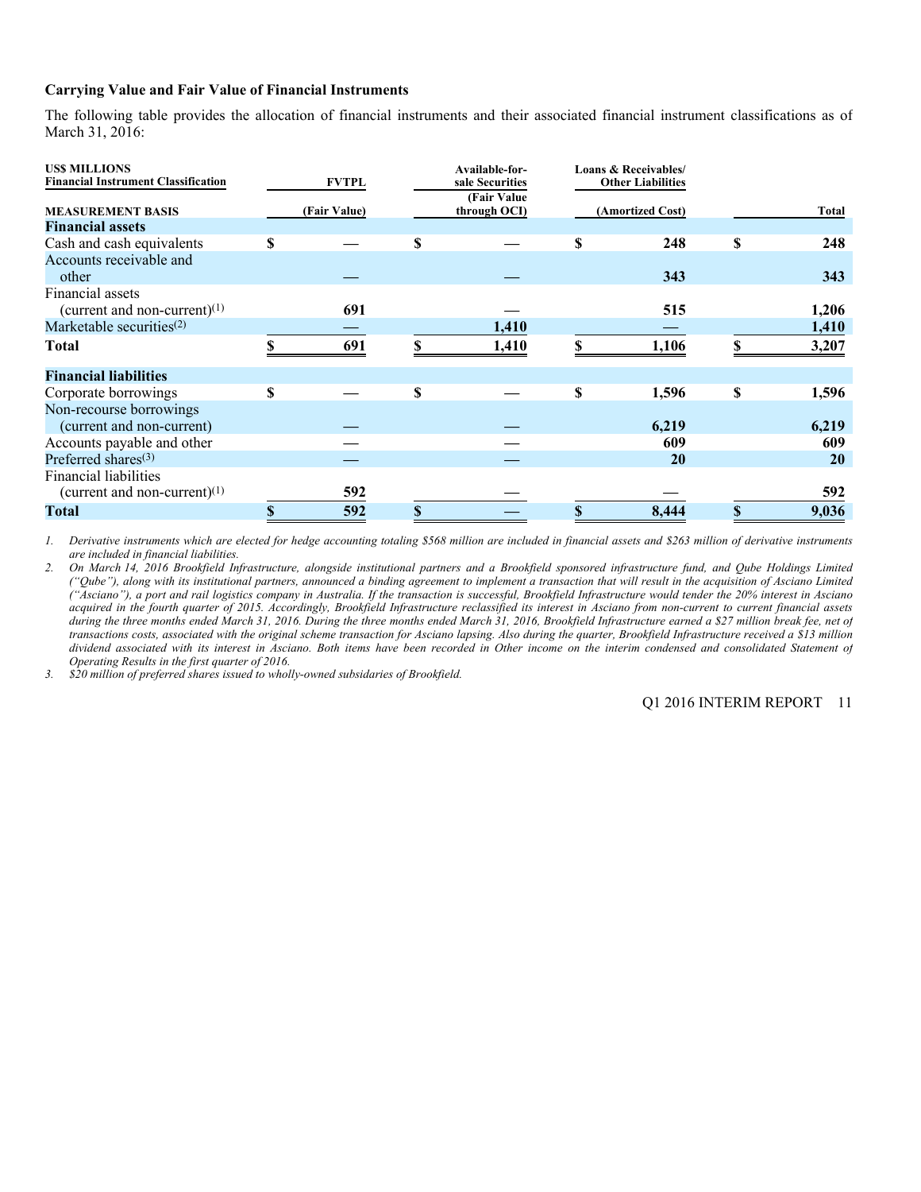### Carrying Value and Fair Value of Financial Instruments

The following table provides the allocation of financial instruments and their associated financial instrument classifications as of March 31, 2016:

| US$ MILLIONS<br>Financial Instrument Classification | FVTPL | Available-for-sale Securities | Loans & Receivables/ Other Liabilities | |
|---|---|---|---|---|
| **MEASUREMENT BASIS** | (Fair Value) | (Fair Value through OCI) | (Amortized Cost) | Total |
| **Financial assets** | | | | |
| Cash and cash equivalents | $ — | $ — | $ 248 | $ 248 |
| Accounts receivable and other | — | — | 343 | 343 |
| Financial assets (current and non-current)[(1)] | 691 | — | 515 | 1,206 |
| Marketable securities[(2)] | — | 1,410 | — | 1,410 |
| **Total** | $ 691 | $ 1,410 | $ 1,106 | $ 3,207 |
| **Financial liabilities** | | | | |
| Corporate borrowings | $ — | $ — | $ 1,596 | $ 1,596 |
| Non-recourse borrowings (current and non-current) | — | — | 6,219 | 6,219 |
| Accounts payable and other | — | — | 609 | 609 |
| Preferred shares[(3)] | — | — | 20 | 20 |
| Financial liabilities (current and non-current)[(1)] | 592 | — | — | 592 |
| **Total** | $ 592 | $ — | $ 8,444 | $ 9,036 |

1. *Derivative instruments which are elected for hedge accounting totaling $568 million are included in financial assets and $263 million of derivative instruments are included in financial liabilities.*
2. *On March 14, 2016 Brookfield Infrastructure, alongside institutional partners and a Brookfield sponsored infrastructure fund, and Qube Holdings Limited ("Qube"), along with its institutional partners, announced a binding agreement to implement a transaction that will result in the acquisition of Asciano Limited ("Asciano"), a port and rail logistics company in Australia. If the transaction is successful, Brookfield Infrastructure would tender the 20% interest in Asciano acquired in the fourth quarter of 2015. Accordingly, Brookfield Infrastructure reclassified its interest in Asciano from non-current to current financial assets during the three months ended March 31, 2016. During the three months ended March 31, 2016, Brookfield Infrastructure earned a $27 million break fee, net of transactions costs, associated with the original scheme transaction for Asciano lapsing. Also during the quarter, Brookfield Infrastructure received a $13 million dividend associated with its interest in Asciano. Both items have been recorded in Other income on the interim condensed and consolidated Statement of Operating Results in the first quarter of 2016.*
3. *$20 million of preferred shares issued to wholly-owned subsidaries of Brookfield.*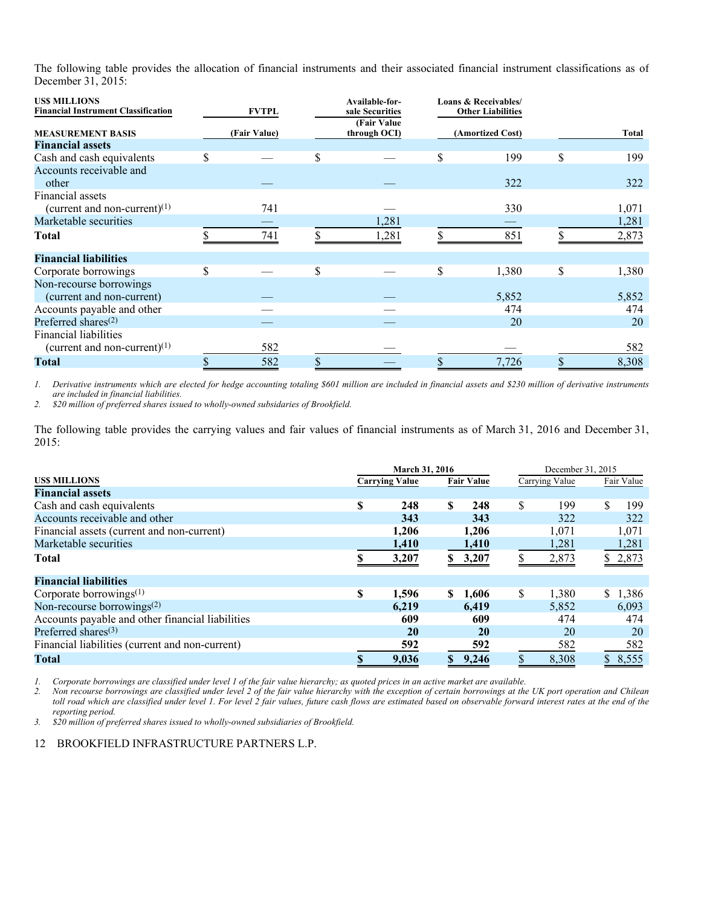The following table provides the allocation of financial instruments and their associated financial instrument classifications as of December 31, 2015:

| **US$ MILLIONS** **Financial Instrument Classification** | **FVTPL** | **Available-for-sale Securities** | **Loans & Receivables/ Other Liabilities** | |
|---|---|---|---|---|
| **MEASUREMENT BASIS** | **(Fair Value)** | **(Fair Value through OCI)** | **(Amortized Cost)** | **Total** |
| **Financial assets** | | | | |
| Cash and cash equivalents | $ — | $ — | $ 199 | $ 199 |
| Accounts receivable and other | — | — | 322 | 322 |
| Financial assets (current and non-current)[(1)] | 741 | — | 330 | 1,071 |
| Marketable securities | — | 1,281 | — | 1,281 |
| **Total** | $ 741 | $ 1,281 | $ 851 | $ 2,873 |
| **Financial liabilities** | | | | |
| Corporate borrowings | $ — | $ — | $ 1,380 | $ 1,380 |
| Non-recourse borrowings (current and non-current) | — | — | 5,852 | 5,852 |
| Accounts payable and other | — | — | 474 | 474 |
| Preferred shares[(2)] | — | — | 20 | 20 |
| Financial liabilities (current and non-current)[(1)] | 582 | — | — | 582 |
| **Total** | $ 582 | $ — | $ 7,726 | $ 8,308 |

*1. Derivative instruments which are elected for hedge accounting totaling $601 million are included in financial assets and $230 million of derivative instruments are included in financial liabilities.*
*2. $20 million of preferred shares issued to wholly-owned subsidiaries of Brookfield.*

The following table provides the carrying values and fair values of financial instruments as of March 31, 2016 and December 31, 2015:

| | **March 31, 2016** | | December 31, 2015 | |
|---|---|---|---|---|
| **US$ MILLIONS** | **Carrying Value** | **Fair Value** | Carrying Value | Fair Value |
| **Financial assets** | | | | |
| Cash and cash equivalents | **$ 248** | **$ 248** | $ 199 | $ 199 |
| Accounts receivable and other | **343** | **343** | 322 | 322 |
| Financial assets (current and non-current) | **1,206** | **1,206** | 1,071 | 1,071 |
| Marketable securities | **1,410** | **1,410** | 1,281 | 1,281 |
| **Total** | **$ 3,207** | **$ 3,207** | $ 2,873 | $ 2,873 |
| **Financial liabilities** | | | | |
| Corporate borrowings[(1)] | **$ 1,596** | **$ 1,606** | $ 1,380 | $ 1,386 |
| Non-recourse borrowings[(2)] | **6,219** | **6,419** | 5,852 | 6,093 |
| Accounts payable and other financial liabilities | **609** | **609** | 474 | 474 |
| Preferred shares[(3)] | **20** | **20** | 20 | 20 |
| Financial liabilities (current and non-current) | **592** | **592** | 582 | 582 |
| **Total** | **$ 9,036** | **$ 9,246** | $ 8,308 | $ 8,555 |

*1. Corporate borrowings are classified under level 1 of the fair value hierarchy; as quoted prices in an active market are available.*
*2. Non recourse borrowings are classified under level 2 of the fair value hierarchy with the exception of certain borrowings at the UK port operation and Chilean toll road which are classified under level 1. For level 2 fair values, future cash flows are estimated based on observable forward interest rates at the end of the reporting period.*
*3. $20 million of preferred shares issued to wholly-owned subsidiaries of Brookfield.*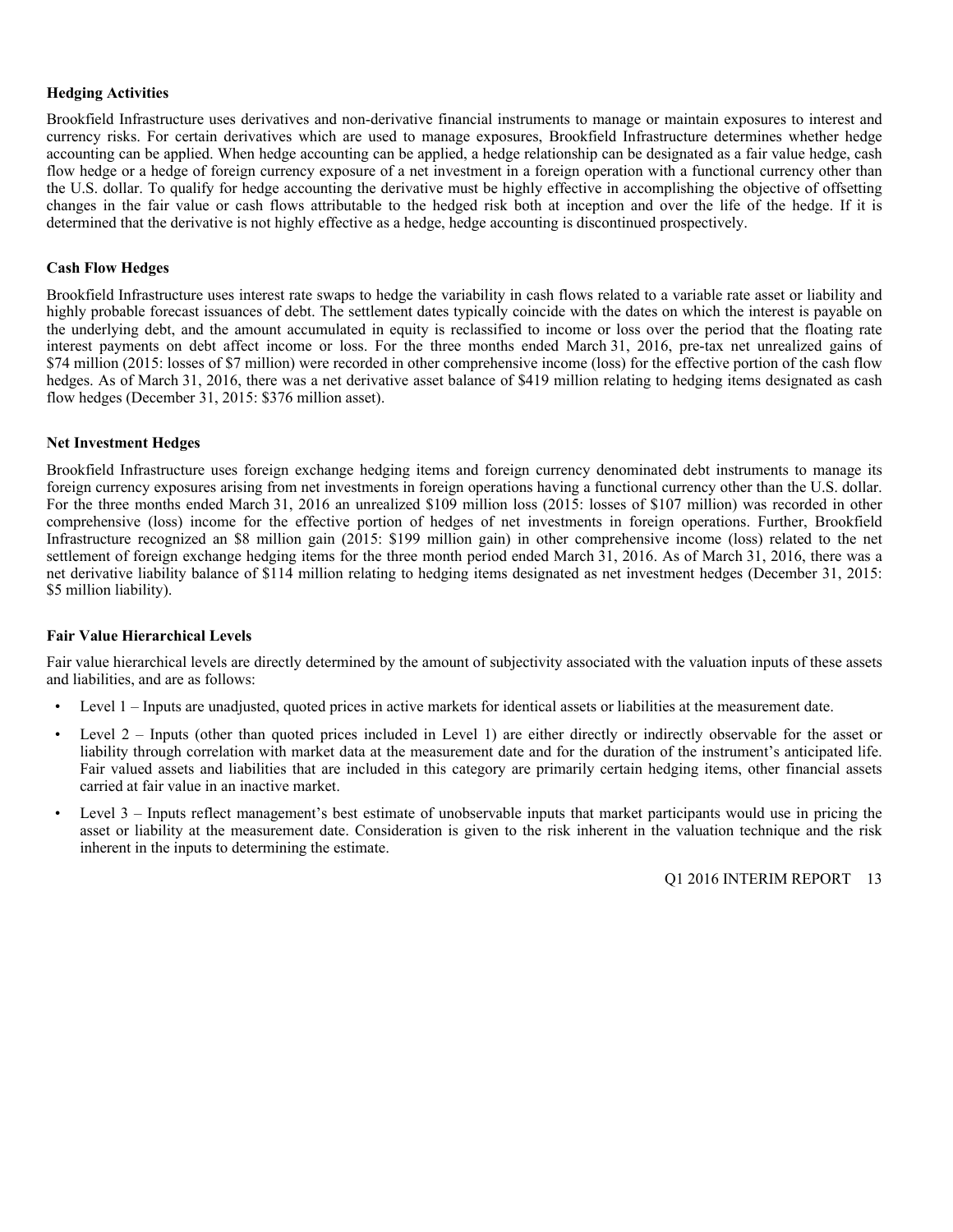### Hedging Activities

Brookfield Infrastructure uses derivatives and non-derivative financial instruments to manage or maintain exposures to interest and currency risks. For certain derivatives which are used to manage exposures, Brookfield Infrastructure determines whether hedge accounting can be applied. When hedge accounting can be applied, a hedge relationship can be designated as a fair value hedge, cash flow hedge or a hedge of foreign currency exposure of a net investment in a foreign operation with a functional currency other than the U.S. dollar. To qualify for hedge accounting the derivative must be highly effective in accomplishing the objective of offsetting changes in the fair value or cash flows attributable to the hedged risk both at inception and over the life of the hedge. If it is determined that the derivative is not highly effective as a hedge, hedge accounting is discontinued prospectively.

### Cash Flow Hedges

Brookfield Infrastructure uses interest rate swaps to hedge the variability in cash flows related to a variable rate asset or liability and highly probable forecast issuances of debt. The settlement dates typically coincide with the dates on which the interest is payable on the underlying debt, and the amount accumulated in equity is reclassified to income or loss over the period that the floating rate interest payments on debt affect income or loss. For the three months ended March 31, 2016, pre-tax net unrealized gains of $74 million (2015: losses of $7 million) were recorded in other comprehensive income (loss) for the effective portion of the cash flow hedges. As of March 31, 2016, there was a net derivative asset balance of $419 million relating to hedging items designated as cash flow hedges (December 31, 2015: $376 million asset).

### Net Investment Hedges

Brookfield Infrastructure uses foreign exchange hedging items and foreign currency denominated debt instruments to manage its foreign currency exposures arising from net investments in foreign operations having a functional currency other than the U.S. dollar. For the three months ended March 31, 2016 an unrealized $109 million loss (2015: losses of $107 million) was recorded in other comprehensive (loss) income for the effective portion of hedges of net investments in foreign operations. Further, Brookfield Infrastructure recognized an $8 million gain (2015: $199 million gain) in other comprehensive income (loss) related to the net settlement of foreign exchange hedging items for the three month period ended March 31, 2016. As of March 31, 2016, there was a net derivative liability balance of $114 million relating to hedging items designated as net investment hedges (December 31, 2015: $5 million liability).

### Fair Value Hierarchical Levels

Fair value hierarchical levels are directly determined by the amount of subjectivity associated with the valuation inputs of these assets and liabilities, and are as follows:

- Level 1 – Inputs are unadjusted, quoted prices in active markets for identical assets or liabilities at the measurement date.
- Level 2 – Inputs (other than quoted prices included in Level 1) are either directly or indirectly observable for the asset or liability through correlation with market data at the measurement date and for the duration of the instrument's anticipated life. Fair valued assets and liabilities that are included in this category are primarily certain hedging items, other financial assets carried at fair value in an inactive market.
- Level 3 – Inputs reflect management's best estimate of unobservable inputs that market participants would use in pricing the asset or liability at the measurement date. Consideration is given to the risk inherent in the valuation technique and the risk inherent in the inputs to determining the estimate.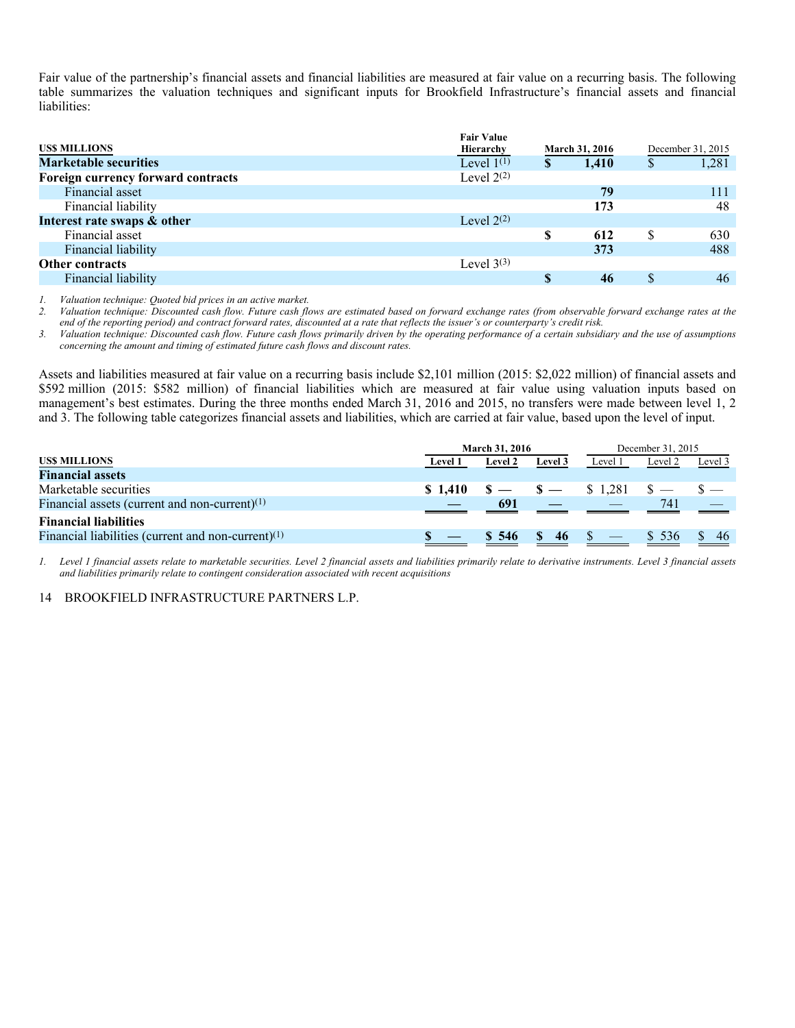Fair value of the partnership's financial assets and financial liabilities are measured at fair value on a recurring basis. The following table summarizes the valuation techniques and significant inputs for Brookfield Infrastructure's financial assets and financial liabilities:

| US$ MILLIONS | Fair Value Hierarchy | March 31, 2016 | December 31, 2015 |
|---|---|---|---|
| **Marketable securities** | Level 1[1] | **$ 1,410** | $ 1,281 |
| **Foreign currency forward contracts** | Level 2[2] | | |
| Financial asset | | **79** | 111 |
| Financial liability | | **173** | 48 |
| **Interest rate swaps & other** | Level 2[2] | | |
| Financial asset | | **$ 612** | $ 630 |
| Financial liability | | **373** | 488 |
| **Other contracts** | Level 3[3] | | |
| Financial liability | | **$ 46** | $ 46 |

1. *Valuation technique: Quoted bid prices in an active market.*
2. *Valuation technique: Discounted cash flow. Future cash flows are estimated based on forward exchange rates (from observable forward exchange rates at the end of the reporting period) and contract forward rates, discounted at a rate that reflects the issuer's or counterparty's credit risk.*
3. *Valuation technique: Discounted cash flow. Future cash flows primarily driven by the operating performance of a certain subsidiary and the use of assumptions concerning the amount and timing of estimated future cash flows and discount rates.*

Assets and liabilities measured at fair value on a recurring basis include $2,101 million (2015: $2,022 million) of financial assets and $592 million (2015: $582 million) of financial liabilities which are measured at fair value using valuation inputs based on management's best estimates. During the three months ended March 31, 2016 and 2015, no transfers were made between level 1, 2 and 3. The following table categorizes financial assets and liabilities, which are carried at fair value, based upon the level of input.

| | March 31, 2016 | | | December 31, 2015 | | |
|---|---|---|---|---|---|---|
| US$ MILLIONS | Level 1 | Level 2 | Level 3 | Level 1 | Level 2 | Level 3 |
| **Financial assets** | | | | | | |
| Marketable securities | **$ 1,410** | **$ —** | **$ —** | $ 1,281 | $ — | $ — |
| Financial assets (current and non-current)[1] | **—** | **691** | **—** | — | 741 | — |
| **Financial liabilities** | | | | | | |
| Financial liabilities (current and non-current)[1] | **$ —** | **$ 546** | **$ 46** | $ — | $ 536 | $ 46 |

1. *Level 1 financial assets relate to marketable securities. Level 2 financial assets and liabilities primarily relate to derivative instruments. Level 3 financial assets and liabilities primarily relate to contingent consideration associated with recent acquisitions*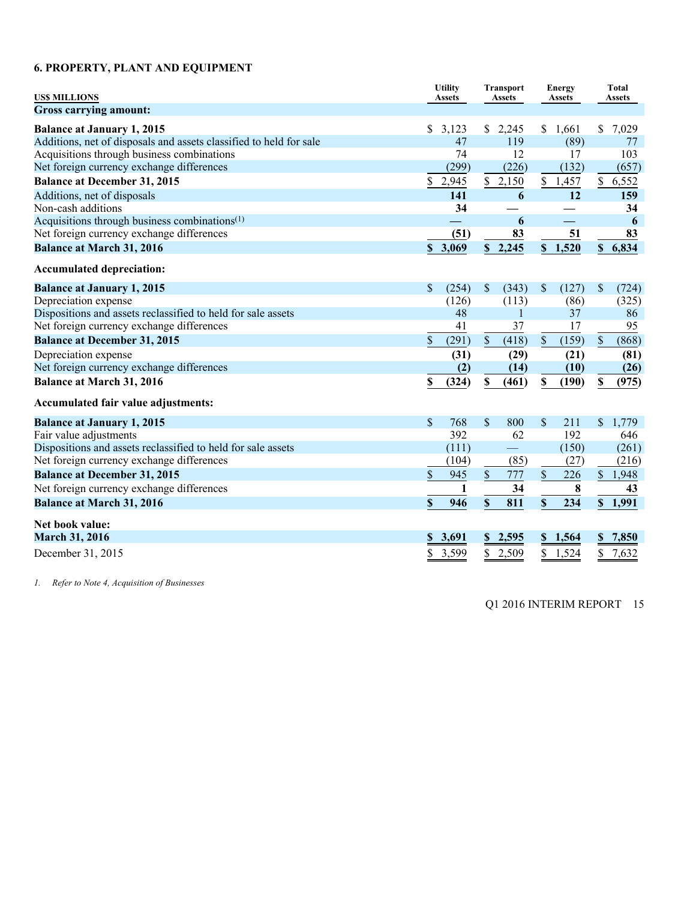## 6. PROPERTY, PLANT AND EQUIPMENT

| US$ MILLIONS | Utility Assets | Transport Assets | Energy Assets | Total Assets |
|---|---|---|---|---|
| **Gross carrying amount:** | | | | |
| **Balance at January 1, 2015** | $ 3,123 | $ 2,245 | $ 1,661 | $ 7,029 |
| Additions, net of disposals and assets classified to held for sale | 47 | 119 | (89) | 77 |
| Acquisitions through business combinations | 74 | 12 | 17 | 103 |
| Net foreign currency exchange differences | (299) | (226) | (132) | (657) |
| **Balance at December 31, 2015** | $ 2,945 | $ 2,150 | $ 1,457 | $ 6,552 |
| Additions, net of disposals | **141** | **6** | **12** | **159** |
| Non-cash additions | **34** | **—** | **—** | **34** |
| Acquisitions through business combinations[1] | **—** | **6** | **—** | **6** |
| Net foreign currency exchange differences | **(51)** | **83** | **51** | **83** |
| **Balance at March 31, 2016** | **$ 3,069** | **$ 2,245** | **$ 1,520** | **$ 6,834** |
| **Accumulated depreciation:** | | | | |
| **Balance at January 1, 2015** | $ (254) | $ (343) | $ (127) | $ (724) |
| Depreciation expense | (126) | (113) | (86) | (325) |
| Dispositions and assets reclassified to held for sale assets | 48 | 1 | 37 | 86 |
| Net foreign currency exchange differences | 41 | 37 | 17 | 95 |
| **Balance at December 31, 2015** | $ (291) | $ (418) | $ (159) | $ (868) |
| Depreciation expense | **(31)** | **(29)** | **(21)** | **(81)** |
| Net foreign currency exchange differences | **(2)** | **(14)** | **(10)** | **(26)** |
| **Balance at March 31, 2016** | **$ (324)** | **$ (461)** | **$ (190)** | **$ (975)** |
| **Accumulated fair value adjustments:** | | | | |
| **Balance at January 1, 2015** | $ 768 | $ 800 | $ 211 | $ 1,779 |
| Fair value adjustments | 392 | 62 | 192 | 646 |
| Dispositions and assets reclassified to held for sale assets | (111) | — | (150) | (261) |
| Net foreign currency exchange differences | (104) | (85) | (27) | (216) |
| **Balance at December 31, 2015** | $ 945 | $ 777 | $ 226 | $ 1,948 |
| Net foreign currency exchange differences | **1** | **34** | **8** | **43** |
| **Balance at March 31, 2016** | **$ 946** | **$ 811** | **$ 234** | **$ 1,991** |
| **Net book value:** | | | | |
| **March 31, 2016** | **$ 3,691** | **$ 2,595** | **$ 1,564** | **$ 7,850** |
| December 31, 2015 | $ 3,599 | $ 2,509 | $ 1,524 | $ 7,632 |

*1. Refer to Note 4, Acquisition of Businesses*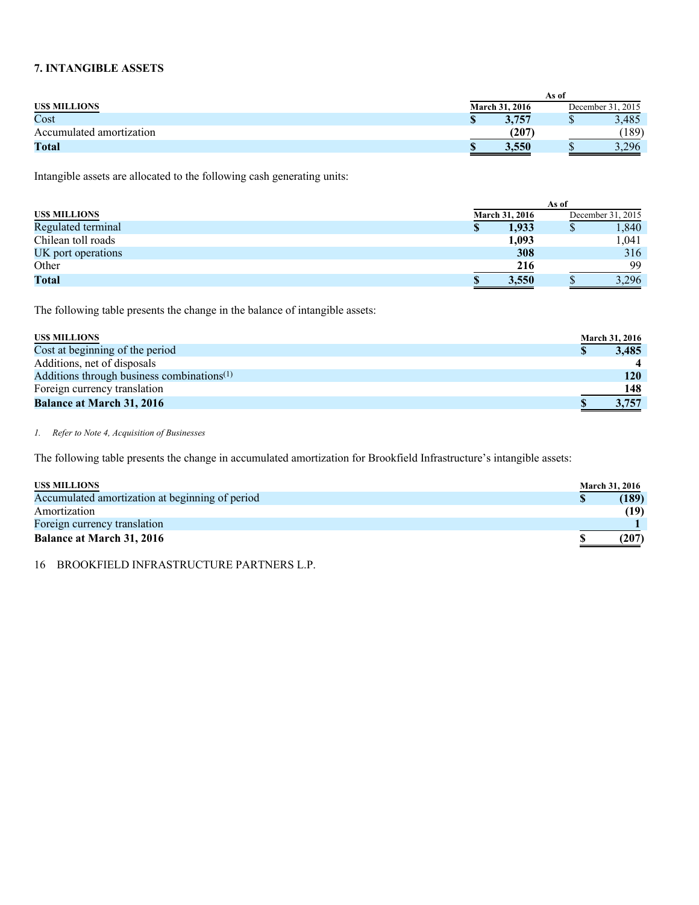### 7. INTANGIBLE ASSETS

| US$ MILLIONS | As of March 31, 2016 | As of December 31, 2015 |
|---|---|---|
| Cost | **$ 3,757** | $ 3,485 |
| Accumulated amortization | **(207)** | (189) |
| **Total** | **$ 3,550** | $ 3,296 |

Intangible assets are allocated to the following cash generating units:

| US$ MILLIONS | As of March 31, 2016 | As of December 31, 2015 |
|---|---|---|
| Regulated terminal | **$ 1,933** | $ 1,840 |
| Chilean toll roads | **1,093** | 1,041 |
| UK port operations | **308** | 316 |
| Other | **216** | 99 |
| **Total** | **$ 3,550** | $ 3,296 |

The following table presents the change in the balance of intangible assets:

| US$ MILLIONS | March 31, 2016 |
|---|---|
| Cost at beginning of the period | **$ 3,485** |
| Additions, net of disposals | **4** |
| Additions through business combinations[1] | **120** |
| Foreign currency translation | **148** |
| **Balance at March 31, 2016** | **$ 3,757** |

*1. Refer to Note 4, Acquisition of Businesses*

The following table presents the change in accumulated amortization for Brookfield Infrastructure's intangible assets:

| US$ MILLIONS | March 31, 2016 |
|---|---|
| Accumulated amortization at beginning of period | **$ (189)** |
| Amortization | **(19)** |
| Foreign currency translation | **1** |
| **Balance at March 31, 2016** | **$ (207)** |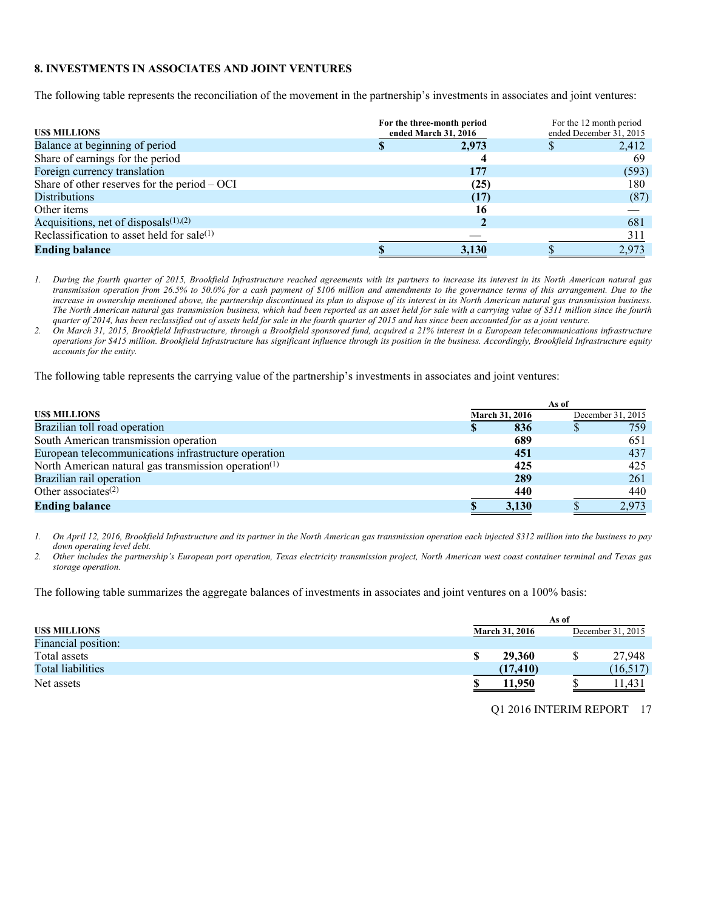## 8. INVESTMENTS IN ASSOCIATES AND JOINT VENTURES

The following table represents the reconciliation of the movement in the partnership's investments in associates and joint ventures:

| US$ MILLIONS | For the three-month period ended March 31, 2016 | For the 12 month period ended December 31, 2015 |
|---|---|---|
| Balance at beginning of period | $ 2,973 | $ 2,412 |
| Share of earnings for the period | 4 | 69 |
| Foreign currency translation | 177 | (593) |
| Share of other reserves for the period – OCI | (25) | 180 |
| Distributions | (17) | (87) |
| Other items | 16 | — |
| Acquisitions, net of disposals[(1),(2)] | 2 | 681 |
| Reclassification to asset held for sale[(1)] | — | 311 |
| **Ending balance** | **$ 3,130** | $ 2,973 |

*1. During the fourth quarter of 2015, Brookfield Infrastructure reached agreements with its partners to increase its interest in its North American natural gas transmission operation from 26.5% to 50.0% for a cash payment of $106 million and amendments to the governance terms of this arrangement. Due to the increase in ownership mentioned above, the partnership discontinued its plan to dispose of its interest in its North American natural gas transmission business. The North American natural gas transmission business, which had been reported as an asset held for sale with a carrying value of $311 million since the fourth quarter of 2014, has been reclassified out of assets held for sale in the fourth quarter of 2015 and has since been accounted for as a joint venture.*

*2. On March 31, 2015, Brookfield Infrastructure, through a Brookfield sponsored fund, acquired a 21% interest in a European telecommunications infrastructure operations for $415 million. Brookfield Infrastructure has significant influence through its position in the business. Accordingly, Brookfield Infrastructure equity accounts for the entity.*

The following table represents the carrying value of the partnership's investments in associates and joint ventures:

| US$ MILLIONS | As of March 31, 2016 | December 31, 2015 |
|---|---|---|
| Brazilian toll road operation | $ 836 | $ 759 |
| South American transmission operation | 689 | 651 |
| European telecommunications infrastructure operation | 451 | 437 |
| North American natural gas transmission operation[(1)] | 425 | 425 |
| Brazilian rail operation | 289 | 261 |
| Other associates[(2)] | 440 | 440 |
| **Ending balance** | **$ 3,130** | $ 2,973 |

*1. On April 12, 2016, Brookfield Infrastructure and its partner in the North American gas transmission operation each injected $312 million into the business to pay down operating level debt.*

*2. Other includes the partnership's European port operation, Texas electricity transmission project, North American west coast container terminal and Texas gas storage operation.*

The following table summarizes the aggregate balances of investments in associates and joint ventures on a 100% basis:

| US$ MILLIONS | As of March 31, 2016 | December 31, 2015 |
|---|---|---|
| Financial position: | | |
| Total assets | $ 29,360 | $ 27,948 |
| Total liabilities | (17,410) | (16,517) |
| Net assets | $ 11,950 | $ 11,431 |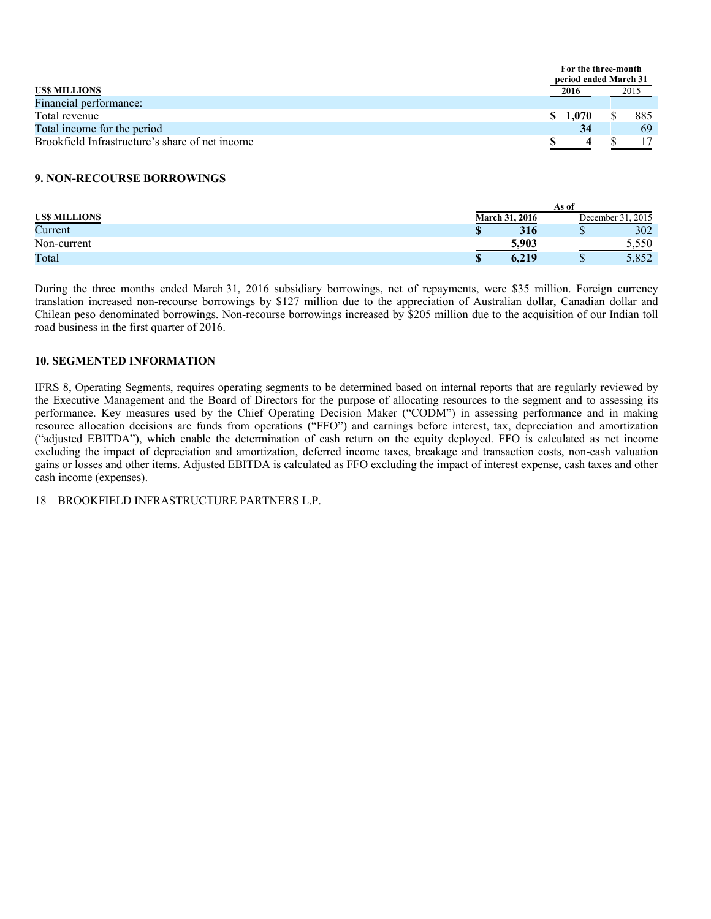| US$ MILLIONS | For the three-month period ended March 31 | |
|---|---|---|
| | **2016** | 2015 |
| Financial performance: | | |
| Total revenue | **$ 1,070** | $ 885 |
| Total income for the period | **34** | 69 |
| Brookfield Infrastructure's share of net income | **$ 4** | $ 17 |

### 9. NON-RECOURSE BORROWINGS

| US$ MILLIONS | As of | |
|---|---|---|
| | **March 31, 2016** | December 31, 2015 |
| Current | **$ 316** | $ 302 |
| Non-current | **5,903** | 5,550 |
| Total | **$ 6,219** | $ 5,852 |

During the three months ended March 31, 2016 subsidiary borrowings, net of repayments, were $35 million. Foreign currency translation increased non-recourse borrowings by $127 million due to the appreciation of Australian dollar, Canadian dollar and Chilean peso denominated borrowings. Non-recourse borrowings increased by $205 million due to the acquisition of our Indian toll road business in the first quarter of 2016.

### 10. SEGMENTED INFORMATION

IFRS 8, Operating Segments, requires operating segments to be determined based on internal reports that are regularly reviewed by the Executive Management and the Board of Directors for the purpose of allocating resources to the segment and to assessing its performance. Key measures used by the Chief Operating Decision Maker ("CODM") in assessing performance and in making resource allocation decisions are funds from operations ("FFO") and earnings before interest, tax, depreciation and amortization ("adjusted EBITDA"), which enable the determination of cash return on the equity deployed. FFO is calculated as net income excluding the impact of depreciation and amortization, deferred income taxes, breakage and transaction costs, non-cash valuation gains or losses and other items. Adjusted EBITDA is calculated as FFO excluding the impact of interest expense, cash taxes and other cash income (expenses).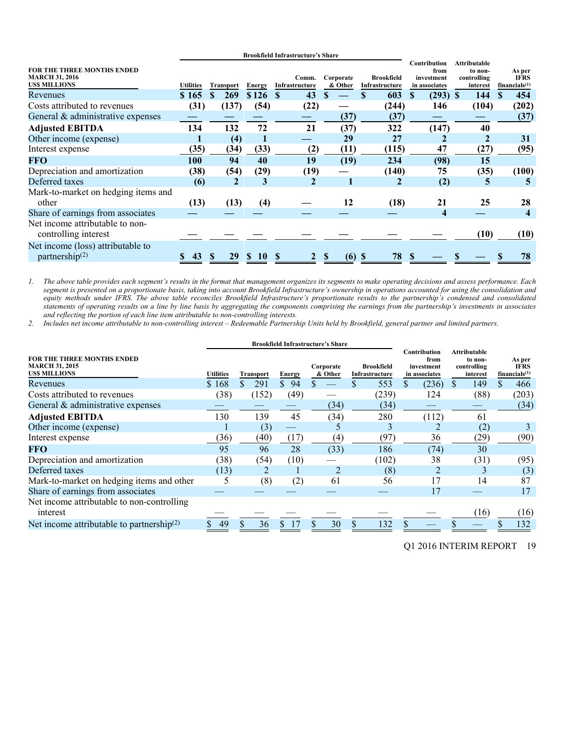| FOR THE THREE MONTHS ENDED MARCH 31, 2016 US$ MILLIONS | Brookfield Infrastructure's Share | | | | | | Contribution from investment in associates | Attributable to non-controlling interest | As per IFRS financials[(1)] |
|---|---|---|---|---|---|---|---|---|---|
| | Utilities | Transport | Energy | Comm. Infrastructure | Corporate & Other | Brookfield Infrastructure | | | |
| **Revenues** | **$ 165** | **$ 269** | **$ 126** | **$ 43** | **$ —** | **$ 603** | **$ (293)** | **$ 144** | **$ 454** |
| **Costs attributed to revenues** | **(31)** | **(137)** | **(54)** | **(22)** | **—** | **(244)** | **146** | **(104)** | **(202)** |
| **General & administrative expenses** | **—** | **—** | **—** | **—** | **(37)** | **(37)** | **—** | **—** | **(37)** |
| **Adjusted EBITDA** | **134** | **132** | **72** | **21** | **(37)** | **322** | **(147)** | **40** | |
| **Other income (expense)** | **1** | **(4)** | **1** | **—** | **29** | **27** | **2** | **2** | **31** |
| **Interest expense** | **(35)** | **(34)** | **(33)** | **(2)** | **(11)** | **(115)** | **47** | **(27)** | **(95)** |
| **FFO** | **100** | **94** | **40** | **19** | **(19)** | **234** | **(98)** | **15** | |
| **Depreciation and amortization** | **(38)** | **(54)** | **(29)** | **(19)** | **—** | **(140)** | **75** | **(35)** | **(100)** |
| **Deferred taxes** | **(6)** | **2** | **3** | **2** | **1** | **2** | **(2)** | **5** | **5** |
| **Mark-to-market on hedging items and other** | **(13)** | **(13)** | **(4)** | **—** | **12** | **(18)** | **21** | **25** | **28** |
| **Share of earnings from associates** | **—** | **—** | **—** | **—** | **—** | **—** | **4** | **—** | **4** |
| **Net income attributable to non-controlling interest** | **—** | **—** | **—** | **—** | **—** | **—** | **—** | **(10)** | **(10)** |
| **Net income (loss) attributable to partnership[(2)]** | **$ 43** | **$ 29** | **$ 10** | **$ 2** | **$ (6)** | **$ 78** | **$ —** | **$ —** | **$ 78** |

1. *The above table provides each segment's results in the format that management organizes its segments to make operating decisions and assess performance. Each segment is presented on a proportionate basis, taking into account Brookfield Infrastructure's ownership in operations accounted for using the consolidation and equity methods under IFRS. The above table reconciles Brookfield Infrastructure's proportionate results to the partnership's condensed and consolidated statements of operating results on a line by line basis by aggregating the components comprising the earnings from the partnership's investments in associates and reflecting the portion of each line item attributable to non-controlling interests.*
2. *Includes net income attributable to non-controlling interest – Redeemable Partnership Units held by Brookfield, general partner and limited partners.*

| FOR THE THREE MONTHS ENDED MARCH 31, 2015 US$ MILLIONS | Brookfield Infrastructure's Share | | | | | Contribution from investment in associates | Attributable to non-controlling interest | As per IFRS financials[(1)] |
|---|---|---|---|---|---|---|---|---|
| | Utilities | Transport | Energy | Corporate & Other | Brookfield Infrastructure | | | |
| Revenues | $ 168 | $ 291 | $ 94 | $ — | $ 553 | $ (236) | $ 149 | $ 466 |
| Costs attributed to revenues | (38) | (152) | (49) | — | (239) | 124 | (88) | (203) |
| General & administrative expenses | — | — | — | (34) | (34) | — | — | (34) |
| **Adjusted EBITDA** | 130 | 139 | 45 | (34) | 280 | (112) | 61 | |
| Other income (expense) | 1 | (3) | — | 5 | 3 | 2 | (2) | 3 |
| Interest expense | (36) | (40) | (17) | (4) | (97) | 36 | (29) | (90) |
| **FFO** | 95 | 96 | 28 | (33) | 186 | (74) | 30 | |
| Depreciation and amortization | (38) | (54) | (10) | — | (102) | 38 | (31) | (95) |
| Deferred taxes | (13) | 2 | 1 | 2 | (8) | 2 | 3 | (3) |
| Mark-to-market on hedging items and other | 5 | (8) | (2) | 61 | 56 | 17 | 14 | 87 |
| Share of earnings from associates | — | — | — | — | — | 17 | — | 17 |
| Net income attributable to non-controlling interest | — | — | — | — | — | — | (16) | (16) |
| Net income attributable to partnership[(2)] | $ 49 | $ 36 | $ 17 | $ 30 | $ 132 | $ — | $ — | $ 132 |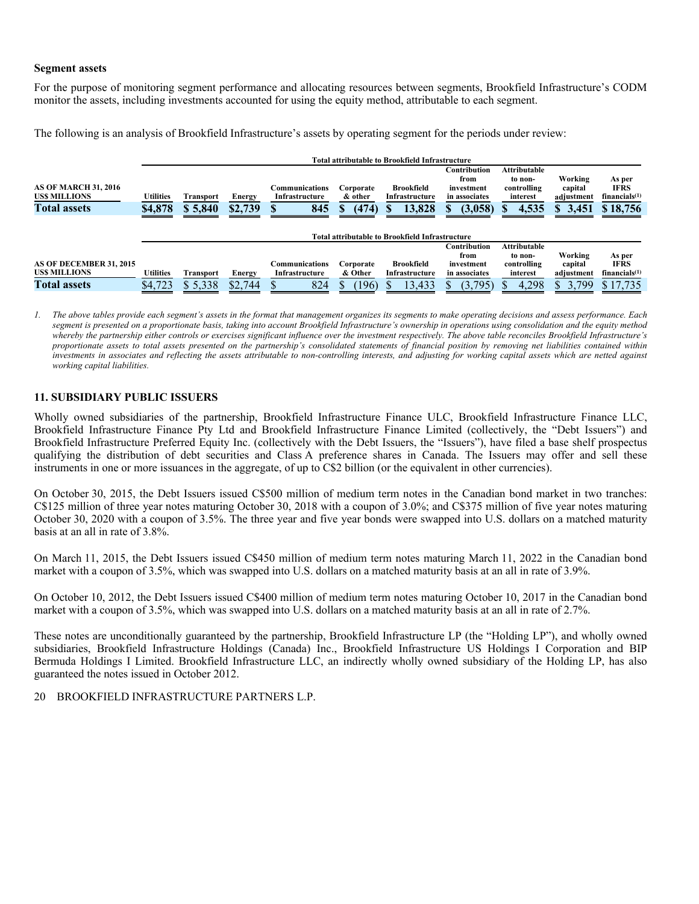**Segment assets**

For the purpose of monitoring segment performance and allocating resources between segments, Brookfield Infrastructure's CODM monitor the assets, including investments accounted for using the equity method, attributable to each segment.

The following is an analysis of Brookfield Infrastructure's assets by operating segment for the periods under review:

| | Total attributable to Brookfield Infrastructure | | | | | | | | | |
|---|---|---|---|---|---|---|---|---|---|---|
| **AS OF MARCH 31, 2016**<br>**US$ MILLIONS** | **Utilities** | **Transport** | **Energy** | **Communications Infrastructure** | **Corporate & other** | **Brookfield Infrastructure** | **Contribution from investment in associates** | **Attributable to non-controlling interest** | **Working capital adjustment** | **As per IFRS financials[1]** |
| **Total assets** | **$4,878** | **$ 5,840** | **$2,739** | **$ 845** | **$ (474)** | **$ 13,828** | **$ (3,058)** | **$ 4,535** | **$ 3,451** | **$ 18,756** |

| | Total attributable to Brookfield Infrastructure | | | | | | | | | |
|---|---|---|---|---|---|---|---|---|---|---|
| **AS OF DECEMBER 31, 2015**<br>**US$ MILLIONS** | **Utilities** | **Transport** | **Energy** | **Communications Infrastructure** | **Corporate & Other** | **Brookfield Infrastructure** | **Contribution from investment in associates** | **Attributable to non-controlling interest** | **Working capital adjustment** | **As per IFRS financials[1]** |
| **Total assets** | $4,723 | $ 5,338 | $2,744 | $ 824 | $ (196) | $ 13,433 | $ (3,795) | $ 4,298 | $ 3,799 | $ 17,735 |

*1. The above tables provide each segment's assets in the format that management organizes its segments to make operating decisions and assess performance. Each segment is presented on a proportionate basis, taking into account Brookfield Infrastructure's ownership in operations using consolidation and the equity method whereby the partnership either controls or exercises significant influence over the investment respectively. The above table reconciles Brookfield Infrastructure's proportionate assets to total assets presented on the partnership's consolidated statements of financial position by removing net liabilities contained within investments in associates and reflecting the assets attributable to non-controlling interests, and adjusting for working capital assets which are netted against working capital liabilities.*

## 11. SUBSIDIARY PUBLIC ISSUERS

Wholly owned subsidiaries of the partnership, Brookfield Infrastructure Finance ULC, Brookfield Infrastructure Finance LLC, Brookfield Infrastructure Finance Pty Ltd and Brookfield Infrastructure Finance Limited (collectively, the "Debt Issuers") and Brookfield Infrastructure Preferred Equity Inc. (collectively with the Debt Issuers, the "Issuers"), have filed a base shelf prospectus qualifying the distribution of debt securities and Class A preference shares in Canada. The Issuers may offer and sell these instruments in one or more issuances in the aggregate, of up to C$2 billion (or the equivalent in other currencies).

On October 30, 2015, the Debt Issuers issued C$500 million of medium term notes in the Canadian bond market in two tranches: C$125 million of three year notes maturing October 30, 2018 with a coupon of 3.0%; and C$375 million of five year notes maturing October 30, 2020 with a coupon of 3.5%. The three year and five year bonds were swapped into U.S. dollars on a matched maturity basis at an all in rate of 3.8%.

On March 11, 2015, the Debt Issuers issued C$450 million of medium term notes maturing March 11, 2022 in the Canadian bond market with a coupon of 3.5%, which was swapped into U.S. dollars on a matched maturity basis at an all in rate of 3.9%.

On October 10, 2012, the Debt Issuers issued C$400 million of medium term notes maturing October 10, 2017 in the Canadian bond market with a coupon of 3.5%, which was swapped into U.S. dollars on a matched maturity basis at an all in rate of 2.7%.

These notes are unconditionally guaranteed by the partnership, Brookfield Infrastructure LP (the "Holding LP"), and wholly owned subsidiaries, Brookfield Infrastructure Holdings (Canada) Inc., Brookfield Infrastructure US Holdings I Corporation and BIP Bermuda Holdings I Limited. Brookfield Infrastructure LLC, an indirectly wholly owned subsidiary of the Holding LP, has also guaranteed the notes issued in October 2012.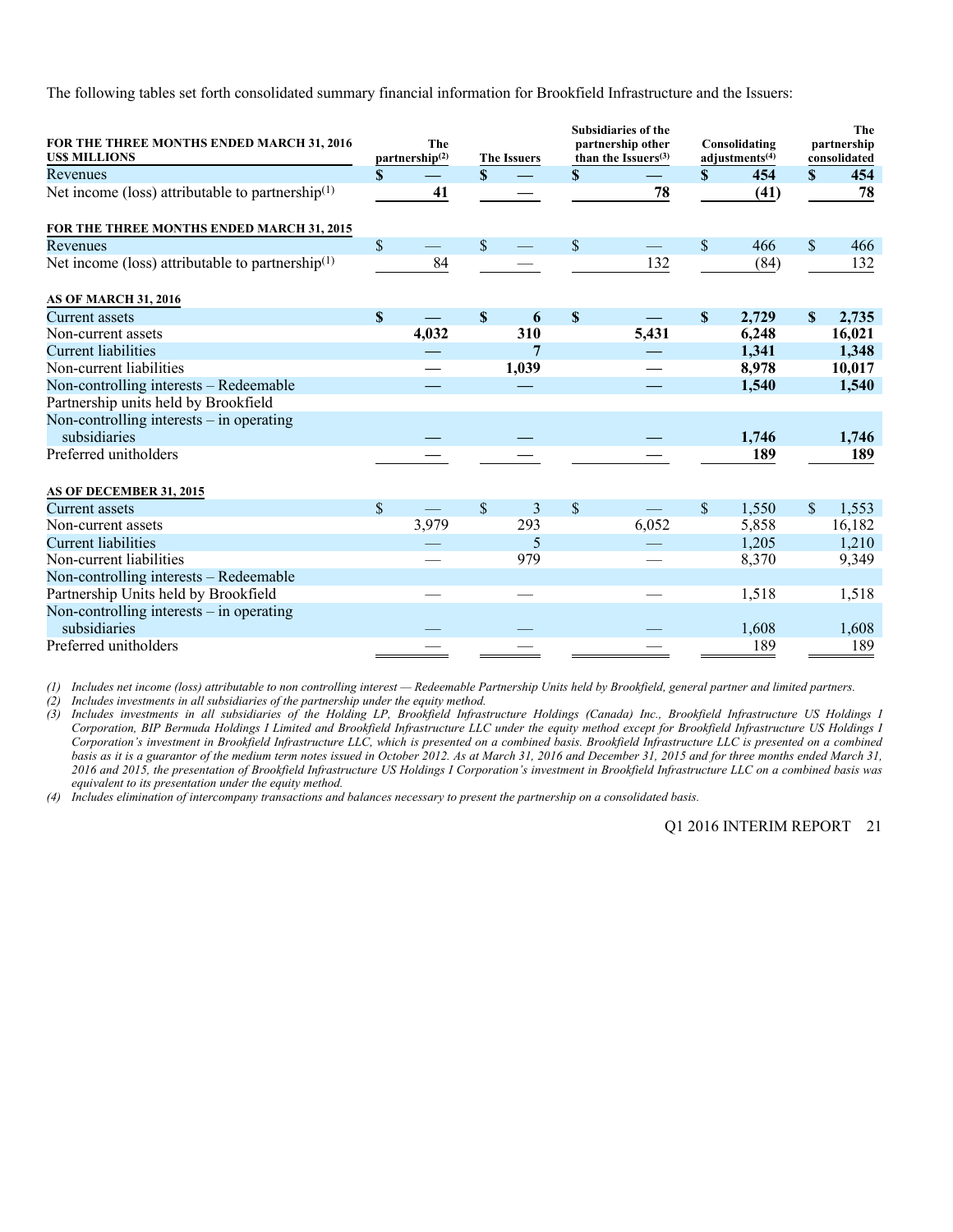The following tables set forth consolidated summary financial information for Brookfield Infrastructure and the Issuers:

| FOR THE THREE MONTHS ENDED MARCH 31, 2016<br>US$ MILLIONS | The partnership[(2)] | The Issuers | Subsidiaries of the partnership other than the Issuers[(3)] | Consolidating adjustments[(4)] | The partnership consolidated |
|---|---|---|---|---|---|
| Revenues | $ — | $ — | $ — | $ 454 | $ 454 |
| Net income (loss) attributable to partnership[(1)] | 41 | — | 78 | (41) | 78 |
| **FOR THE THREE MONTHS ENDED MARCH 31, 2015** | | | | | |
| Revenues | $ — | $ — | $ — | $ 466 | $ 466 |
| Net income (loss) attributable to partnership[(1)] | 84 | — | 132 | (84) | 132 |
| **AS OF MARCH 31, 2016** | | | | | |
| Current assets | $ — | $ 6 | $ — | $ 2,729 | $ 2,735 |
| Non-current assets | 4,032 | 310 | 5,431 | 6,248 | 16,021 |
| Current liabilities | — | 7 | — | 1,341 | 1,348 |
| Non-current liabilities | — | 1,039 | — | 8,978 | 10,017 |
| Non-controlling interests – Redeemable Partnership units held by Brookfield | — | — | — | 1,540 | 1,540 |
| Non-controlling interests – in operating subsidiaries | — | — | — | 1,746 | 1,746 |
| Preferred unitholders | — | — | — | 189 | 189 |
| **AS OF DECEMBER 31, 2015** | | | | | |
| Current assets | $ — | $ 3 | $ — | $ 1,550 | $ 1,553 |
| Non-current assets | 3,979 | 293 | 6,052 | 5,858 | 16,182 |
| Current liabilities | — | 5 | — | 1,205 | 1,210 |
| Non-current liabilities | — | 979 | — | 8,370 | 9,349 |
| Non-controlling interests – Redeemable Partnership Units held by Brookfield | — | — | — | 1,518 | 1,518 |
| Non-controlling interests – in operating subsidiaries | — | — | — | 1,608 | 1,608 |
| Preferred unitholders | — | — | — | 189 | 189 |

*(1) Includes net income (loss) attributable to non controlling interest — Redeemable Partnership Units held by Brookfield, general partner and limited partners.*

*(2) Includes investments in all subsidiaries of the partnership under the equity method.*

*(3) Includes investments in all subsidiaries of the Holding LP, Brookfield Infrastructure Holdings (Canada) Inc., Brookfield Infrastructure US Holdings I Corporation, BIP Bermuda Holdings I Limited and Brookfield Infrastructure LLC under the equity method except for Brookfield Infrastructure US Holdings I Corporation's investment in Brookfield Infrastructure LLC, which is presented on a combined basis. Brookfield Infrastructure LLC is presented on a combined basis as it is a guarantor of the medium term notes issued in October 2012. As at March 31, 2016 and December 31, 2015 and for three months ended March 31, 2016 and 2015, the presentation of Brookfield Infrastructure US Holdings I Corporation's investment in Brookfield Infrastructure LLC on a combined basis was equivalent to its presentation under the equity method.*

*(4) Includes elimination of intercompany transactions and balances necessary to present the partnership on a consolidated basis.*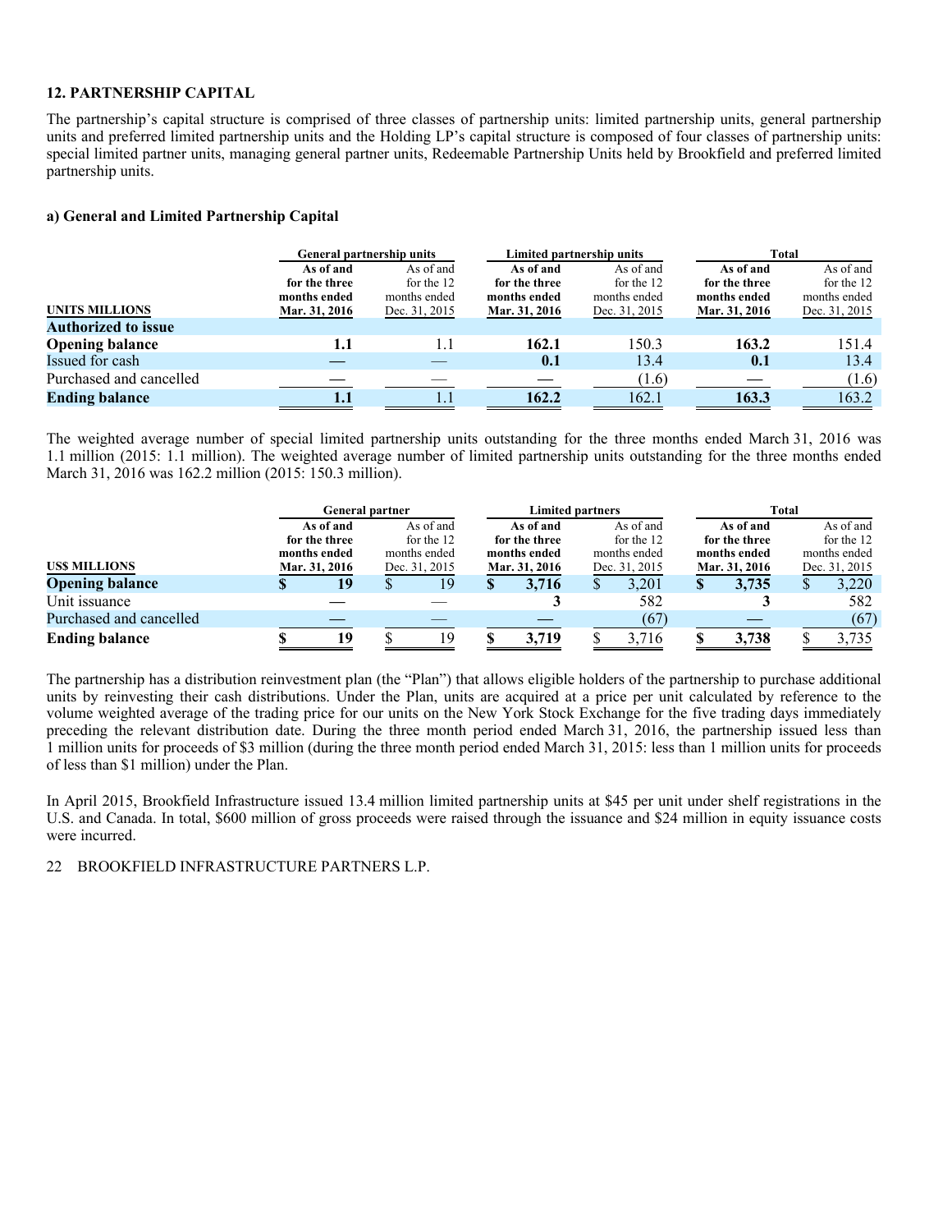## 12. PARTNERSHIP CAPITAL

The partnership's capital structure is comprised of three classes of partnership units: limited partnership units, general partnership units and preferred limited partnership units and the Holding LP's capital structure is composed of four classes of partnership units: special limited partner units, managing general partner units, Redeemable Partnership Units held by Brookfield and preferred limited partnership units.

### a) General and Limited Partnership Capital

| UNITS MILLIONS | General partnership units | | Limited partnership units | | Total | |
|---|---|---|---|---|---|---|
| | **As of and for the three months ended Mar. 31, 2016** | As of and for the 12 months ended Dec. 31, 2015 | **As of and for the three months ended Mar. 31, 2016** | As of and for the 12 months ended Dec. 31, 2015 | **As of and for the three months ended Mar. 31, 2016** | As of and for the 12 months ended Dec. 31, 2015 |
| **Authorized to issue** | | | | | | |
| **Opening balance** | **1.1** | 1.1 | **162.1** | 150.3 | **163.2** | 151.4 |
| Issued for cash | — | — | **0.1** | 13.4 | **0.1** | 13.4 |
| Purchased and cancelled | — | — | — | (1.6) | — | (1.6) |
| **Ending balance** | **1.1** | 1.1 | **162.2** | 162.1 | **163.3** | 163.2 |

The weighted average number of special limited partnership units outstanding for the three months ended March 31, 2016 was 1.1 million (2015: 1.1 million). The weighted average number of limited partnership units outstanding for the three months ended March 31, 2016 was 162.2 million (2015: 150.3 million).

| US$ MILLIONS | General partner | | Limited partners | | Total | |
|---|---|---|---|---|---|---|
| | **As of and for the three months ended Mar. 31, 2016** | As of and for the 12 months ended Dec. 31, 2015 | **As of and for the three months ended Mar. 31, 2016** | As of and for the 12 months ended Dec. 31, 2015 | **As of and for the three months ended Mar. 31, 2016** | As of and for the 12 months ended Dec. 31, 2015 |
| **Opening balance** | **$ 19** | $ 19 | **$ 3,716** | $ 3,201 | **$ 3,735** | $ 3,220 |
| Unit issuance | — | — | **3** | 582 | **3** | 582 |
| Purchased and cancelled | — | — | — | (67) | — | (67) |
| **Ending balance** | **$ 19** | $ 19 | **$ 3,719** | $ 3,716 | **$ 3,738** | $ 3,735 |

The partnership has a distribution reinvestment plan (the "Plan") that allows eligible holders of the partnership to purchase additional units by reinvesting their cash distributions. Under the Plan, units are acquired at a price per unit calculated by reference to the volume weighted average of the trading price for our units on the New York Stock Exchange for the five trading days immediately preceding the relevant distribution date. During the three month period ended March 31, 2016, the partnership issued less than 1 million units for proceeds of $3 million (during the three month period ended March 31, 2015: less than 1 million units for proceeds of less than $1 million) under the Plan.

In April 2015, Brookfield Infrastructure issued 13.4 million limited partnership units at $45 per unit under shelf registrations in the U.S. and Canada. In total, $600 million of gross proceeds were raised through the issuance and $24 million in equity issuance costs were incurred.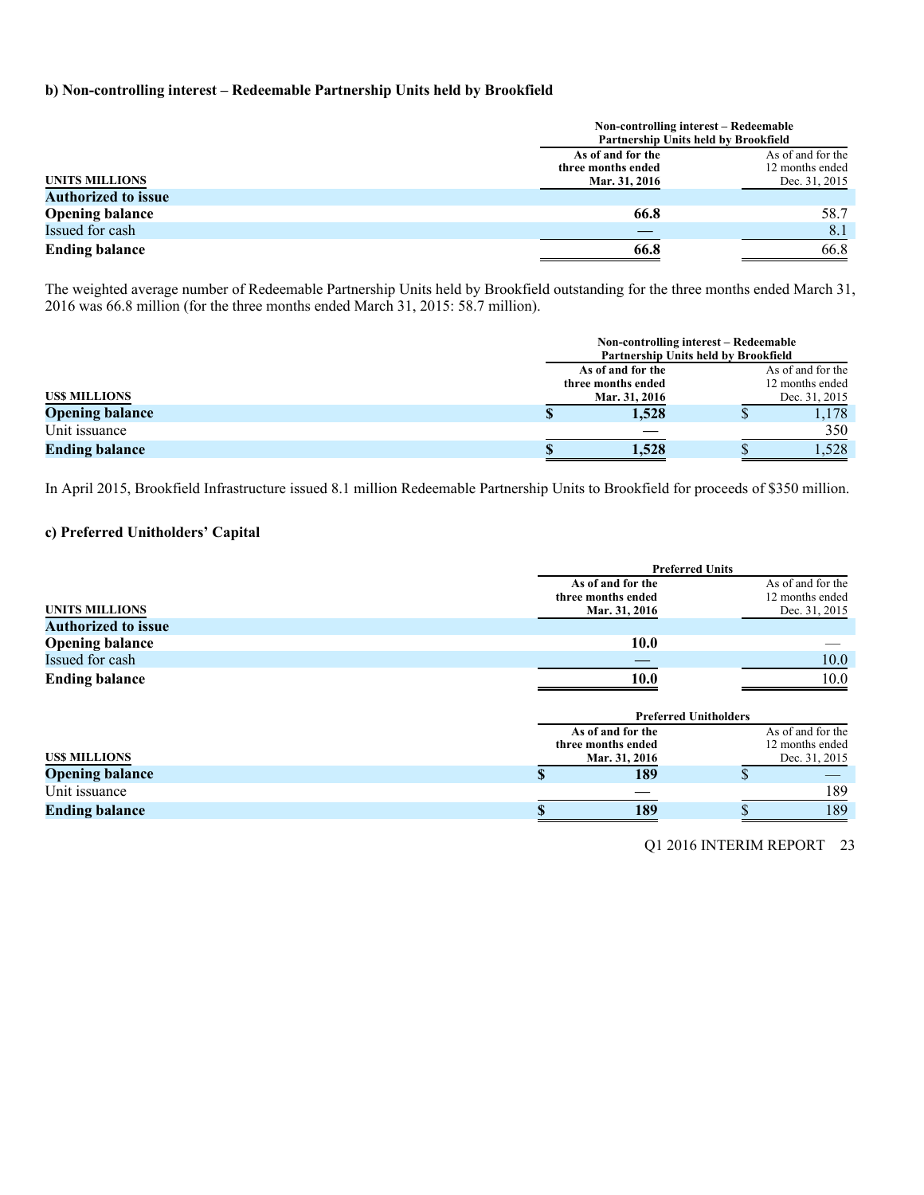### b) Non-controlling interest – Redeemable Partnership Units held by Brookfield

| UNITS MILLIONS | Non-controlling interest – Redeemable Partnership Units held by Brookfield | |
|---|---|---|
| | As of and for the three months ended Mar. 31, 2016 | As of and for the 12 months ended Dec. 31, 2015 |
| **Authorized to issue** | | |
| **Opening balance** | **66.8** | 58.7 |
| Issued for cash | **—** | 8.1 |
| **Ending balance** | **66.8** | 66.8 |

The weighted average number of Redeemable Partnership Units held by Brookfield outstanding for the three months ended March 31, 2016 was 66.8 million (for the three months ended March 31, 2015: 58.7 million).

| US$ MILLIONS | Non-controlling interest – Redeemable Partnership Units held by Brookfield | |
|---|---|---|
| | As of and for the three months ended Mar. 31, 2016 | As of and for the 12 months ended Dec. 31, 2015 |
| **Opening balance** | **$ 1,528** | $ 1,178 |
| Unit issuance | **—** | 350 |
| **Ending balance** | **$ 1,528** | $ 1,528 |

In April 2015, Brookfield Infrastructure issued 8.1 million Redeemable Partnership Units to Brookfield for proceeds of $350 million.

### c) Preferred Unitholders' Capital

| UNITS MILLIONS | Preferred Units | |
|---|---|---|
| | As of and for the three months ended Mar. 31, 2016 | As of and for the 12 months ended Dec. 31, 2015 |
| **Authorized to issue** | | |
| **Opening balance** | **10.0** | — |
| Issued for cash | **—** | 10.0 |
| **Ending balance** | **10.0** | 10.0 |

| US$ MILLIONS | Preferred Unitholders | |
|---|---|---|
| | As of and for the three months ended Mar. 31, 2016 | As of and for the 12 months ended Dec. 31, 2015 |
| **Opening balance** | **$ 189** | $ — |
| Unit issuance | **—** | 189 |
| **Ending balance** | **$ 189** | $ 189 |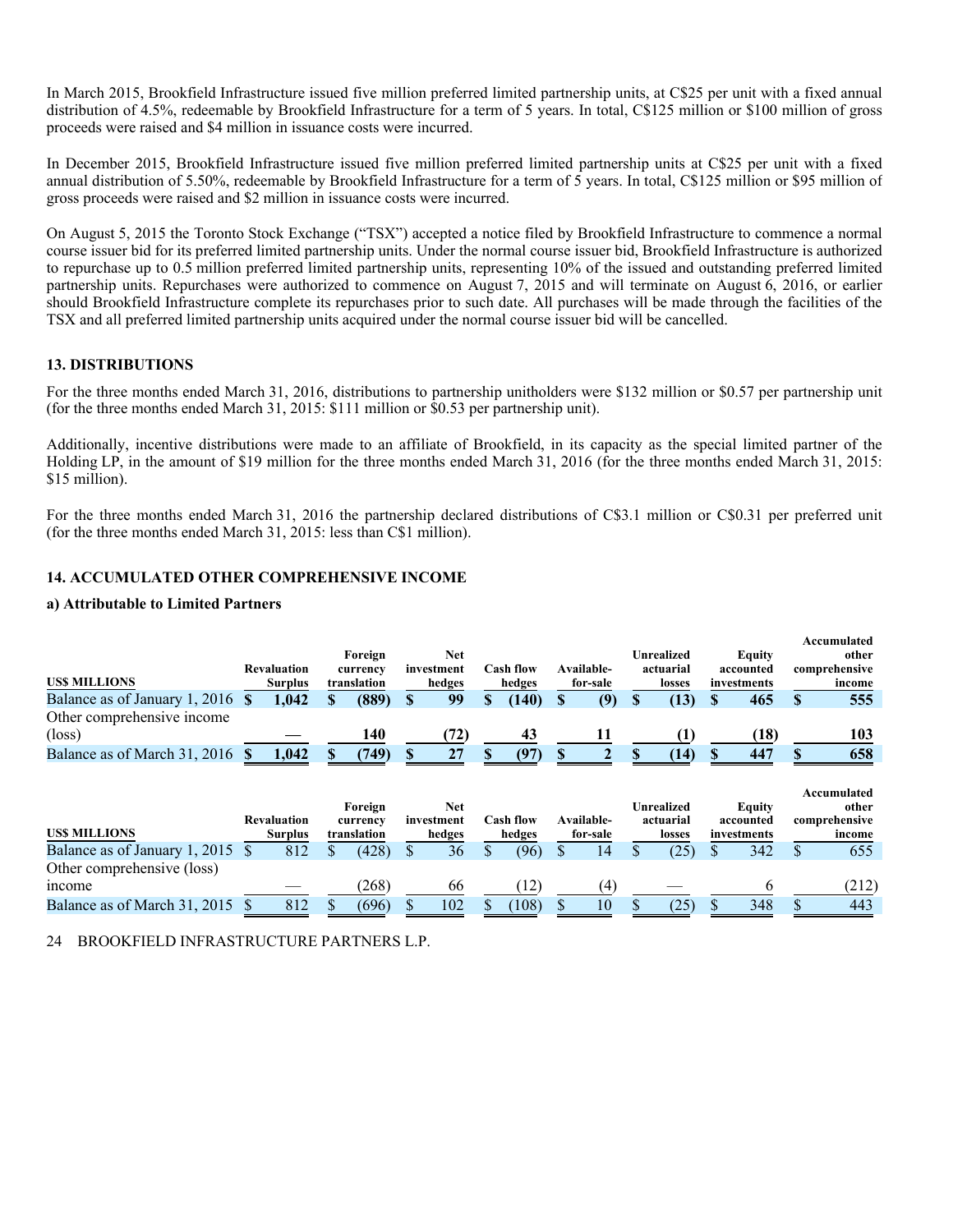In March 2015, Brookfield Infrastructure issued five million preferred limited partnership units, at C$25 per unit with a fixed annual distribution of 4.5%, redeemable by Brookfield Infrastructure for a term of 5 years. In total, C$125 million or $100 million of gross proceeds were raised and $4 million in issuance costs were incurred.

In December 2015, Brookfield Infrastructure issued five million preferred limited partnership units at C$25 per unit with a fixed annual distribution of 5.50%, redeemable by Brookfield Infrastructure for a term of 5 years. In total, C$125 million or $95 million of gross proceeds were raised and $2 million in issuance costs were incurred.

On August 5, 2015 the Toronto Stock Exchange ("TSX") accepted a notice filed by Brookfield Infrastructure to commence a normal course issuer bid for its preferred limited partnership units. Under the normal course issuer bid, Brookfield Infrastructure is authorized to repurchase up to 0.5 million preferred limited partnership units, representing 10% of the issued and outstanding preferred limited partnership units. Repurchases were authorized to commence on August 7, 2015 and will terminate on August 6, 2016, or earlier should Brookfield Infrastructure complete its repurchases prior to such date. All purchases will be made through the facilities of the TSX and all preferred limited partnership units acquired under the normal course issuer bid will be cancelled.

## 13. DISTRIBUTIONS

For the three months ended March 31, 2016, distributions to partnership unitholders were $132 million or $0.57 per partnership unit (for the three months ended March 31, 2015: $111 million or $0.53 per partnership unit).

Additionally, incentive distributions were made to an affiliate of Brookfield, in its capacity as the special limited partner of the Holding LP, in the amount of $19 million for the three months ended March 31, 2016 (for the three months ended March 31, 2015: $15 million).

For the three months ended March 31, 2016 the partnership declared distributions of C$3.1 million or C$0.31 per preferred unit (for the three months ended March 31, 2015: less than C$1 million).

## 14. ACCUMULATED OTHER COMPREHENSIVE INCOME

### a) Attributable to Limited Partners

| US$ MILLIONS | Revaluation Surplus | Foreign currency translation | Net investment hedges | Cash flow hedges | Available-for-sale | Unrealized actuarial losses | Equity accounted investments | Accumulated other comprehensive income |
|---|---|---|---|---|---|---|---|---|
| **Balance as of January 1, 2016** | **$ 1,042** | **$ (889)** | **$ 99** | **$ (140)** | **$ (9)** | **$ (13)** | **$ 465** | **$ 555** |
| Other comprehensive income (loss) | **—** | **140** | **(72)** | **43** | **11** | **(1)** | **(18)** | **103** |
| **Balance as of March 31, 2016** | **$ 1,042** | **$ (749)** | **$ 27** | **$ (97)** | **$ 2** | **$ (14)** | **$ 447** | **$ 658** |

| US$ MILLIONS | Revaluation Surplus | Foreign currency translation | Net investment hedges | Cash flow hedges | Available-for-sale | Unrealized actuarial losses | Equity accounted investments | Accumulated other comprehensive income |
|---|---|---|---|---|---|---|---|---|
| Balance as of January 1, 2015 | $ 812 | $ (428) | $ 36 | $ (96) | $ 14 | $ (25) | $ 342 | $ 655 |
| Other comprehensive (loss) income | — | (268) | 66 | (12) | (4) | — | 6 | (212) |
| Balance as of March 31, 2015 | $ 812 | $ (696) | $ 102 | $ (108) | $ 10 | $ (25) | $ 348 | $ 443 |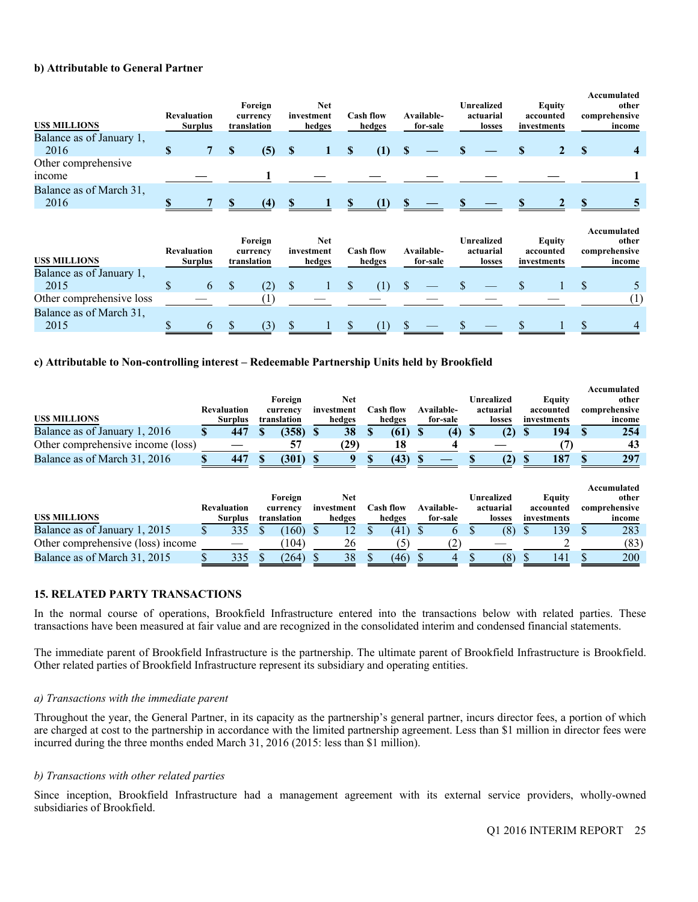**b) Attributable to General Partner**

| US$ MILLIONS | Revaluation Surplus | Foreign currency translation | Net investment hedges | Cash flow hedges | Available-for-sale | Unrealized actuarial losses | Equity accounted investments | Accumulated other comprehensive income |
|---|---|---|---|---|---|---|---|---|
| **Balance as of January 1, 2016** | **$ 7** | **$ (5)** | **$ 1** | **$ (1)** | **$ —** | **$ —** | **$ 2** | **$ 4** |
| **Other comprehensive income** | **—** | **1** | **—** | **—** | **—** | **—** | **—** | **1** |
| **Balance as of March 31, 2016** | **$ 7** | **$ (4)** | **$ 1** | **$ (1)** | **$ —** | **$ —** | **$ 2** | **$ 5** |

| US$ MILLIONS | Revaluation Surplus | Foreign currency translation | Net investment hedges | Cash flow hedges | Available-for-sale | Unrealized actuarial losses | Equity accounted investments | Accumulated other comprehensive income |
|---|---|---|---|---|---|---|---|---|
| Balance as of January 1, 2015 | $ 6 | $ (2) | $ 1 | $ (1) | $ — | $ — | $ 1 | $ 5 |
| Other comprehensive loss | — | (1) | — | — | — | — | — | (1) |
| Balance as of March 31, 2015 | $ 6 | $ (3) | $ 1 | $ (1) | $ — | $ — | $ 1 | $ 4 |

**c) Attributable to Non-controlling interest – Redeemable Partnership Units held by Brookfield**

| US$ MILLIONS | Revaluation Surplus | Foreign currency translation | Net investment hedges | Cash flow hedges | Available-for-sale | Unrealized actuarial losses | Equity accounted investments | Accumulated other comprehensive income |
|---|---|---|---|---|---|---|---|---|
| **Balance as of January 1, 2016** | **$ 447** | **$ (358)** | **$ 38** | **$ (61)** | **$ (4)** | **$ (2)** | **$ 194** | **$ 254** |
| **Other comprehensive income (loss)** | **—** | **57** | **(29)** | **18** | **4** | **—** | **(7)** | **43** |
| **Balance as of March 31, 2016** | **$ 447** | **$ (301)** | **$ 9** | **$ (43)** | **$ —** | **$ (2)** | **$ 187** | **$ 297** |

| US$ MILLIONS | Revaluation Surplus | Foreign currency translation | Net investment hedges | Cash flow hedges | Available-for-sale | Unrealized actuarial losses | Equity accounted investments | Accumulated other comprehensive income |
|---|---|---|---|---|---|---|---|---|
| Balance as of January 1, 2015 | $ 335 | $ (160) | $ 12 | $ (41) | $ 6 | $ (8) | $ 139 | $ 283 |
| Other comprehensive (loss) income | — | (104) | 26 | (5) | (2) | — | 2 | (83) |
| Balance as of March 31, 2015 | $ 335 | $ (264) | $ 38 | $ (46) | $ 4 | $ (8) | $ 141 | $ 200 |

## 15. RELATED PARTY TRANSACTIONS

In the normal course of operations, Brookfield Infrastructure entered into the transactions below with related parties. These transactions have been measured at fair value and are recognized in the consolidated interim and condensed financial statements.

The immediate parent of Brookfield Infrastructure is the partnership. The ultimate parent of Brookfield Infrastructure is Brookfield. Other related parties of Brookfield Infrastructure represent its subsidiary and operating entities.

*a) Transactions with the immediate parent*

Throughout the year, the General Partner, in its capacity as the partnership's general partner, incurs director fees, a portion of which are charged at cost to the partnership in accordance with the limited partnership agreement. Less than $1 million in director fees were incurred during the three months ended March 31, 2016 (2015: less than $1 million).

*b) Transactions with other related parties*

Since inception, Brookfield Infrastructure had a management agreement with its external service providers, wholly-owned subsidiaries of Brookfield.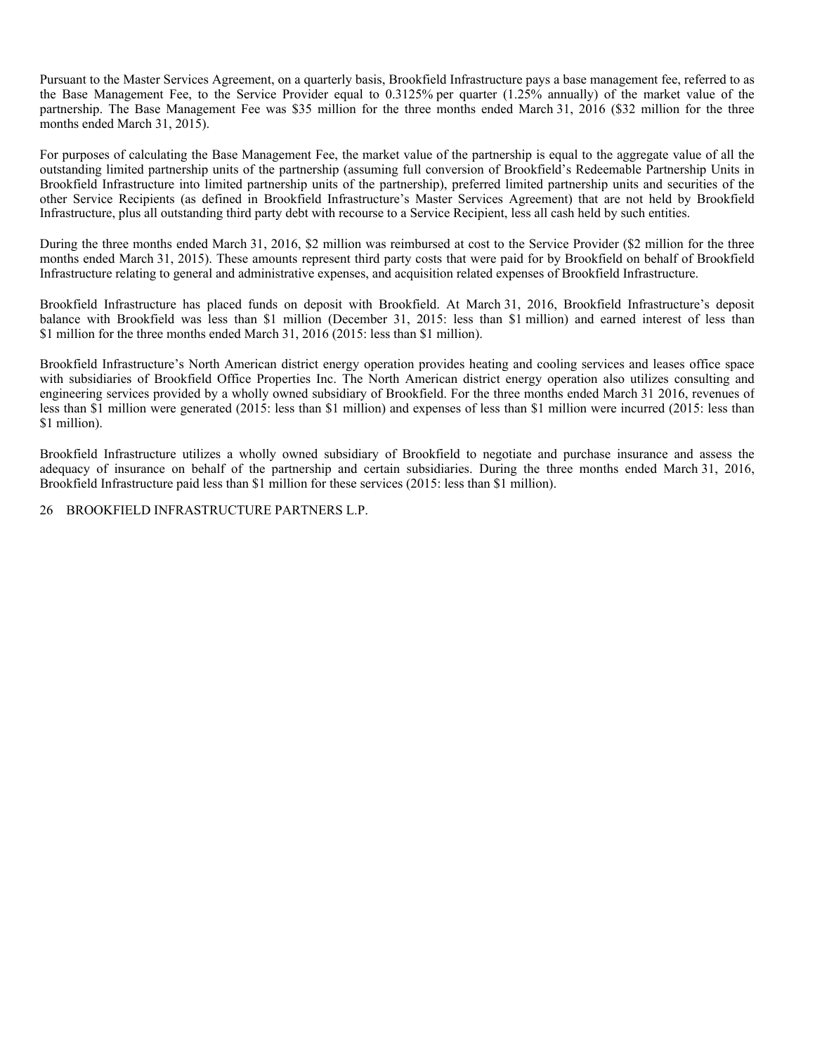Pursuant to the Master Services Agreement, on a quarterly basis, Brookfield Infrastructure pays a base management fee, referred to as the Base Management Fee, to the Service Provider equal to 0.3125% per quarter (1.25% annually) of the market value of the partnership. The Base Management Fee was $35 million for the three months ended March 31, 2016 ($32 million for the three months ended March 31, 2015).

For purposes of calculating the Base Management Fee, the market value of the partnership is equal to the aggregate value of all the outstanding limited partnership units of the partnership (assuming full conversion of Brookfield's Redeemable Partnership Units in Brookfield Infrastructure into limited partnership units of the partnership), preferred limited partnership units and securities of the other Service Recipients (as defined in Brookfield Infrastructure's Master Services Agreement) that are not held by Brookfield Infrastructure, plus all outstanding third party debt with recourse to a Service Recipient, less all cash held by such entities.

During the three months ended March 31, 2016, $2 million was reimbursed at cost to the Service Provider ($2 million for the three months ended March 31, 2015). These amounts represent third party costs that were paid for by Brookfield on behalf of Brookfield Infrastructure relating to general and administrative expenses, and acquisition related expenses of Brookfield Infrastructure.

Brookfield Infrastructure has placed funds on deposit with Brookfield. At March 31, 2016, Brookfield Infrastructure's deposit balance with Brookfield was less than $1 million (December 31, 2015: less than $1 million) and earned interest of less than $1 million for the three months ended March 31, 2016 (2015: less than $1 million).

Brookfield Infrastructure's North American district energy operation provides heating and cooling services and leases office space with subsidiaries of Brookfield Office Properties Inc. The North American district energy operation also utilizes consulting and engineering services provided by a wholly owned subsidiary of Brookfield. For the three months ended March 31 2016, revenues of less than $1 million were generated (2015: less than $1 million) and expenses of less than $1 million were incurred (2015: less than $1 million).

Brookfield Infrastructure utilizes a wholly owned subsidiary of Brookfield to negotiate and purchase insurance and assess the adequacy of insurance on behalf of the partnership and certain subsidiaries. During the three months ended March 31, 2016, Brookfield Infrastructure paid less than $1 million for these services (2015: less than $1 million).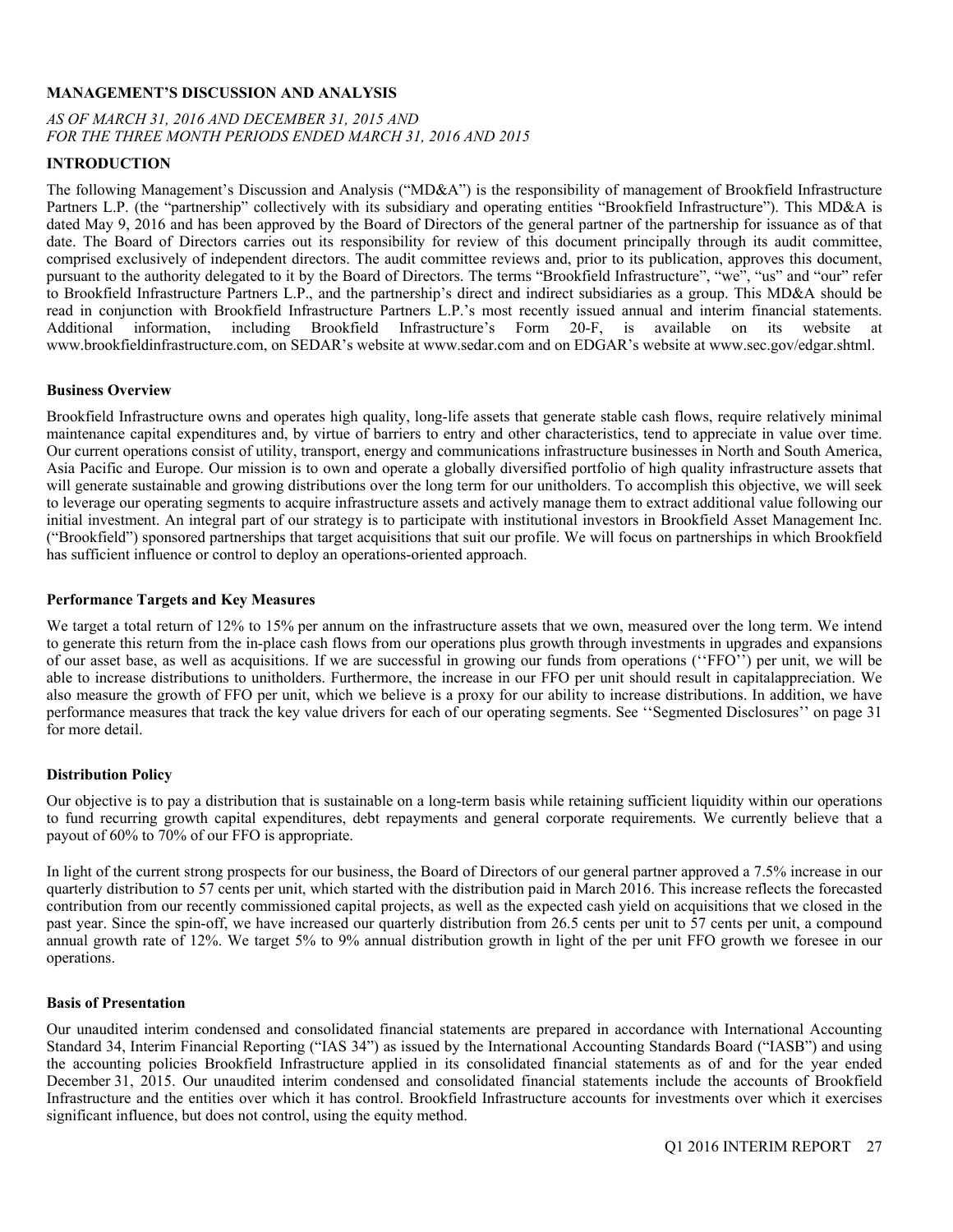## MANAGEMENT'S DISCUSSION AND ANALYSIS

*AS OF MARCH 31, 2016 AND DECEMBER 31, 2015 AND*
*FOR THE THREE MONTH PERIODS ENDED MARCH 31, 2016 AND 2015*

### INTRODUCTION

The following Management's Discussion and Analysis ("MD&A") is the responsibility of management of Brookfield Infrastructure Partners L.P. (the "partnership" collectively with its subsidiary and operating entities "Brookfield Infrastructure"). This MD&A is dated May 9, 2016 and has been approved by the Board of Directors of the general partner of the partnership for issuance as of that date. The Board of Directors carries out its responsibility for review of this document principally through its audit committee, comprised exclusively of independent directors. The audit committee reviews and, prior to its publication, approves this document, pursuant to the authority delegated to it by the Board of Directors. The terms "Brookfield Infrastructure", "we", "us" and "our" refer to Brookfield Infrastructure Partners L.P., and the partnership's direct and indirect subsidiaries as a group. This MD&A should be read in conjunction with Brookfield Infrastructure Partners L.P.'s most recently issued annual and interim financial statements. Additional information, including Brookfield Infrastructure's Form 20-F, is available on its website at www.brookfieldinfrastructure.com, on SEDAR's website at www.sedar.com and on EDGAR's website at www.sec.gov/edgar.shtml.

#### Business Overview

Brookfield Infrastructure owns and operates high quality, long-life assets that generate stable cash flows, require relatively minimal maintenance capital expenditures and, by virtue of barriers to entry and other characteristics, tend to appreciate in value over time. Our current operations consist of utility, transport, energy and communications infrastructure businesses in North and South America, Asia Pacific and Europe. Our mission is to own and operate a globally diversified portfolio of high quality infrastructure assets that will generate sustainable and growing distributions over the long term for our unitholders. To accomplish this objective, we will seek to leverage our operating segments to acquire infrastructure assets and actively manage them to extract additional value following our initial investment. An integral part of our strategy is to participate with institutional investors in Brookfield Asset Management Inc. ("Brookfield") sponsored partnerships that target acquisitions that suit our profile. We will focus on partnerships in which Brookfield has sufficient influence or control to deploy an operations-oriented approach.

#### Performance Targets and Key Measures

We target a total return of 12% to 15% per annum on the infrastructure assets that we own, measured over the long term. We intend to generate this return from the in-place cash flows from our operations plus growth through investments in upgrades and expansions of our asset base, as well as acquisitions. If we are successful in growing our funds from operations (''FFO'') per unit, we will be able to increase distributions to unitholders. Furthermore, the increase in our FFO per unit should result in capitalappreciation. We also measure the growth of FFO per unit, which we believe is a proxy for our ability to increase distributions. In addition, we have performance measures that track the key value drivers for each of our operating segments. See ''Segmented Disclosures'' on page 31 for more detail.

#### Distribution Policy

Our objective is to pay a distribution that is sustainable on a long-term basis while retaining sufficient liquidity within our operations to fund recurring growth capital expenditures, debt repayments and general corporate requirements. We currently believe that a payout of 60% to 70% of our FFO is appropriate.

In light of the current strong prospects for our business, the Board of Directors of our general partner approved a 7.5% increase in our quarterly distribution to 57 cents per unit, which started with the distribution paid in March 2016. This increase reflects the forecasted contribution from our recently commissioned capital projects, as well as the expected cash yield on acquisitions that we closed in the past year. Since the spin-off, we have increased our quarterly distribution from 26.5 cents per unit to 57 cents per unit, a compound annual growth rate of 12%. We target 5% to 9% annual distribution growth in light of the per unit FFO growth we foresee in our operations.

#### Basis of Presentation

Our unaudited interim condensed and consolidated financial statements are prepared in accordance with International Accounting Standard 34, Interim Financial Reporting ("IAS 34") as issued by the International Accounting Standards Board ("IASB") and using the accounting policies Brookfield Infrastructure applied in its consolidated financial statements as of and for the year ended December 31, 2015. Our unaudited interim condensed and consolidated financial statements include the accounts of Brookfield Infrastructure and the entities over which it has control. Brookfield Infrastructure accounts for investments over which it exercises significant influence, but does not control, using the equity method.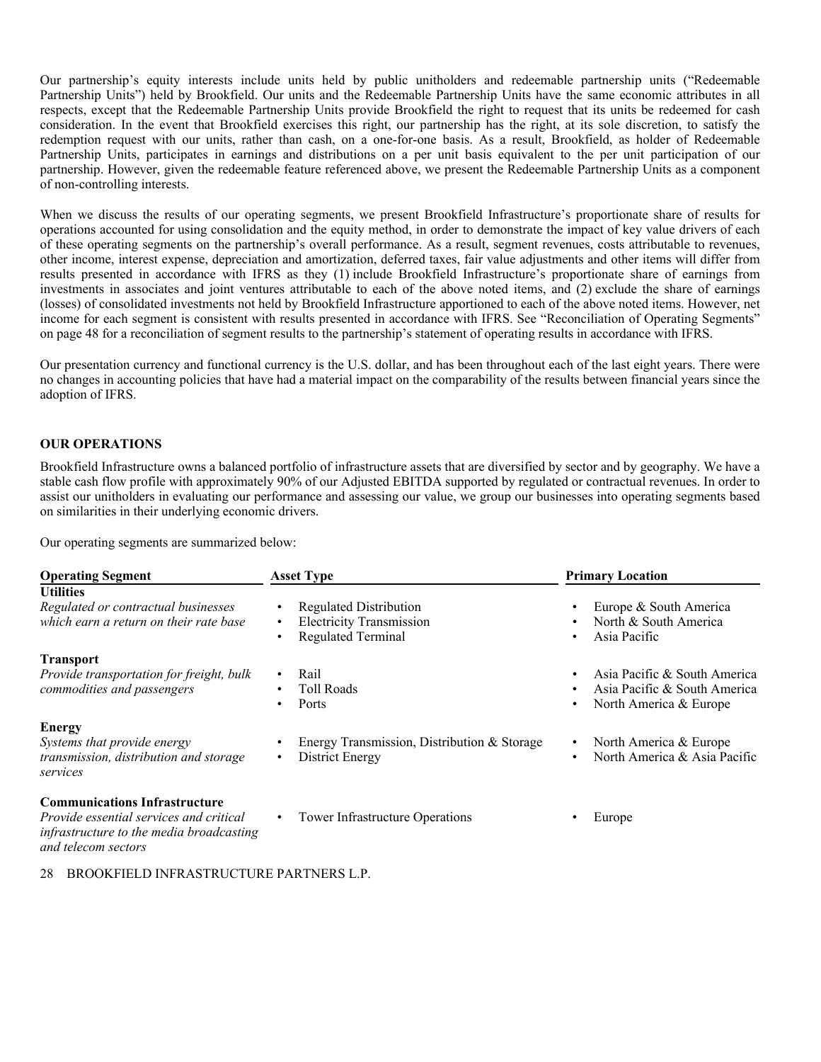Our partnership's equity interests include units held by public unitholders and redeemable partnership units ("Redeemable Partnership Units") held by Brookfield. Our units and the Redeemable Partnership Units have the same economic attributes in all respects, except that the Redeemable Partnership Units provide Brookfield the right to request that its units be redeemed for cash consideration. In the event that Brookfield exercises this right, our partnership has the right, at its sole discretion, to satisfy the redemption request with our units, rather than cash, on a one-for-one basis. As a result, Brookfield, as holder of Redeemable Partnership Units, participates in earnings and distributions on a per unit basis equivalent to the per unit participation of our partnership. However, given the redeemable feature referenced above, we present the Redeemable Partnership Units as a component of non-controlling interests.

When we discuss the results of our operating segments, we present Brookfield Infrastructure's proportionate share of results for operations accounted for using consolidation and the equity method, in order to demonstrate the impact of key value drivers of each of these operating segments on the partnership's overall performance. As a result, segment revenues, costs attributable to revenues, other income, interest expense, depreciation and amortization, deferred taxes, fair value adjustments and other items will differ from results presented in accordance with IFRS as they (1) include Brookfield Infrastructure's proportionate share of earnings from investments in associates and joint ventures attributable to each of the above noted items, and (2) exclude the share of earnings (losses) of consolidated investments not held by Brookfield Infrastructure apportioned to each of the above noted items. However, net income for each segment is consistent with results presented in accordance with IFRS. See "Reconciliation of Operating Segments" on page 48 for a reconciliation of segment results to the partnership's statement of operating results in accordance with IFRS.

Our presentation currency and functional currency is the U.S. dollar, and has been throughout each of the last eight years. There were no changes in accounting policies that have had a material impact on the comparability of the results between financial years since the adoption of IFRS.

**OUR OPERATIONS**

Brookfield Infrastructure owns a balanced portfolio of infrastructure assets that are diversified by sector and by geography. We have a stable cash flow profile with approximately 90% of our Adjusted EBITDA supported by regulated or contractual revenues. In order to assist our unitholders in evaluating our performance and assessing our value, we group our businesses into operating segments based on similarities in their underlying economic drivers.

Our operating segments are summarized below:

| Operating Segment | Asset Type | Primary Location |
|---|---|---|
| **Utilities**<br>*Regulated or contractual businesses which earn a return on their rate base* | • Regulated Distribution<br>• Electricity Transmission<br>• Regulated Terminal | • Europe & South America<br>• North & South America<br>• Asia Pacific |
| **Transport**<br>*Provide transportation for freight, bulk commodities and passengers* | • Rail<br>• Toll Roads<br>• Ports | • Asia Pacific & South America<br>• Asia Pacific & South America<br>• North America & Europe |
| **Energy**<br>*Systems that provide energy transmission, distribution and storage services* | • Energy Transmission, Distribution & Storage<br>• District Energy | • North America & Europe<br>• North America & Asia Pacific |
| **Communications Infrastructure**<br>*Provide essential services and critical infrastructure to the media broadcasting and telecom sectors* | • Tower Infrastructure Operations | • Europe |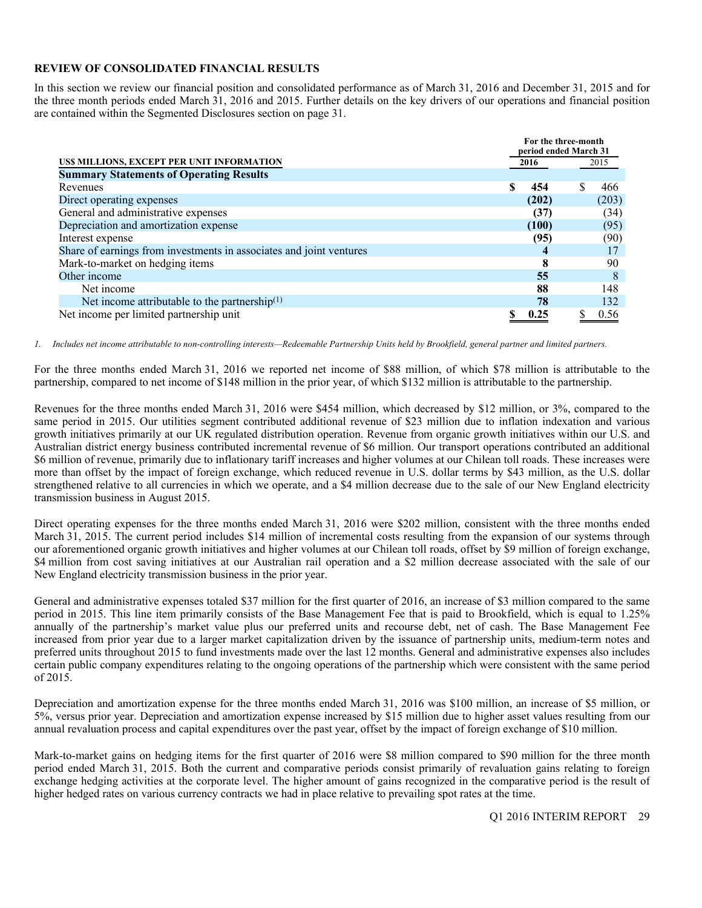**REVIEW OF CONSOLIDATED FINANCIAL RESULTS**

In this section we review our financial position and consolidated performance as of March 31, 2016 and December 31, 2015 and for the three month periods ended March 31, 2016 and 2015. Further details on the key drivers of our operations and financial position are contained within the Segmented Disclosures section on page 31.

| US$ MILLIONS, EXCEPT PER UNIT INFORMATION | For the three-month period ended March 31 | |
|---|---|---|
| | **2016** | 2015 |
| **Summary Statements of Operating Results** | | |
| Revenues | **$ 454** | $ 466 |
| Direct operating expenses | **(202)** | (203) |
| General and administrative expenses | **(37)** | (34) |
| Depreciation and amortization expense | **(100)** | (95) |
| Interest expense | **(95)** | (90) |
| Share of earnings from investments in associates and joint ventures | **4** | 17 |
| Mark-to-market on hedging items | **8** | 90 |
| Other income | **55** | 8 |
| Net income | **88** | 148 |
| Net income attributable to the partnership[1] | **78** | 132 |
| Net income per limited partnership unit | **$ 0.25** | $ 0.56 |

1. *Includes net income attributable to non-controlling interests—Redeemable Partnership Units held by Brookfield, general partner and limited partners.*

For the three months ended March 31, 2016 we reported net income of $88 million, of which $78 million is attributable to the partnership, compared to net income of $148 million in the prior year, of which $132 million is attributable to the partnership.

Revenues for the three months ended March 31, 2016 were $454 million, which decreased by $12 million, or 3%, compared to the same period in 2015. Our utilities segment contributed additional revenue of $23 million due to inflation indexation and various growth initiatives primarily at our UK regulated distribution operation. Revenue from organic growth initiatives within our U.S. and Australian district energy business contributed incremental revenue of $6 million. Our transport operations contributed an additional $6 million of revenue, primarily due to inflationary tariff increases and higher volumes at our Chilean toll roads. These increases were more than offset by the impact of foreign exchange, which reduced revenue in U.S. dollar terms by $43 million, as the U.S. dollar strengthened relative to all currencies in which we operate, and a $4 million decrease due to the sale of our New England electricity transmission business in August 2015.

Direct operating expenses for the three months ended March 31, 2016 were $202 million, consistent with the three months ended March 31, 2015. The current period includes $14 million of incremental costs resulting from the expansion of our systems through our aforementioned organic growth initiatives and higher volumes at our Chilean toll roads, offset by $9 million of foreign exchange, $4 million from cost saving initiatives at our Australian rail operation and a $2 million decrease associated with the sale of our New England electricity transmission business in the prior year.

General and administrative expenses totaled $37 million for the first quarter of 2016, an increase of $3 million compared to the same period in 2015. This line item primarily consists of the Base Management Fee that is paid to Brookfield, which is equal to 1.25% annually of the partnership's market value plus our preferred units and recourse debt, net of cash. The Base Management Fee increased from prior year due to a larger market capitalization driven by the issuance of partnership units, medium-term notes and preferred units throughout 2015 to fund investments made over the last 12 months. General and administrative expenses also includes certain public company expenditures relating to the ongoing operations of the partnership which were consistent with the same period of 2015.

Depreciation and amortization expense for the three months ended March 31, 2016 was $100 million, an increase of $5 million, or 5%, versus prior year. Depreciation and amortization expense increased by $15 million due to higher asset values resulting from our annual revaluation process and capital expenditures over the past year, offset by the impact of foreign exchange of $10 million.

Mark-to-market gains on hedging items for the first quarter of 2016 were $8 million compared to $90 million for the three month period ended March 31, 2015. Both the current and comparative periods consist primarily of revaluation gains relating to foreign exchange hedging activities at the corporate level. The higher amount of gains recognized in the comparative period is the result of higher hedged rates on various currency contracts we had in place relative to prevailing spot rates at the time.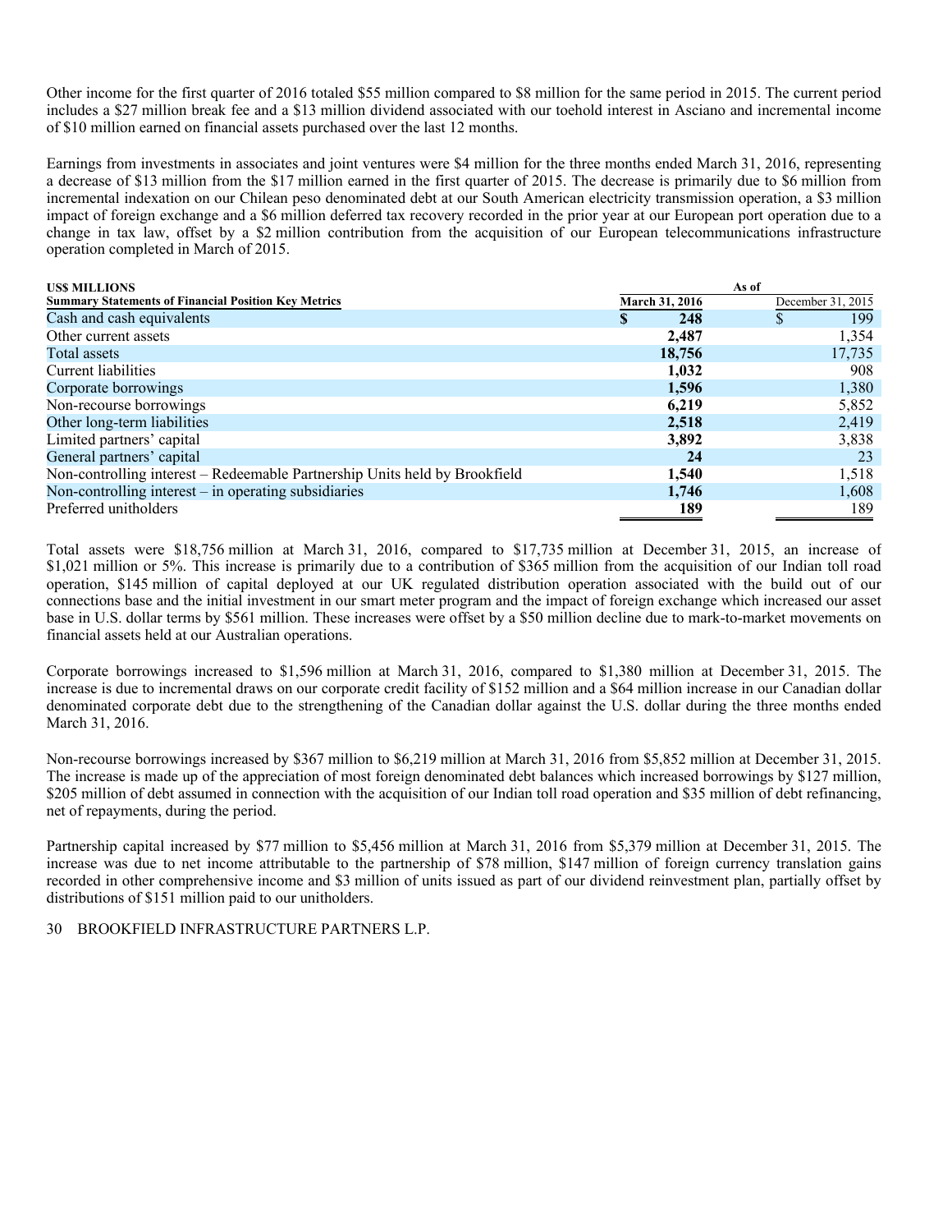Other income for the first quarter of 2016 totaled $55 million compared to $8 million for the same period in 2015. The current period includes a $27 million break fee and a $13 million dividend associated with our toehold interest in Asciano and incremental income of $10 million earned on financial assets purchased over the last 12 months.

Earnings from investments in associates and joint ventures were $4 million for the three months ended March 31, 2016, representing a decrease of $13 million from the $17 million earned in the first quarter of 2015. The decrease is primarily due to $6 million from incremental indexation on our Chilean peso denominated debt at our South American electricity transmission operation, a $3 million impact of foreign exchange and a $6 million deferred tax recovery recorded in the prior year at our European port operation due to a change in tax law, offset by a $2 million contribution from the acquisition of our European telecommunications infrastructure operation completed in March of 2015.

| US$ MILLIONS | As of | |
|---|---|---|
| Summary Statements of Financial Position Key Metrics | March 31, 2016 | December 31, 2015 |
| Cash and cash equivalents | **$ 248** | $ 199 |
| Other current assets | **2,487** | 1,354 |
| Total assets | **18,756** | 17,735 |
| Current liabilities | **1,032** | 908 |
| Corporate borrowings | **1,596** | 1,380 |
| Non-recourse borrowings | **6,219** | 5,852 |
| Other long-term liabilities | **2,518** | 2,419 |
| Limited partners' capital | **3,892** | 3,838 |
| General partners' capital | **24** | 23 |
| Non-controlling interest – Redeemable Partnership Units held by Brookfield | **1,540** | 1,518 |
| Non-controlling interest – in operating subsidiaries | **1,746** | 1,608 |
| Preferred unitholders | **189** | 189 |

Total assets were $18,756 million at March 31, 2016, compared to $17,735 million at December 31, 2015, an increase of $1,021 million or 5%. This increase is primarily due to a contribution of $365 million from the acquisition of our Indian toll road operation, $145 million of capital deployed at our UK regulated distribution operation associated with the build out of our connections base and the initial investment in our smart meter program and the impact of foreign exchange which increased our asset base in U.S. dollar terms by $561 million. These increases were offset by a $50 million decline due to mark-to-market movements on financial assets held at our Australian operations.

Corporate borrowings increased to $1,596 million at March 31, 2016, compared to $1,380 million at December 31, 2015. The increase is due to incremental draws on our corporate credit facility of $152 million and a $64 million increase in our Canadian dollar denominated corporate debt due to the strengthening of the Canadian dollar against the U.S. dollar during the three months ended March 31, 2016.

Non-recourse borrowings increased by $367 million to $6,219 million at March 31, 2016 from $5,852 million at December 31, 2015. The increase is made up of the appreciation of most foreign denominated debt balances which increased borrowings by $127 million, $205 million of debt assumed in connection with the acquisition of our Indian toll road operation and $35 million of debt refinancing, net of repayments, during the period.

Partnership capital increased by $77 million to $5,456 million at March 31, 2016 from $5,379 million at December 31, 2015. The increase was due to net income attributable to the partnership of $78 million, $147 million of foreign currency translation gains recorded in other comprehensive income and $3 million of units issued as part of our dividend reinvestment plan, partially offset by distributions of $151 million paid to our unitholders.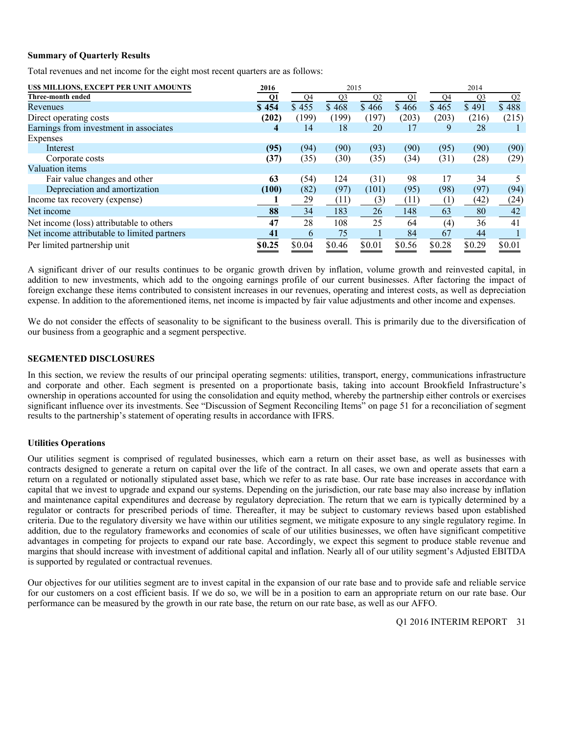**Summary of Quarterly Results**

Total revenues and net income for the eight most recent quarters are as follows:

| US$ MILLIONS, EXCEPT PER UNIT AMOUNTS | 2016 | 2015 | | | | 2014 | | |
|---|---|---|---|---|---|---|---|---|
| **Three-month ended** | **Q1** | Q4 | Q3 | Q2 | Q1 | Q4 | Q3 | Q2 |
| Revenues | **$ 454** | $ 455 | $ 468 | $ 466 | $ 466 | $ 465 | $ 491 | $ 488 |
| Direct operating costs | **(202)** | (199) | (199) | (197) | (203) | (203) | (216) | (215) |
| Earnings from investment in associates | **4** | 14 | 18 | 20 | 17 | 9 | 28 | 1 |
| Expenses | | | | | | | | |
| Interest | **(95)** | (94) | (90) | (93) | (90) | (95) | (90) | (90) |
| Corporate costs | **(37)** | (35) | (30) | (35) | (34) | (31) | (28) | (29) |
| Valuation items | | | | | | | | |
| Fair value changes and other | **63** | (54) | 124 | (31) | 98 | 17 | 34 | 5 |
| Depreciation and amortization | **(100)** | (82) | (97) | (101) | (95) | (98) | (97) | (94) |
| Income tax recovery (expense) | **1** | 29 | (11) | (3) | (11) | (1) | (42) | (24) |
| Net income | **88** | 34 | 183 | 26 | 148 | 63 | 80 | 42 |
| Net income (loss) attributable to others | **47** | 28 | 108 | 25 | 64 | (4) | 36 | 41 |
| Net income attributable to limited partners | **41** | 6 | 75 | 1 | 84 | 67 | 44 | 1 |
| Per limited partnership unit | **$0.25** | $0.04 | $0.46 | $0.01 | $0.56 | $0.28 | $0.29 | $0.01 |

A significant driver of our results continues to be organic growth driven by inflation, volume growth and reinvested capital, in addition to new investments, which add to the ongoing earnings profile of our current businesses. After factoring the impact of foreign exchange these items contributed to consistent increases in our revenues, operating and interest costs, as well as depreciation expense. In addition to the aforementioned items, net income is impacted by fair value adjustments and other income and expenses.

We do not consider the effects of seasonality to be significant to the business overall. This is primarily due to the diversification of our business from a geographic and a segment perspective.

## SEGMENTED DISCLOSURES

In this section, we review the results of our principal operating segments: utilities, transport, energy, communications infrastructure and corporate and other. Each segment is presented on a proportionate basis, taking into account Brookfield Infrastructure's ownership in operations accounted for using the consolidation and equity method, whereby the partnership either controls or exercises significant influence over its investments. See "Discussion of Segment Reconciling Items" on page 51 for a reconciliation of segment results to the partnership's statement of operating results in accordance with IFRS.

### Utilities Operations

Our utilities segment is comprised of regulated businesses, which earn a return on their asset base, as well as businesses with contracts designed to generate a return on capital over the life of the contract. In all cases, we own and operate assets that earn a return on a regulated or notionally stipulated asset base, which we refer to as rate base. Our rate base increases in accordance with capital that we invest to upgrade and expand our systems. Depending on the jurisdiction, our rate base may also increase by inflation and maintenance capital expenditures and decrease by regulatory depreciation. The return that we earn is typically determined by a regulator or contracts for prescribed periods of time. Thereafter, it may be subject to customary reviews based upon established criteria. Due to the regulatory diversity we have within our utilities segment, we mitigate exposure to any single regulatory regime. In addition, due to the regulatory frameworks and economies of scale of our utilities businesses, we often have significant competitive advantages in competing for projects to expand our rate base. Accordingly, we expect this segment to produce stable revenue and margins that should increase with investment of additional capital and inflation. Nearly all of our utility segment's Adjusted EBITDA is supported by regulated or contractual revenues.

Our objectives for our utilities segment are to invest capital in the expansion of our rate base and to provide safe and reliable service for our customers on a cost efficient basis. If we do so, we will be in a position to earn an appropriate return on our rate base. Our performance can be measured by the growth in our rate base, the return on our rate base, as well as our AFFO.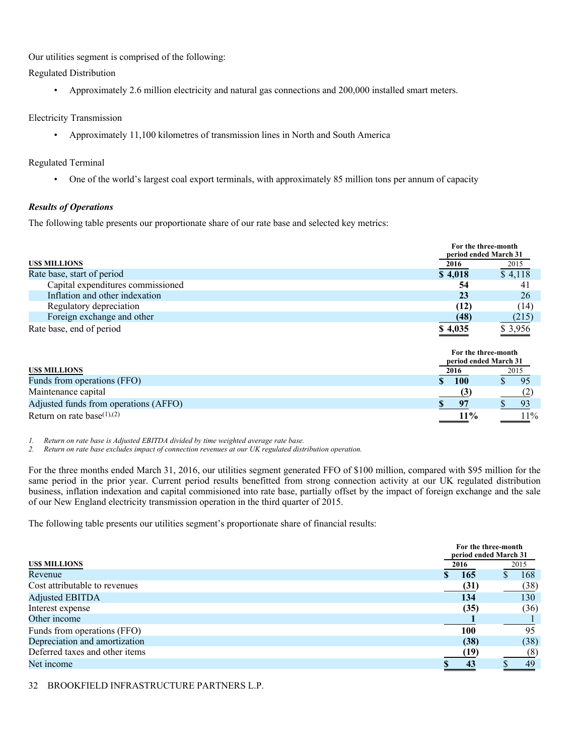Our utilities segment is comprised of the following:

Regulated Distribution

- Approximately 2.6 million electricity and natural gas connections and 200,000 installed smart meters.

Electricity Transmission

- Approximately 11,100 kilometres of transmission lines in North and South America

Regulated Terminal

- One of the world's largest coal export terminals, with approximately 85 million tons per annum of capacity

***Results of Operations***

The following table presents our proportionate share of our rate base and selected key metrics:

| US$ MILLIONS | For the three-month period ended March 31 | |
|---|---|---|
| | **2016** | 2015 |
| Rate base, start of period | **$ 4,018** | $ 4,118 |
| Capital expenditures commissioned | **54** | 41 |
| Inflation and other indexation | **23** | 26 |
| Regulatory depreciation | **(12)** | (14) |
| Foreign exchange and other | **(48)** | (215) |
| Rate base, end of period | **$ 4,035** | $ 3,956 |

| US$ MILLIONS | For the three-month period ended March 31 | |
|---|---|---|
| | **2016** | 2015 |
| Funds from operations (FFO) | **$ 100** | $ 95 |
| Maintenance capital | **(3)** | (2) |
| Adjusted funds from operations (AFFO) | **$ 97** | $ 93 |
| Return on rate base[1],[2] | **11%** | 11% |

*1. Return on rate base is Adjusted EBITDA divided by time weighted average rate base.*
*2. Return on rate base excludes impact of connection revenues at our UK regulated distribution operation.*

For the three months ended March 31, 2016, our utilities segment generated FFO of $100 million, compared with $95 million for the same period in the prior year. Current period results benefitted from strong connection activity at our UK regulated distribution business, inflation indexation and capital commisioned into rate base, partially offset by the impact of foreign exchange and the sale of our New England electricity transmission operation in the third quarter of 2015.

The following table presents our utilities segment's proportionate share of financial results:

| US$ MILLIONS | For the three-month period ended March 31 | |
|---|---|---|
| | **2016** | 2015 |
| Revenue | **$ 165** | $ 168 |
| Cost attributable to revenues | **(31)** | (38) |
| Adjusted EBITDA | **134** | 130 |
| Interest expense | **(35)** | (36) |
| Other income | **1** | 1 |
| Funds from operations (FFO) | **100** | 95 |
| Depreciation and amortization | **(38)** | (38) |
| Deferred taxes and other items | **(19)** | (8) |
| Net income | **$ 43** | $ 49 |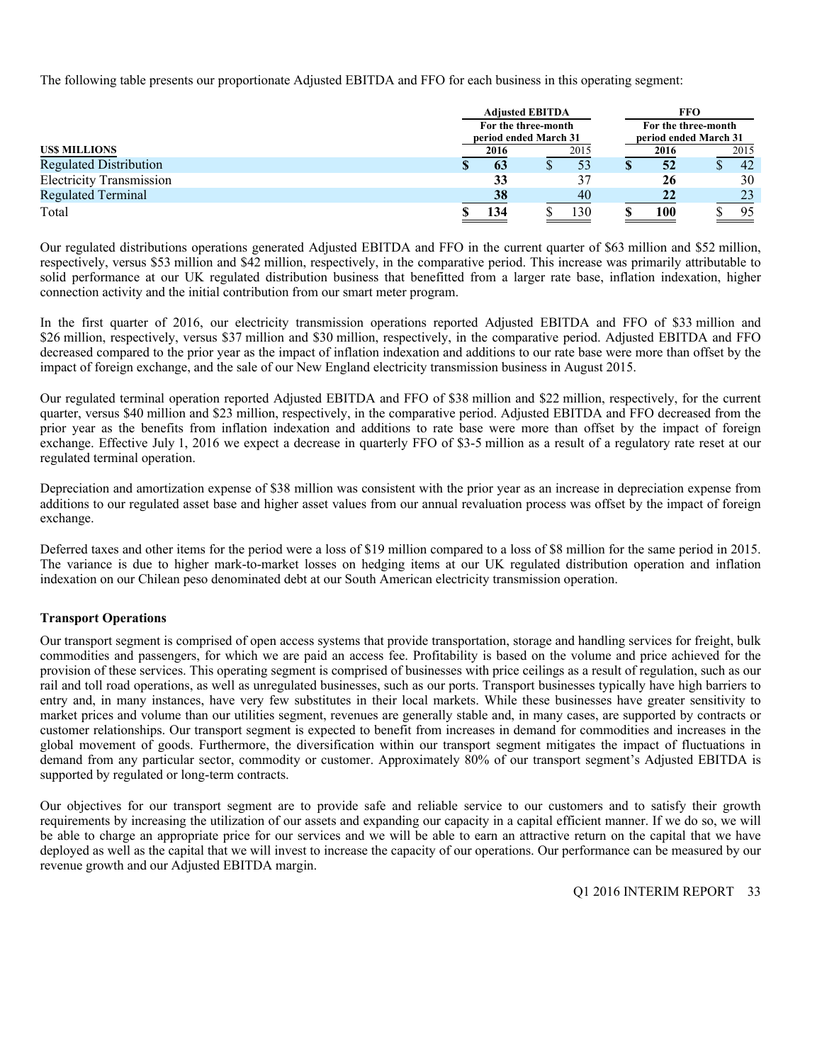The following table presents our proportionate Adjusted EBITDA and FFO for each business in this operating segment:

| US$ MILLIONS | Adjusted EBITDA For the three-month period ended March 31 | | FFO For the three-month period ended March 31 | |
|---|---|---|---|---|
| | **2016** | 2015 | **2016** | 2015 |
| Regulated Distribution | **$ 63** | $ 53 | **$ 52** | $ 42 |
| Electricity Transmission | **33** | 37 | **26** | 30 |
| Regulated Terminal | **38** | 40 | **22** | 23 |
| Total | **$ 134** | $ 130 | **$ 100** | $ 95 |

Our regulated distributions operations generated Adjusted EBITDA and FFO in the current quarter of $63 million and $52 million, respectively, versus $53 million and $42 million, respectively, in the comparative period. This increase was primarily attributable to solid performance at our UK regulated distribution business that benefitted from a larger rate base, inflation indexation, higher connection activity and the initial contribution from our smart meter program.

In the first quarter of 2016, our electricity transmission operations reported Adjusted EBITDA and FFO of $33 million and $26 million, respectively, versus $37 million and $30 million, respectively, in the comparative period. Adjusted EBITDA and FFO decreased compared to the prior year as the impact of inflation indexation and additions to our rate base were more than offset by the impact of foreign exchange, and the sale of our New England electricity transmission business in August 2015.

Our regulated terminal operation reported Adjusted EBITDA and FFO of $38 million and $22 million, respectively, for the current quarter, versus $40 million and $23 million, respectively, in the comparative period. Adjusted EBITDA and FFO decreased from the prior year as the benefits from inflation indexation and additions to rate base were more than offset by the impact of foreign exchange. Effective July 1, 2016 we expect a decrease in quarterly FFO of $3-5 million as a result of a regulatory rate reset at our regulated terminal operation.

Depreciation and amortization expense of $38 million was consistent with the prior year as an increase in depreciation expense from additions to our regulated asset base and higher asset values from our annual revaluation process was offset by the impact of foreign exchange.

Deferred taxes and other items for the period were a loss of $19 million compared to a loss of $8 million for the same period in 2015. The variance is due to higher mark-to-market losses on hedging items at our UK regulated distribution operation and inflation indexation on our Chilean peso denominated debt at our South American electricity transmission operation.

**Transport Operations**

Our transport segment is comprised of open access systems that provide transportation, storage and handling services for freight, bulk commodities and passengers, for which we are paid an access fee. Profitability is based on the volume and price achieved for the provision of these services. This operating segment is comprised of businesses with price ceilings as a result of regulation, such as our rail and toll road operations, as well as unregulated businesses, such as our ports. Transport businesses typically have high barriers to entry and, in many instances, have very few substitutes in their local markets. While these businesses have greater sensitivity to market prices and volume than our utilities segment, revenues are generally stable and, in many cases, are supported by contracts or customer relationships. Our transport segment is expected to benefit from increases in demand for commodities and increases in the global movement of goods. Furthermore, the diversification within our transport segment mitigates the impact of fluctuations in demand from any particular sector, commodity or customer. Approximately 80% of our transport segment's Adjusted EBITDA is supported by regulated or long-term contracts.

Our objectives for our transport segment are to provide safe and reliable service to our customers and to satisfy their growth requirements by increasing the utilization of our assets and expanding our capacity in a capital efficient manner. If we do so, we will be able to charge an appropriate price for our services and we will be able to earn an attractive return on the capital that we have deployed as well as the capital that we will invest to increase the capacity of our operations. Our performance can be measured by our revenue growth and our Adjusted EBITDA margin.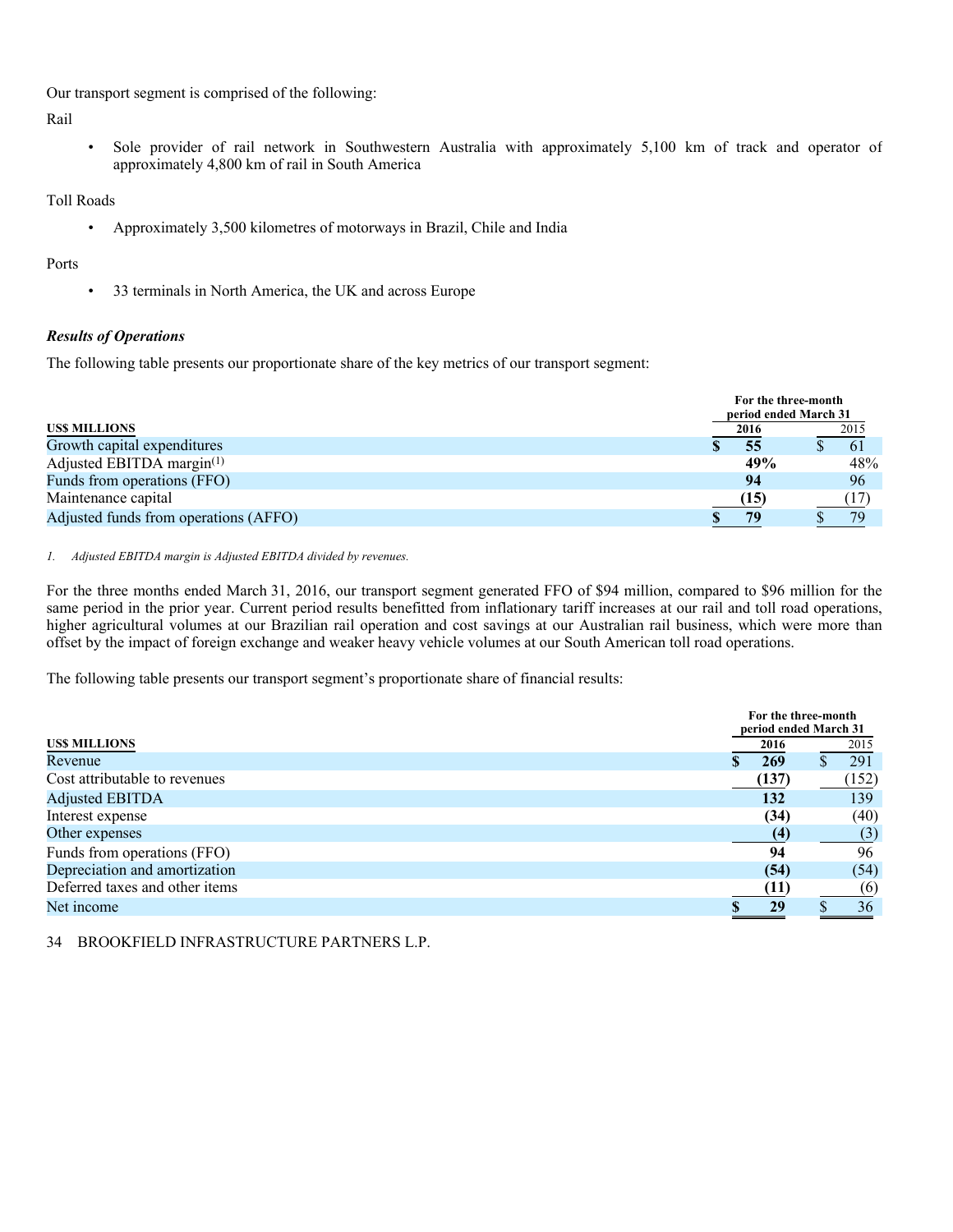Our transport segment is comprised of the following:

Rail

- Sole provider of rail network in Southwestern Australia with approximately 5,100 km of track and operator of approximately 4,800 km of rail in South America

Toll Roads

- Approximately 3,500 kilometres of motorways in Brazil, Chile and India

Ports

- 33 terminals in North America, the UK and across Europe

***Results of Operations***

The following table presents our proportionate share of the key metrics of our transport segment:

| US$ MILLIONS | For the three-month period ended March 31 2016 | 2015 |
|---|---|---|
| Growth capital expenditures | **$ 55** | $ 61 |
| Adjusted EBITDA margin[1] | **49%** | 48% |
| Funds from operations (FFO) | **94** | 96 |
| Maintenance capital | **(15)** | (17) |
| Adjusted funds from operations (AFFO) | **$ 79** | $ 79 |

*1. Adjusted EBITDA margin is Adjusted EBITDA divided by revenues.*

For the three months ended March 31, 2016, our transport segment generated FFO of $94 million, compared to $96 million for the same period in the prior year. Current period results benefitted from inflationary tariff increases at our rail and toll road operations, higher agricultural volumes at our Brazilian rail operation and cost savings at our Australian rail business, which were more than offset by the impact of foreign exchange and weaker heavy vehicle volumes at our South American toll road operations.

The following table presents our transport segment's proportionate share of financial results:

| US$ MILLIONS | For the three-month period ended March 31 2016 | 2015 |
|---|---|---|
| Revenue | **$ 269** | $ 291 |
| Cost attributable to revenues | **(137)** | (152) |
| Adjusted EBITDA | **132** | 139 |
| Interest expense | **(34)** | (40) |
| Other expenses | **(4)** | (3) |
| Funds from operations (FFO) | **94** | 96 |
| Depreciation and amortization | **(54)** | (54) |
| Deferred taxes and other items | **(11)** | (6) |
| Net income | **$ 29** | $ 36 |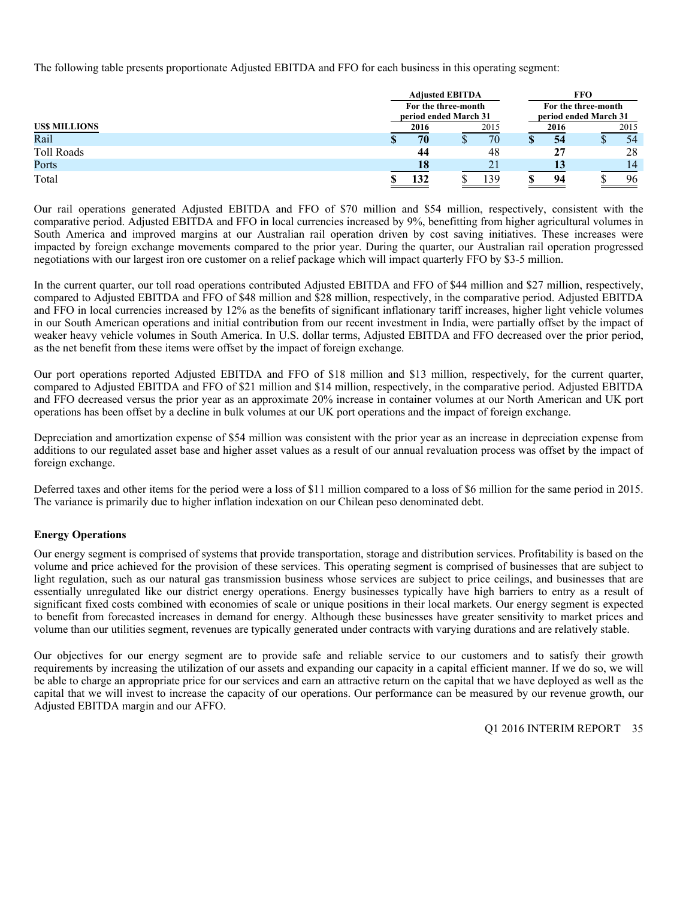The following table presents proportionate Adjusted EBITDA and FFO for each business in this operating segment:

| US$ MILLIONS | Adjusted EBITDA For the three-month period ended March 31 2016 | 2015 | FFO For the three-month period ended March 31 2016 | 2015 |
|---|---|---|---|---|
| Rail | $ 70 | $ 70 | $ 54 | $ 54 |
| Toll Roads | 44 | 48 | 27 | 28 |
| Ports | 18 | 21 | 13 | 14 |
| Total | $ 132 | $ 139 | $ 94 | $ 96 |

Our rail operations generated Adjusted EBITDA and FFO of $70 million and $54 million, respectively, consistent with the comparative period. Adjusted EBITDA and FFO in local currencies increased by 9%, benefitting from higher agricultural volumes in South America and improved margins at our Australian rail operation driven by cost saving initiatives. These increases were impacted by foreign exchange movements compared to the prior year. During the quarter, our Australian rail operation progressed negotiations with our largest iron ore customer on a relief package which will impact quarterly FFO by $3-5 million.

In the current quarter, our toll road operations contributed Adjusted EBITDA and FFO of $44 million and $27 million, respectively, compared to Adjusted EBITDA and FFO of $48 million and $28 million, respectively, in the comparative period. Adjusted EBITDA and FFO in local currencies increased by 12% as the benefits of significant inflationary tariff increases, higher light vehicle volumes in our South American operations and initial contribution from our recent investment in India, were partially offset by the impact of weaker heavy vehicle volumes in South America. In U.S. dollar terms, Adjusted EBITDA and FFO decreased over the prior period, as the net benefit from these items were offset by the impact of foreign exchange.

Our port operations reported Adjusted EBITDA and FFO of $18 million and $13 million, respectively, for the current quarter, compared to Adjusted EBITDA and FFO of $21 million and $14 million, respectively, in the comparative period. Adjusted EBITDA and FFO decreased versus the prior year as an approximate 20% increase in container volumes at our North American and UK port operations has been offset by a decline in bulk volumes at our UK port operations and the impact of foreign exchange.

Depreciation and amortization expense of $54 million was consistent with the prior year as an increase in depreciation expense from additions to our regulated asset base and higher asset values as a result of our annual revaluation process was offset by the impact of foreign exchange.

Deferred taxes and other items for the period were a loss of $11 million compared to a loss of $6 million for the same period in 2015. The variance is primarily due to higher inflation indexation on our Chilean peso denominated debt.

### Energy Operations

Our energy segment is comprised of systems that provide transportation, storage and distribution services. Profitability is based on the volume and price achieved for the provision of these services. This operating segment is comprised of businesses that are subject to light regulation, such as our natural gas transmission business whose services are subject to price ceilings, and businesses that are essentially unregulated like our district energy operations. Energy businesses typically have high barriers to entry as a result of significant fixed costs combined with economies of scale or unique positions in their local markets. Our energy segment is expected to benefit from forecasted increases in demand for energy. Although these businesses have greater sensitivity to market prices and volume than our utilities segment, revenues are typically generated under contracts with varying durations and are relatively stable.

Our objectives for our energy segment are to provide safe and reliable service to our customers and to satisfy their growth requirements by increasing the utilization of our assets and expanding our capacity in a capital efficient manner. If we do so, we will be able to charge an appropriate price for our services and earn an attractive return on the capital that we have deployed as well as the capital that we will invest to increase the capacity of our operations. Our performance can be measured by our revenue growth, our Adjusted EBITDA margin and our AFFO.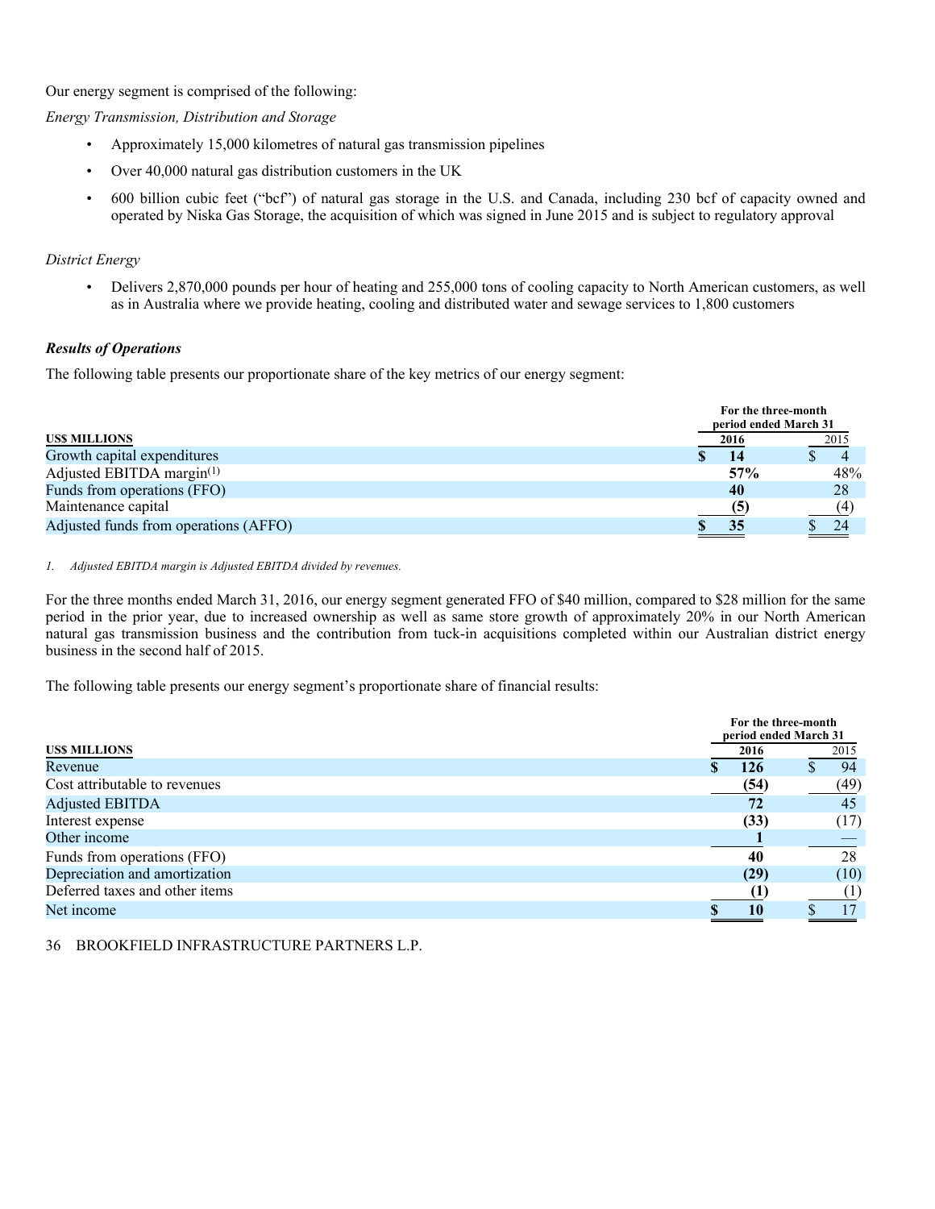Our energy segment is comprised of the following:

*Energy Transmission, Distribution and Storage*

- Approximately 15,000 kilometres of natural gas transmission pipelines
- Over 40,000 natural gas distribution customers in the UK
- 600 billion cubic feet ("bcf") of natural gas storage in the U.S. and Canada, including 230 bcf of capacity owned and operated by Niska Gas Storage, the acquisition of which was signed in June 2015 and is subject to regulatory approval

*District Energy*

- Delivers 2,870,000 pounds per hour of heating and 255,000 tons of cooling capacity to North American customers, as well as in Australia where we provide heating, cooling and distributed water and sewage services to 1,800 customers

***Results of Operations***

The following table presents our proportionate share of the key metrics of our energy segment:

| US$ MILLIONS | For the three-month period ended March 31 2016 | 2015 |
|---|---|---|
| Growth capital expenditures | **$ 14** | $ 4 |
| Adjusted EBITDA margin[1] | **57%** | 48% |
| Funds from operations (FFO) | **40** | 28 |
| Maintenance capital | **(5)** | (4) |
| Adjusted funds from operations (AFFO) | **$ 35** | $ 24 |

*1. Adjusted EBITDA margin is Adjusted EBITDA divided by revenues.*

For the three months ended March 31, 2016, our energy segment generated FFO of $40 million, compared to $28 million for the same period in the prior year, due to increased ownership as well as same store growth of approximately 20% in our North American natural gas transmission business and the contribution from tuck-in acquisitions completed within our Australian district energy business in the second half of 2015.

The following table presents our energy segment's proportionate share of financial results:

| US$ MILLIONS | For the three-month period ended March 31 2016 | 2015 |
|---|---|---|
| Revenue | **$ 126** | $ 94 |
| Cost attributable to revenues | **(54)** | (49) |
| Adjusted EBITDA | **72** | 45 |
| Interest expense | **(33)** | (17) |
| Other income | **1** | — |
| Funds from operations (FFO) | **40** | 28 |
| Depreciation and amortization | **(29)** | (10) |
| Deferred taxes and other items | **(1)** | (1) |
| Net income | **$ 10** | $ 17 |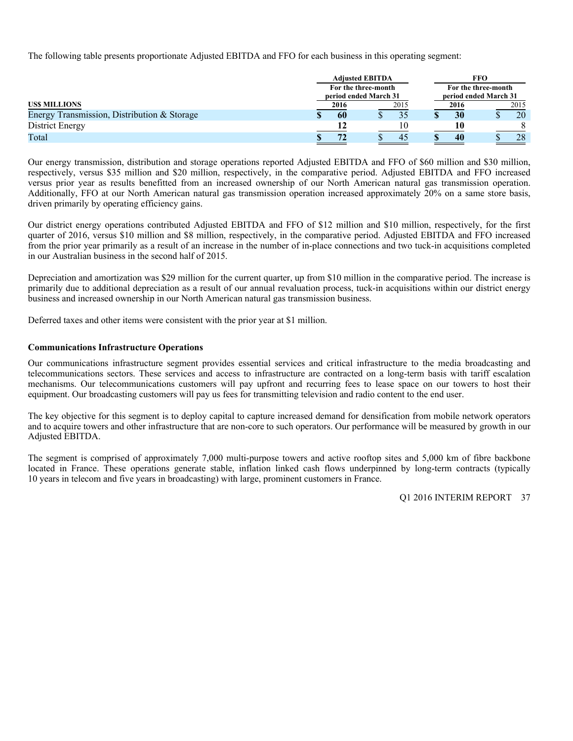The following table presents proportionate Adjusted EBITDA and FFO for each business in this operating segment:

| US$ MILLIONS | Adjusted EBITDA For the three-month period ended March 31 2016 | 2015 | FFO For the three-month period ended March 31 2016 | 2015 |
|---|---|---|---|---|
| Energy Transmission, Distribution & Storage | **$ 60** | $ 35 | **$ 30** | $ 20 |
| District Energy | **12** | 10 | **10** | 8 |
| Total | **$ 72** | $ 45 | **$ 40** | $ 28 |

Our energy transmission, distribution and storage operations reported Adjusted EBITDA and FFO of $60 million and $30 million, respectively, versus $35 million and $20 million, respectively, in the comparative period. Adjusted EBITDA and FFO increased versus prior year as results benefitted from an increased ownership of our North American natural gas transmission operation. Additionally, FFO at our North American natural gas transmission operation increased approximately 20% on a same store basis, driven primarily by operating efficiency gains.

Our district energy operations contributed Adjusted EBITDA and FFO of $12 million and $10 million, respectively, for the first quarter of 2016, versus $10 million and $8 million, respectively, in the comparative period. Adjusted EBITDA and FFO increased from the prior year primarily as a result of an increase in the number of in-place connections and two tuck-in acquisitions completed in our Australian business in the second half of 2015.

Depreciation and amortization was $29 million for the current quarter, up from $10 million in the comparative period. The increase is primarily due to additional depreciation as a result of our annual revaluation process, tuck-in acquisitions within our district energy business and increased ownership in our North American natural gas transmission business.

Deferred taxes and other items were consistent with the prior year at $1 million.

**Communications Infrastructure Operations**

Our communications infrastructure segment provides essential services and critical infrastructure to the media broadcasting and telecommunications sectors. These services and access to infrastructure are contracted on a long-term basis with tariff escalation mechanisms. Our telecommunications customers will pay upfront and recurring fees to lease space on our towers to host their equipment. Our broadcasting customers will pay us fees for transmitting television and radio content to the end user.

The key objective for this segment is to deploy capital to capture increased demand for densification from mobile network operators and to acquire towers and other infrastructure that are non-core to such operators. Our performance will be measured by growth in our Adjusted EBITDA.

The segment is comprised of approximately 7,000 multi-purpose towers and active rooftop sites and 5,000 km of fibre backbone located in France. These operations generate stable, inflation linked cash flows underpinned by long-term contracts (typically 10 years in telecom and five years in broadcasting) with large, prominent customers in France.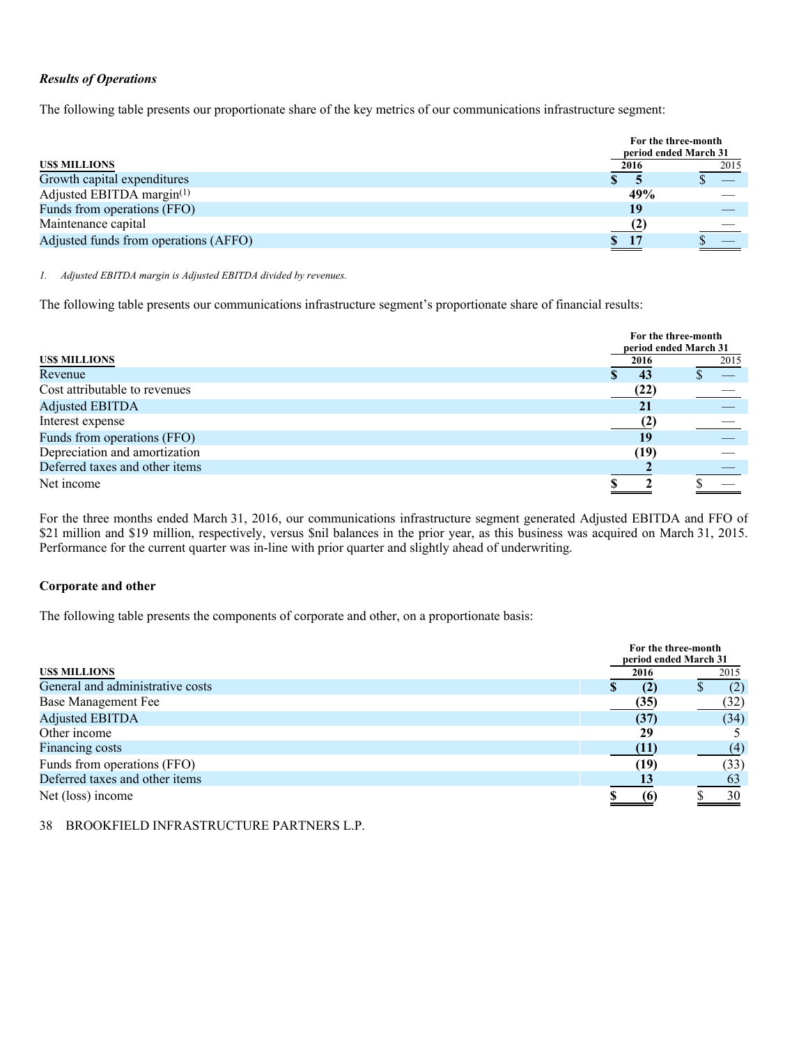***Results of Operations***

The following table presents our proportionate share of the key metrics of our communications infrastructure segment:

| US$ MILLIONS | For the three-month period ended March 31 2016 | 2015 |
|---|---|---|
| Growth capital expenditures | **$ 5** | $ — |
| Adjusted EBITDA margin[1] | **49%** | — |
| Funds from operations (FFO) | **19** | — |
| Maintenance capital | **(2)** | — |
| Adjusted funds from operations (AFFO) | **$ 17** | $ — |

*1. Adjusted EBITDA margin is Adjusted EBITDA divided by revenues.*

The following table presents our communications infrastructure segment's proportionate share of financial results:

| US$ MILLIONS | For the three-month period ended March 31 2016 | 2015 |
|---|---|---|
| Revenue | **$ 43** | $ — |
| Cost attributable to revenues | **(22)** | — |
| Adjusted EBITDA | **21** | — |
| Interest expense | **(2)** | — |
| Funds from operations (FFO) | **19** | — |
| Depreciation and amortization | **(19)** | — |
| Deferred taxes and other items | **2** | — |
| Net income | **$ 2** | $ — |

For the three months ended March 31, 2016, our communications infrastructure segment generated Adjusted EBITDA and FFO of $21 million and $19 million, respectively, versus $nil balances in the prior year, as this business was acquired on March 31, 2015. Performance for the current quarter was in-line with prior quarter and slightly ahead of underwriting.

**Corporate and other**

The following table presents the components of corporate and other, on a proportionate basis:

| US$ MILLIONS | For the three-month period ended March 31 2016 | 2015 |
|---|---|---|
| General and administrative costs | **$ (2)** | $ (2) |
| Base Management Fee | **(35)** | (32) |
| Adjusted EBITDA | **(37)** | (34) |
| Other income | **29** | 5 |
| Financing costs | **(11)** | (4) |
| Funds from operations (FFO) | **(19)** | (33) |
| Deferred taxes and other items | **13** | 63 |
| Net (loss) income | **$ (6)** | $ 30 |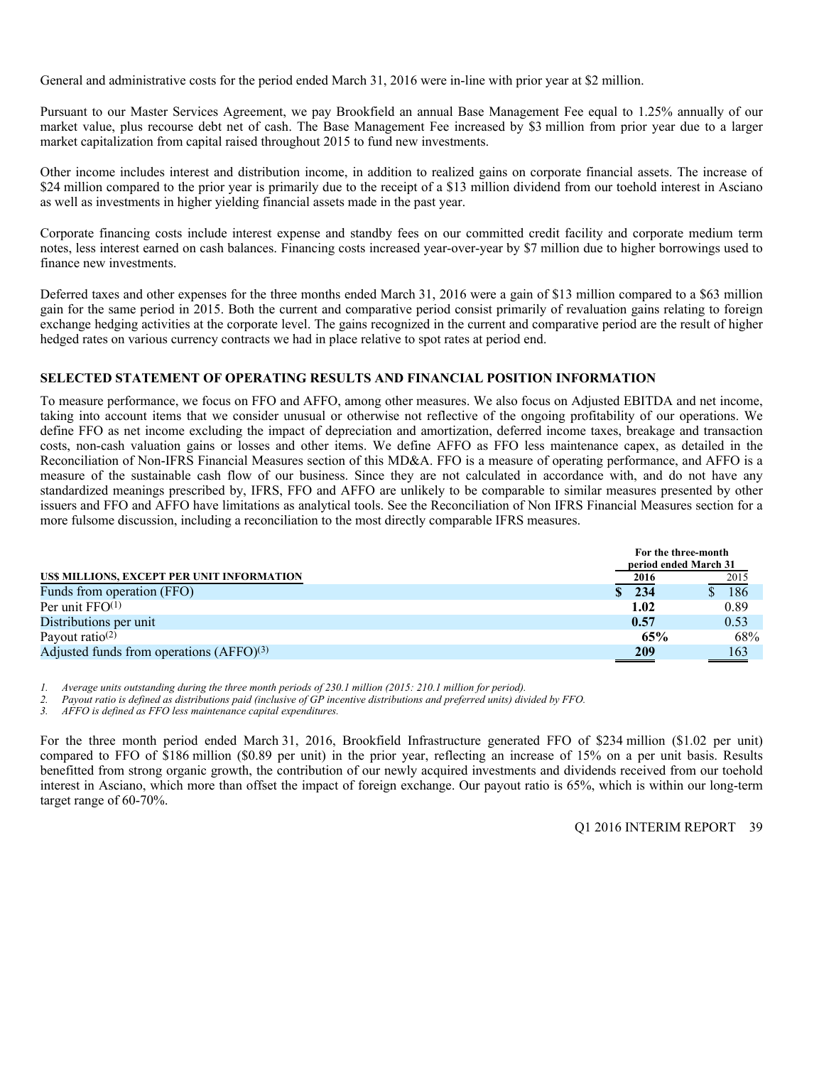General and administrative costs for the period ended March 31, 2016 were in-line with prior year at $2 million.

Pursuant to our Master Services Agreement, we pay Brookfield an annual Base Management Fee equal to 1.25% annually of our market value, plus recourse debt net of cash. The Base Management Fee increased by $3 million from prior year due to a larger market capitalization from capital raised throughout 2015 to fund new investments.

Other income includes interest and distribution income, in addition to realized gains on corporate financial assets. The increase of $24 million compared to the prior year is primarily due to the receipt of a $13 million dividend from our toehold interest in Asciano as well as investments in higher yielding financial assets made in the past year.

Corporate financing costs include interest expense and standby fees on our committed credit facility and corporate medium term notes, less interest earned on cash balances. Financing costs increased year-over-year by $7 million due to higher borrowings used to finance new investments.

Deferred taxes and other expenses for the three months ended March 31, 2016 were a gain of $13 million compared to a $63 million gain for the same period in 2015. Both the current and comparative period consist primarily of revaluation gains relating to foreign exchange hedging activities at the corporate level. The gains recognized in the current and comparative period are the result of higher hedged rates on various currency contracts we had in place relative to spot rates at period end.

## SELECTED STATEMENT OF OPERATING RESULTS AND FINANCIAL POSITION INFORMATION

To measure performance, we focus on FFO and AFFO, among other measures. We also focus on Adjusted EBITDA and net income, taking into account items that we consider unusual or otherwise not reflective of the ongoing profitability of our operations. We define FFO as net income excluding the impact of depreciation and amortization, deferred income taxes, breakage and transaction costs, non-cash valuation gains or losses and other items. We define AFFO as FFO less maintenance capex, as detailed in the Reconciliation of Non-IFRS Financial Measures section of this MD&A. FFO is a measure of operating performance, and AFFO is a measure of the sustainable cash flow of our business. Since they are not calculated in accordance with, and do not have any standardized meanings prescribed by, IFRS, FFO and AFFO are unlikely to be comparable to similar measures presented by other issuers and FFO and AFFO have limitations as analytical tools. See the Reconciliation of Non IFRS Financial Measures section for a more fulsome discussion, including a reconciliation to the most directly comparable IFRS measures.

| US$ MILLIONS, EXCEPT PER UNIT INFORMATION | For the three-month period ended March 31 | |
|---|---|---|
| | **2016** | 2015 |
| Funds from operation (FFO) | **$ 234** | $ 186 |
| Per unit FFO[(1)] | **1.02** | 0.89 |
| Distributions per unit | **0.57** | 0.53 |
| Payout ratio[(2)] | **65%** | 68% |
| Adjusted funds from operations (AFFO)[(3)] | **209** | 163 |

*1. Average units outstanding during the three month periods of 230.1 million (2015: 210.1 million for period).*
*2. Payout ratio is defined as distributions paid (inclusive of GP incentive distributions and preferred units) divided by FFO.*
*3. AFFO is defined as FFO less maintenance capital expenditures.*

For the three month period ended March 31, 2016, Brookfield Infrastructure generated FFO of $234 million ($1.02 per unit) compared to FFO of $186 million ($0.89 per unit) in the prior year, reflecting an increase of 15% on a per unit basis. Results benefitted from strong organic growth, the contribution of our newly acquired investments and dividends received from our toehold interest in Asciano, which more than offset the impact of foreign exchange. Our payout ratio is 65%, which is within our long-term target range of 60-70%.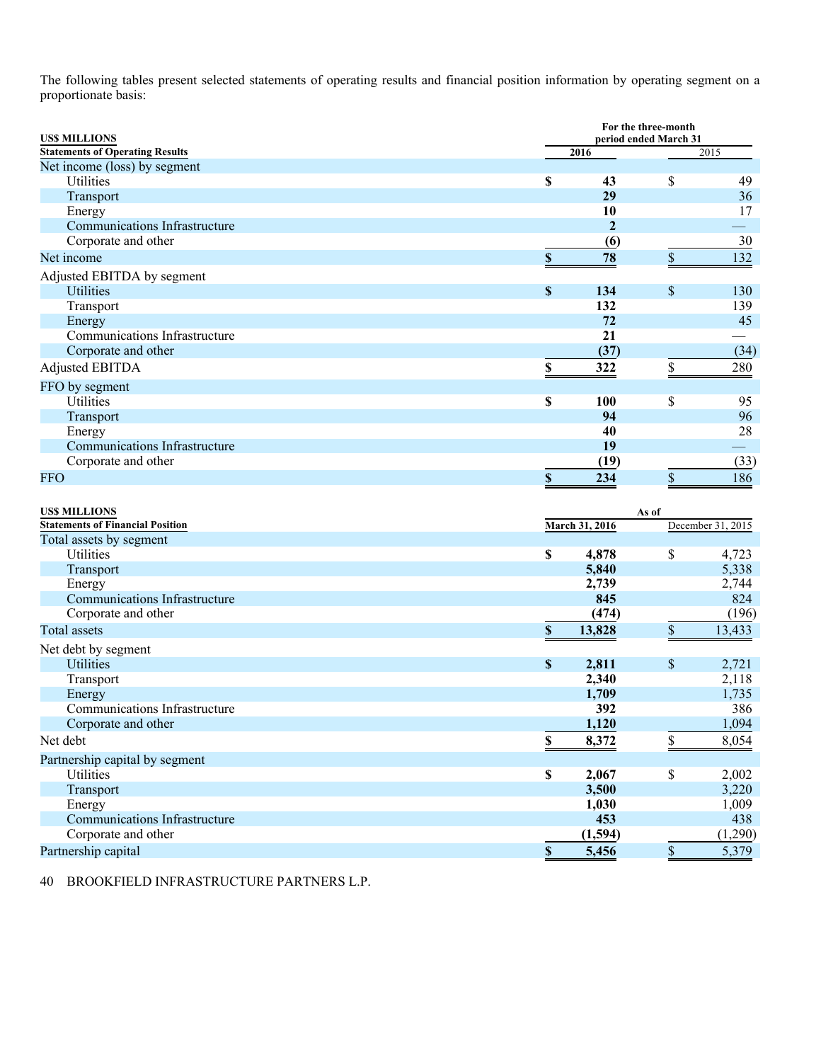The following tables present selected statements of operating results and financial position information by operating segment on a proportionate basis:

| US$ MILLIONS<br>**Statements of Operating Results** | For the three-month period ended March 31 | |
|---|---|---|
| | **2016** | 2015 |
| Net income (loss) by segment | | |
| Utilities | **$ 43** | $ 49 |
| Transport | **29** | 36 |
| Energy | **10** | 17 |
| Communications Infrastructure | **2** | — |
| Corporate and other | **(6)** | 30 |
| Net income | **$ 78** | $ 132 |
| Adjusted EBITDA by segment | | |
| Utilities | **$ 134** | $ 130 |
| Transport | **132** | 139 |
| Energy | **72** | 45 |
| Communications Infrastructure | **21** | — |
| Corporate and other | **(37)** | (34) |
| Adjusted EBITDA | **$ 322** | $ 280 |
| FFO by segment | | |
| Utilities | **$ 100** | $ 95 |
| Transport | **94** | 96 |
| Energy | **40** | 28 |
| Communications Infrastructure | **19** | — |
| Corporate and other | **(19)** | (33) |
| FFO | **$ 234** | $ 186 |

| US$ MILLIONS<br>**Statements of Financial Position** | As of | |
|---|---|---|
| | **March 31, 2016** | December 31, 2015 |
| Total assets by segment | | |
| Utilities | **$ 4,878** | $ 4,723 |
| Transport | **5,840** | 5,338 |
| Energy | **2,739** | 2,744 |
| Communications Infrastructure | **845** | 824 |
| Corporate and other | **(474)** | (196) |
| Total assets | **$ 13,828** | $ 13,433 |
| Net debt by segment | | |
| Utilities | **$ 2,811** | $ 2,721 |
| Transport | **2,340** | 2,118 |
| Energy | **1,709** | 1,735 |
| Communications Infrastructure | **392** | 386 |
| Corporate and other | **1,120** | 1,094 |
| Net debt | **$ 8,372** | $ 8,054 |
| Partnership capital by segment | | |
| Utilities | **$ 2,067** | $ 2,002 |
| Transport | **3,500** | 3,220 |
| Energy | **1,030** | 1,009 |
| Communications Infrastructure | **453** | 438 |
| Corporate and other | **(1,594)** | (1,290) |
| Partnership capital | **$ 5,456** | $ 5,379 |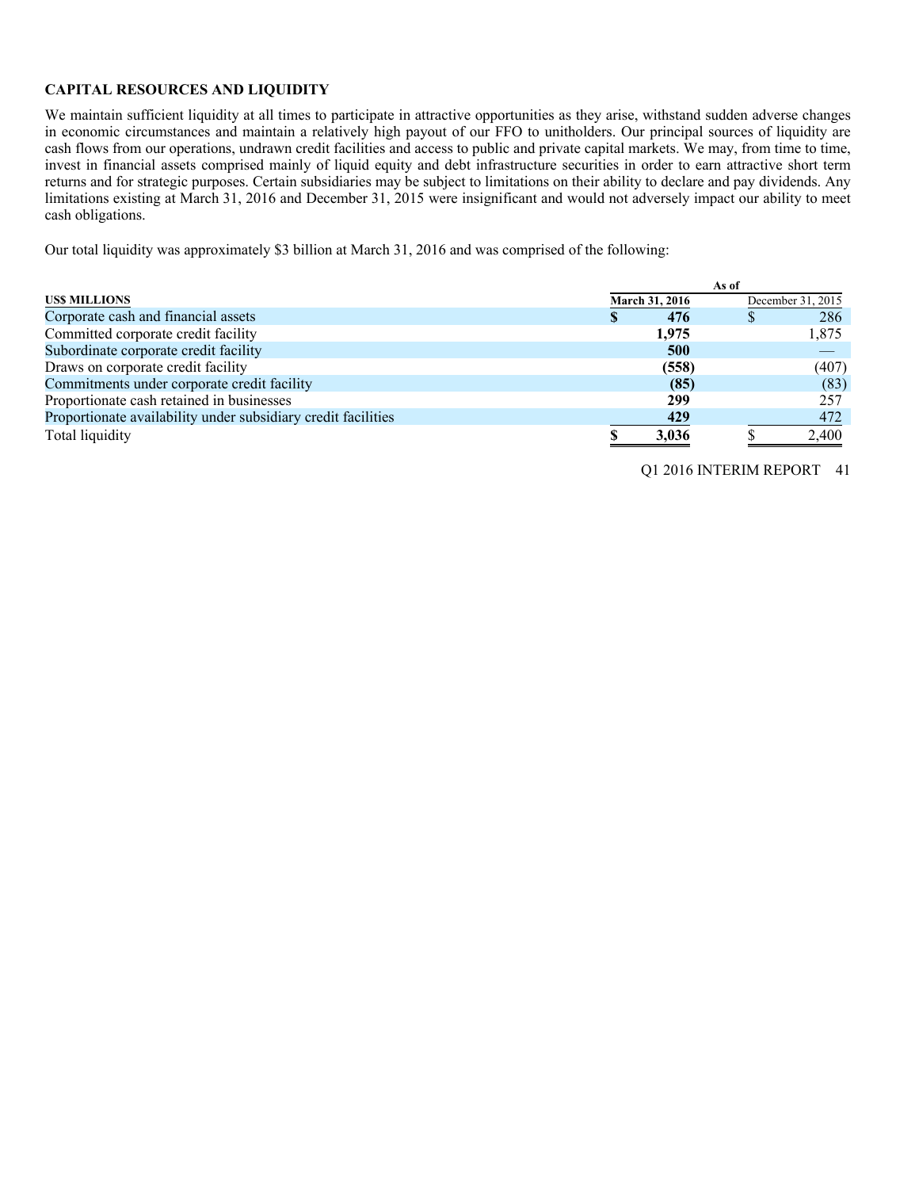## CAPITAL RESOURCES AND LIQUIDITY

We maintain sufficient liquidity at all times to participate in attractive opportunities as they arise, withstand sudden adverse changes in economic circumstances and maintain a relatively high payout of our FFO to unitholders. Our principal sources of liquidity are cash flows from our operations, undrawn credit facilities and access to public and private capital markets. We may, from time to time, invest in financial assets comprised mainly of liquid equity and debt infrastructure securities in order to earn attractive short term returns and for strategic purposes. Certain subsidiaries may be subject to limitations on their ability to declare and pay dividends. Any limitations existing at March 31, 2016 and December 31, 2015 were insignificant and would not adversely impact our ability to meet cash obligations.

Our total liquidity was approximately $3 billion at March 31, 2016 and was comprised of the following:

| | As of | |
|---|---|---|
| **US$ MILLIONS** | **March 31, 2016** | December 31, 2015 |
| Corporate cash and financial assets | **$ 476** | $ 286 |
| Committed corporate credit facility | **1,975** | 1,875 |
| Subordinate corporate credit facility | **500** | — |
| Draws on corporate credit facility | **(558)** | (407) |
| Commitments under corporate credit facility | **(85)** | (83) |
| Proportionate cash retained in businesses | **299** | 257 |
| Proportionate availability under subsidiary credit facilities | **429** | 472 |
| Total liquidity | **$ 3,036** | $ 2,400 |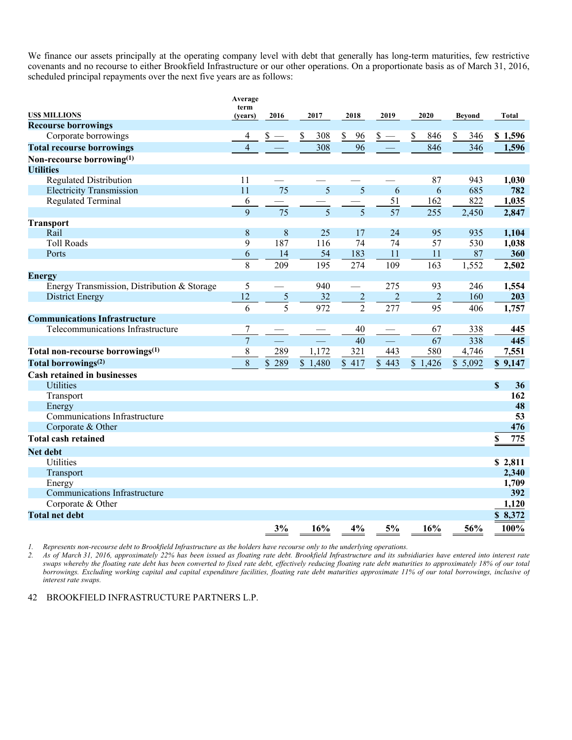We finance our assets principally at the operating company level with debt that generally has long-term maturities, few restrictive covenants and no recourse to either Brookfield Infrastructure or our other operations. On a proportionate basis as of March 31, 2016, scheduled principal repayments over the next five years are as follows:

| US$ MILLIONS | Average term (years) | 2016 | 2017 | 2018 | 2019 | 2020 | Beyond | Total |
|---|---|---|---|---|---|---|---|---|
| **Recourse borrowings** | | | | | | | | |
| Corporate borrowings | 4 | $ — | $ 308 | $ 96 | $ — | $ 846 | $ 346 | **$ 1,596** |
| **Total recourse borrowings** | 4 | — | 308 | 96 | — | 846 | 346 | **1,596** |
| **Non-recourse borrowing(1)** | | | | | | | | |
| **Utilities** | | | | | | | | |
| Regulated Distribution | 11 | — | — | — | — | 87 | 943 | **1,030** |
| Electricity Transmission | 11 | 75 | 5 | 5 | 6 | 6 | 685 | **782** |
| Regulated Terminal | 6 | — | — | — | 51 | 162 | 822 | **1,035** |
| | 9 | 75 | 5 | 5 | 57 | 255 | 2,450 | **2,847** |
| **Transport** | | | | | | | | |
| Rail | 8 | 8 | 25 | 17 | 24 | 95 | 935 | **1,104** |
| Toll Roads | 9 | 187 | 116 | 74 | 74 | 57 | 530 | **1,038** |
| Ports | 6 | 14 | 54 | 183 | 11 | 11 | 87 | **360** |
| | 8 | 209 | 195 | 274 | 109 | 163 | 1,552 | **2,502** |
| **Energy** | | | | | | | | |
| Energy Transmission, Distribution & Storage | 5 | — | 940 | — | 275 | 93 | 246 | **1,554** |
| District Energy | 12 | 5 | 32 | 2 | 2 | 2 | 160 | **203** |
| | 6 | 5 | 972 | 2 | 277 | 95 | 406 | **1,757** |
| **Communications Infrastructure** | | | | | | | | |
| Telecommunications Infrastructure | 7 | — | — | 40 | — | 67 | 338 | **445** |
| | 7 | — | — | 40 | — | 67 | 338 | **445** |
| **Total non-recourse borrowings(1)** | 8 | 289 | 1,172 | 321 | 443 | 580 | 4,746 | **7,551** |
| **Total borrowings(2)** | 8 | $ 289 | $ 1,480 | $ 417 | $ 443 | $ 1,426 | $ 5,092 | **$ 9,147** |
| **Cash retained in businesses** | | | | | | | | |
| Utilities | | | | | | | | **$ 36** |
| Transport | | | | | | | | **162** |
| Energy | | | | | | | | **48** |
| Communications Infrastructure | | | | | | | | **53** |
| Corporate & Other | | | | | | | | **476** |
| **Total cash retained** | | | | | | | | **$ 775** |
| **Net debt** | | | | | | | | |
| Utilities | | | | | | | | **$ 2,811** |
| Transport | | | | | | | | **2,340** |
| Energy | | | | | | | | **1,709** |
| Communications Infrastructure | | | | | | | | **392** |
| Corporate & Other | | | | | | | | **1,120** |
| **Total net debt** | | | | | | | | **$ 8,372** |
| | | **3%** | **16%** | **4%** | **5%** | **16%** | **56%** | **100%** |

1. *Represents non-recourse debt to Brookfield Infrastructure as the holders have recourse only to the underlying operations.*
2. *As of March 31, 2016, approximately 22% has been issued as floating rate debt. Brookfield Infrastructure and its subsidiaries have entered into interest rate swaps whereby the floating rate debt has been converted to fixed rate debt, effectively reducing floating rate debt maturities to approximately 18% of our total borrowings. Excluding working capital and capital expenditure facilities, floating rate debt maturities approximate 11% of our total borrowings, inclusive of interest rate swaps.*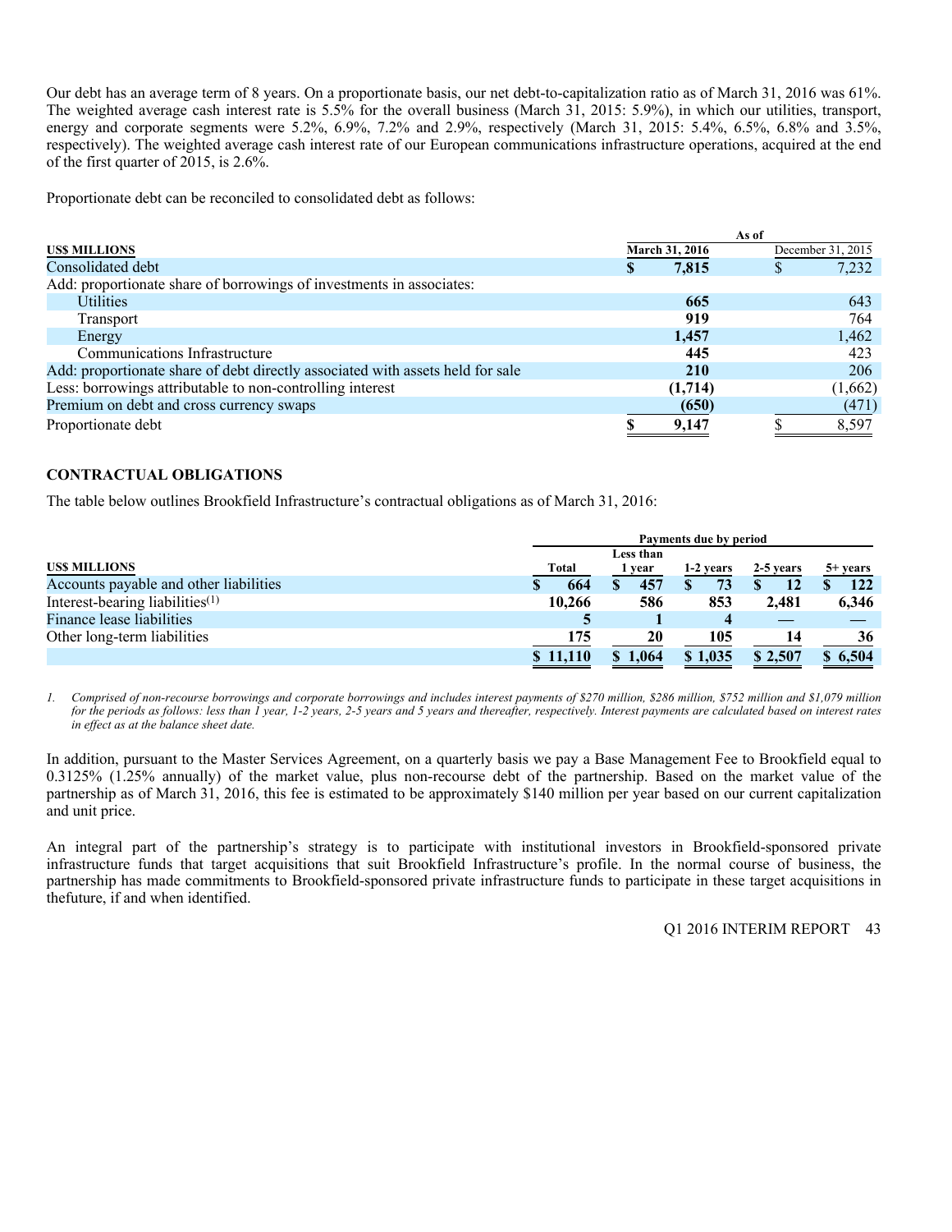Our debt has an average term of 8 years. On a proportionate basis, our net debt-to-capitalization ratio as of March 31, 2016 was 61%. The weighted average cash interest rate is 5.5% for the overall business (March 31, 2015: 5.9%), in which our utilities, transport, energy and corporate segments were 5.2%, 6.9%, 7.2% and 2.9%, respectively (March 31, 2015: 5.4%, 6.5%, 6.8% and 3.5%, respectively). The weighted average cash interest rate of our European communications infrastructure operations, acquired at the end of the first quarter of 2015, is 2.6%.

Proportionate debt can be reconciled to consolidated debt as follows:

| US$ MILLIONS | As of March 31, 2016 | As of December 31, 2015 |
|---|---|---|
| Consolidated debt | **$ 7,815** | $ 7,232 |
| Add: proportionate share of borrowings of investments in associates: | | |
| Utilities | **665** | 643 |
| Transport | **919** | 764 |
| Energy | **1,457** | 1,462 |
| Communications Infrastructure | **445** | 423 |
| Add: proportionate share of debt directly associated with assets held for sale | **210** | 206 |
| Less: borrowings attributable to non-controlling interest | **(1,714)** | (1,662) |
| Premium on debt and cross currency swaps | **(650)** | (471) |
| Proportionate debt | **$ 9,147** | $ 8,597 |

## CONTRACTUAL OBLIGATIONS

The table below outlines Brookfield Infrastructure's contractual obligations as of March 31, 2016:

| US$ MILLIONS | Total | Less than 1 year | 1-2 years | 2-5 years | 5+ years |
|---|---|---|---|---|---|
| | **Payments due by period** | | | | |
| Accounts payable and other liabilities | **$ 664** | **$ 457** | **$ 73** | **$ 12** | **$ 122** |
| Interest-bearing liabilities[(1)] | **10,266** | **586** | **853** | **2,481** | **6,346** |
| Finance lease liabilities | **5** | **1** | **4** | **—** | **—** |
| Other long-term liabilities | **175** | **20** | **105** | **14** | **36** |
| | **$ 11,110** | **$ 1,064** | **$ 1,035** | **$ 2,507** | **$ 6,504** |

*1. Comprised of non-recourse borrowings and corporate borrowings and includes interest payments of $270 million, $286 million, $752 million and $1,079 million for the periods as follows: less than 1 year, 1-2 years, 2-5 years and 5 years and thereafter, respectively. Interest payments are calculated based on interest rates in effect as at the balance sheet date.*

In addition, pursuant to the Master Services Agreement, on a quarterly basis we pay a Base Management Fee to Brookfield equal to 0.3125% (1.25% annually) of the market value, plus non-recourse debt of the partnership. Based on the market value of the partnership as of March 31, 2016, this fee is estimated to be approximately $140 million per year based on our current capitalization and unit price.

An integral part of the partnership's strategy is to participate with institutional investors in Brookfield-sponsored private infrastructure funds that target acquisitions that suit Brookfield Infrastructure's profile. In the normal course of business, the partnership has made commitments to Brookfield-sponsored private infrastructure funds to participate in these target acquisitions in thefuture, if and when identified.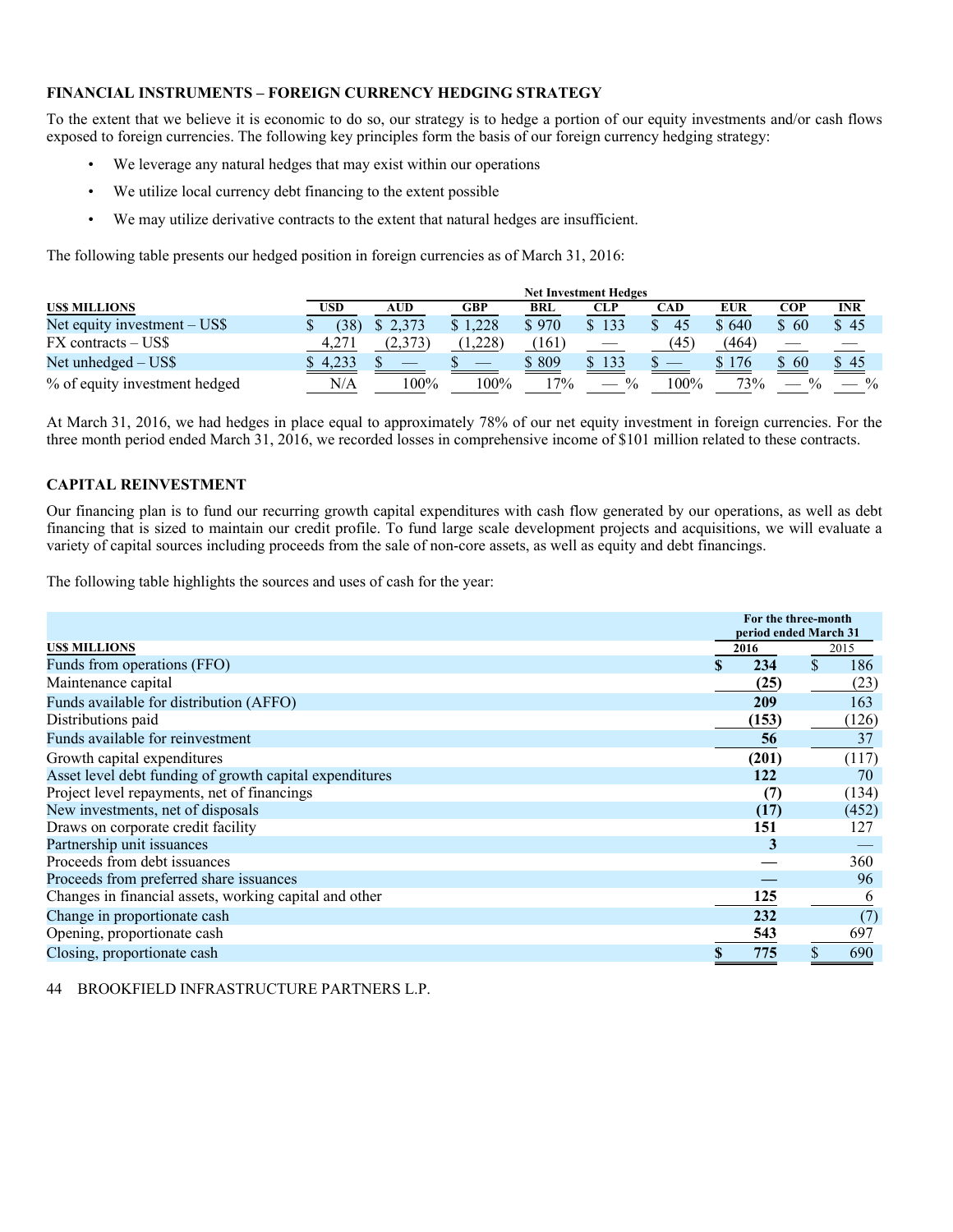## FINANCIAL INSTRUMENTS – FOREIGN CURRENCY HEDGING STRATEGY

To the extent that we believe it is economic to do so, our strategy is to hedge a portion of our equity investments and/or cash flows exposed to foreign currencies. The following key principles form the basis of our foreign currency hedging strategy:

- We leverage any natural hedges that may exist within our operations
- We utilize local currency debt financing to the extent possible
- We may utilize derivative contracts to the extent that natural hedges are insufficient.

The following table presents our hedged position in foreign currencies as of March 31, 2016:

| US$ MILLIONS | Net Investment Hedges | | | | | | | | |
|---|---|---|---|---|---|---|---|---|---|
| | USD | AUD | GBP | BRL | CLP | CAD | EUR | COP | INR |
| Net equity investment – US$ | $ (38) | $ 2,373 | $ 1,228 | $ 970 | $ 133 | $ 45 | $ 640 | $ 60 | $ 45 |
| FX contracts – US$ | 4,271 | (2,373) | (1,228) | (161) | — | (45) | (464) | — | — |
| Net unhedged – US$ | $ 4,233 | $ — | $ — | $ 809 | $ 133 | $ — | $ 176 | $ 60 | $ 45 |
| % of equity investment hedged | N/A | 100% | 100% | 17% | — % | 100% | 73% | — % | — % |

At March 31, 2016, we had hedges in place equal to approximately 78% of our net equity investment in foreign currencies. For the three month period ended March 31, 2016, we recorded losses in comprehensive income of $101 million related to these contracts.

## CAPITAL REINVESTMENT

Our financing plan is to fund our recurring growth capital expenditures with cash flow generated by our operations, as well as debt financing that is sized to maintain our credit profile. To fund large scale development projects and acquisitions, we will evaluate a variety of capital sources including proceeds from the sale of non-core assets, as well as equity and debt financings.

The following table highlights the sources and uses of cash for the year:

| US$ MILLIONS | For the three-month period ended March 31 | |
|---|---|---|
| | 2016 | 2015 |
| Funds from operations (FFO) | **$ 234** | $ 186 |
| Maintenance capital | **(25)** | (23) |
| Funds available for distribution (AFFO) | **209** | 163 |
| Distributions paid | **(153)** | (126) |
| Funds available for reinvestment | **56** | 37 |
| Growth capital expenditures | **(201)** | (117) |
| Asset level debt funding of growth capital expenditures | **122** | 70 |
| Project level repayments, net of financings | **(7)** | (134) |
| New investments, net of disposals | **(17)** | (452) |
| Draws on corporate credit facility | **151** | 127 |
| Partnership unit issuances | **3** | — |
| Proceeds from debt issuances | **—** | 360 |
| Proceeds from preferred share issuances | **—** | 96 |
| Changes in financial assets, working capital and other | **125** | 6 |
| Change in proportionate cash | **232** | (7) |
| Opening, proportionate cash | **543** | 697 |
| Closing, proportionate cash | **$ 775** | $ 690 |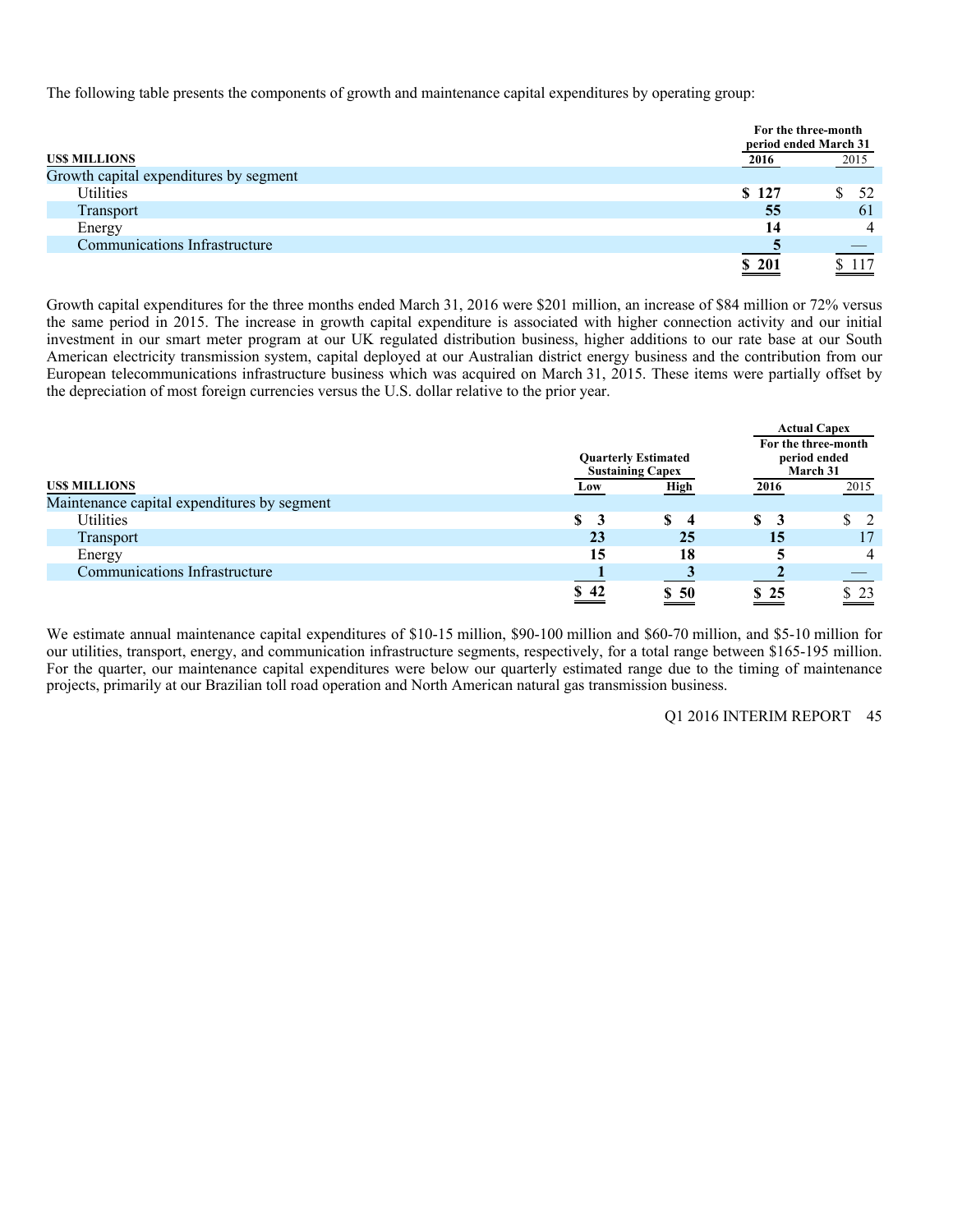The following table presents the components of growth and maintenance capital expenditures by operating group:

| US$ MILLIONS | For the three-month period ended March 31 | |
|---|---|---|
| | **2016** | 2015 |
| Growth capital expenditures by segment | | |
| Utilities | **$ 127** | $ 52 |
| Transport | **55** | 61 |
| Energy | **14** | 4 |
| Communications Infrastructure | **5** | — |
| | **$ 201** | $ 117 |

Growth capital expenditures for the three months ended March 31, 2016 were $201 million, an increase of $84 million or 72% versus the same period in 2015. The increase in growth capital expenditure is associated with higher connection activity and our initial investment in our smart meter program at our UK regulated distribution business, higher additions to our rate base at our South American electricity transmission system, capital deployed at our Australian district energy business and the contribution from our European telecommunications infrastructure business which was acquired on March 31, 2015. These items were partially offset by the depreciation of most foreign currencies versus the U.S. dollar relative to the prior year.

| US$ MILLIONS | Quarterly Estimated Sustaining Capex | | Actual Capex For the three-month period ended March 31 | |
|---|---|---|---|---|
| | **Low** | **High** | **2016** | 2015 |
| Maintenance capital expenditures by segment | | | | |
| Utilities | **$ 3** | **$ 4** | **$ 3** | $ 2 |
| Transport | **23** | **25** | **15** | 17 |
| Energy | **15** | **18** | **5** | 4 |
| Communications Infrastructure | **1** | **3** | **2** | — |
| | **$ 42** | **$ 50** | **$ 25** | $ 23 |

We estimate annual maintenance capital expenditures of $10-15 million, $90-100 million and $60-70 million, and $5-10 million for our utilities, transport, energy, and communication infrastructure segments, respectively, for a total range between $165-195 million. For the quarter, our maintenance capital expenditures were below our quarterly estimated range due to the timing of maintenance projects, primarily at our Brazilian toll road operation and North American natural gas transmission business.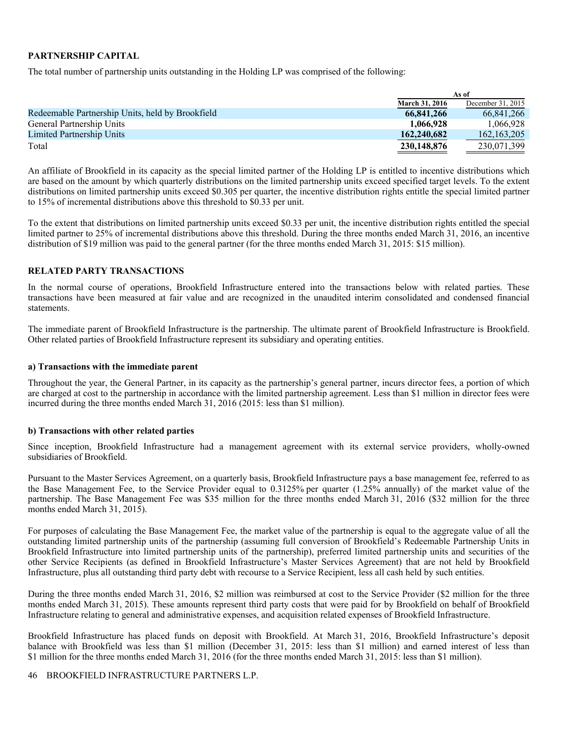## PARTNERSHIP CAPITAL

The total number of partnership units outstanding in the Holding LP was comprised of the following:

| | As of | |
|---|---|---|
| | **March 31, 2016** | December 31, 2015 |
| Redeemable Partnership Units, held by Brookfield | **66,841,266** | 66,841,266 |
| General Partnership Units | **1,066,928** | 1,066,928 |
| Limited Partnership Units | **162,240,682** | 162,163,205 |
| Total | **230,148,876** | 230,071,399 |

An affiliate of Brookfield in its capacity as the special limited partner of the Holding LP is entitled to incentive distributions which are based on the amount by which quarterly distributions on the limited partnership units exceed specified target levels. To the extent distributions on limited partnership units exceed $0.305 per quarter, the incentive distribution rights entitle the special limited partner to 15% of incremental distributions above this threshold to $0.33 per unit.

To the extent that distributions on limited partnership units exceed $0.33 per unit, the incentive distribution rights entitled the special limited partner to 25% of incremental distributions above this threshold. During the three months ended March 31, 2016, an incentive distribution of $19 million was paid to the general partner (for the three months ended March 31, 2015: $15 million).

## RELATED PARTY TRANSACTIONS

In the normal course of operations, Brookfield Infrastructure entered into the transactions below with related parties. These transactions have been measured at fair value and are recognized in the unaudited interim consolidated and condensed financial statements.

The immediate parent of Brookfield Infrastructure is the partnership. The ultimate parent of Brookfield Infrastructure is Brookfield. Other related parties of Brookfield Infrastructure represent its subsidiary and operating entities.

### a) Transactions with the immediate parent

Throughout the year, the General Partner, in its capacity as the partnership's general partner, incurs director fees, a portion of which are charged at cost to the partnership in accordance with the limited partnership agreement. Less than $1 million in director fees were incurred during the three months ended March 31, 2016 (2015: less than $1 million).

### b) Transactions with other related parties

Since inception, Brookfield Infrastructure had a management agreement with its external service providers, wholly-owned subsidiaries of Brookfield.

Pursuant to the Master Services Agreement, on a quarterly basis, Brookfield Infrastructure pays a base management fee, referred to as the Base Management Fee, to the Service Provider equal to 0.3125% per quarter (1.25% annually) of the market value of the partnership. The Base Management Fee was $35 million for the three months ended March 31, 2016 ($32 million for the three months ended March 31, 2015).

For purposes of calculating the Base Management Fee, the market value of the partnership is equal to the aggregate value of all the outstanding limited partnership units of the partnership (assuming full conversion of Brookfield's Redeemable Partnership Units in Brookfield Infrastructure into limited partnership units of the partnership), preferred limited partnership units and securities of the other Service Recipients (as defined in Brookfield Infrastructure's Master Services Agreement) that are not held by Brookfield Infrastructure, plus all outstanding third party debt with recourse to a Service Recipient, less all cash held by such entities.

During the three months ended March 31, 2016, $2 million was reimbursed at cost to the Service Provider ($2 million for the three months ended March 31, 2015). These amounts represent third party costs that were paid for by Brookfield on behalf of Brookfield Infrastructure relating to general and administrative expenses, and acquisition related expenses of Brookfield Infrastructure.

Brookfield Infrastructure has placed funds on deposit with Brookfield. At March 31, 2016, Brookfield Infrastructure's deposit balance with Brookfield was less than $1 million (December 31, 2015: less than $1 million) and earned interest of less than $1 million for the three months ended March 31, 2016 (for the three months ended March 31, 2015: less than $1 million).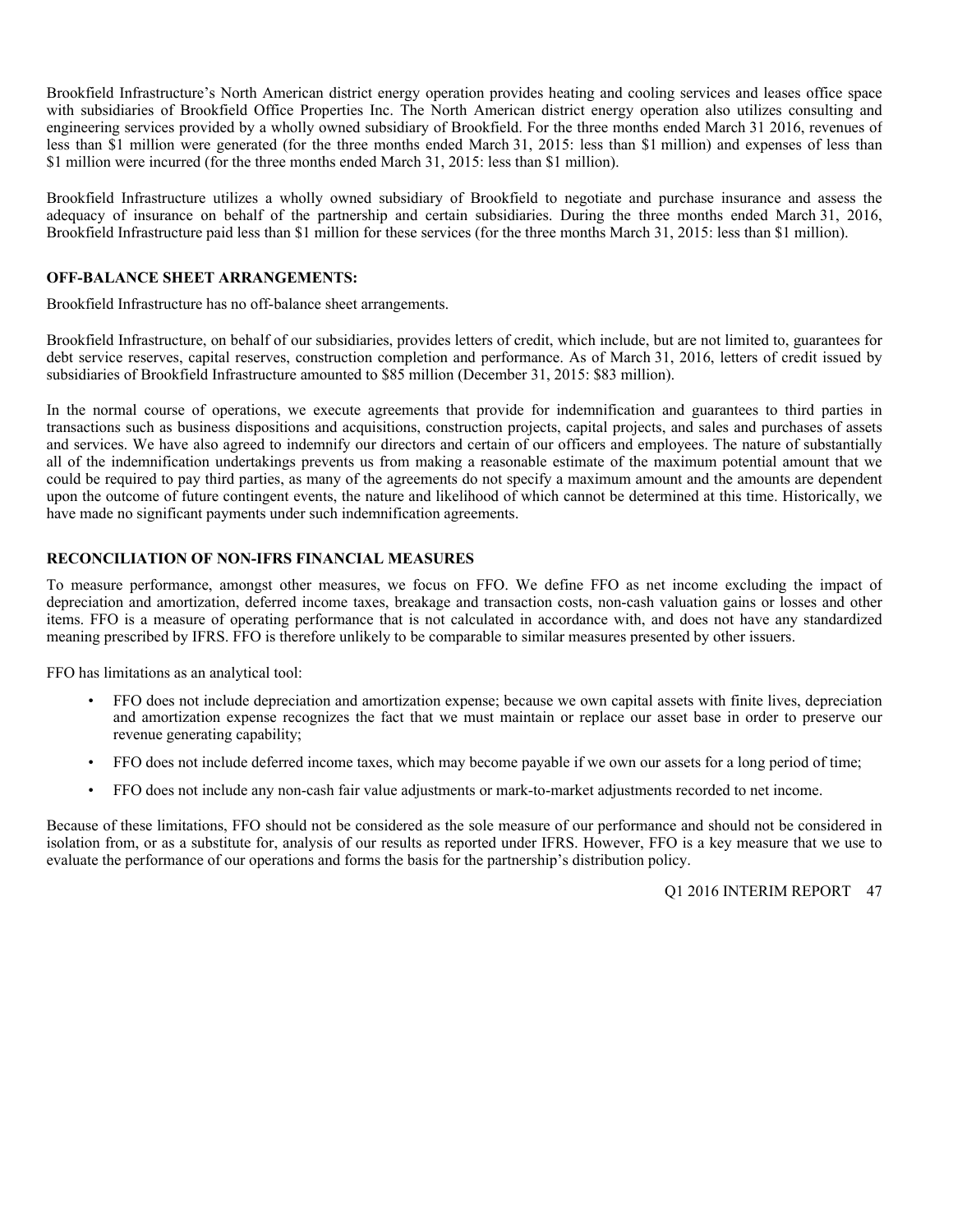Brookfield Infrastructure's North American district energy operation provides heating and cooling services and leases office space with subsidiaries of Brookfield Office Properties Inc. The North American district energy operation also utilizes consulting and engineering services provided by a wholly owned subsidiary of Brookfield. For the three months ended March 31 2016, revenues of less than $1 million were generated (for the three months ended March 31, 2015: less than $1 million) and expenses of less than $1 million were incurred (for the three months ended March 31, 2015: less than $1 million).

Brookfield Infrastructure utilizes a wholly owned subsidiary of Brookfield to negotiate and purchase insurance and assess the adequacy of insurance on behalf of the partnership and certain subsidiaries. During the three months ended March 31, 2016, Brookfield Infrastructure paid less than $1 million for these services (for the three months March 31, 2015: less than $1 million).

## OFF-BALANCE SHEET ARRANGEMENTS:

Brookfield Infrastructure has no off-balance sheet arrangements.

Brookfield Infrastructure, on behalf of our subsidiaries, provides letters of credit, which include, but are not limited to, guarantees for debt service reserves, capital reserves, construction completion and performance. As of March 31, 2016, letters of credit issued by subsidiaries of Brookfield Infrastructure amounted to $85 million (December 31, 2015: $83 million).

In the normal course of operations, we execute agreements that provide for indemnification and guarantees to third parties in transactions such as business dispositions and acquisitions, construction projects, capital projects, and sales and purchases of assets and services. We have also agreed to indemnify our directors and certain of our officers and employees. The nature of substantially all of the indemnification undertakings prevents us from making a reasonable estimate of the maximum potential amount that we could be required to pay third parties, as many of the agreements do not specify a maximum amount and the amounts are dependent upon the outcome of future contingent events, the nature and likelihood of which cannot be determined at this time. Historically, we have made no significant payments under such indemnification agreements.

## RECONCILIATION OF NON-IFRS FINANCIAL MEASURES

To measure performance, amongst other measures, we focus on FFO. We define FFO as net income excluding the impact of depreciation and amortization, deferred income taxes, breakage and transaction costs, non-cash valuation gains or losses and other items. FFO is a measure of operating performance that is not calculated in accordance with, and does not have any standardized meaning prescribed by IFRS. FFO is therefore unlikely to be comparable to similar measures presented by other issuers.

FFO has limitations as an analytical tool:

- FFO does not include depreciation and amortization expense; because we own capital assets with finite lives, depreciation and amortization expense recognizes the fact that we must maintain or replace our asset base in order to preserve our revenue generating capability;
- FFO does not include deferred income taxes, which may become payable if we own our assets for a long period of time;
- FFO does not include any non-cash fair value adjustments or mark-to-market adjustments recorded to net income.

Because of these limitations, FFO should not be considered as the sole measure of our performance and should not be considered in isolation from, or as a substitute for, analysis of our results as reported under IFRS. However, FFO is a key measure that we use to evaluate the performance of our operations and forms the basis for the partnership's distribution policy.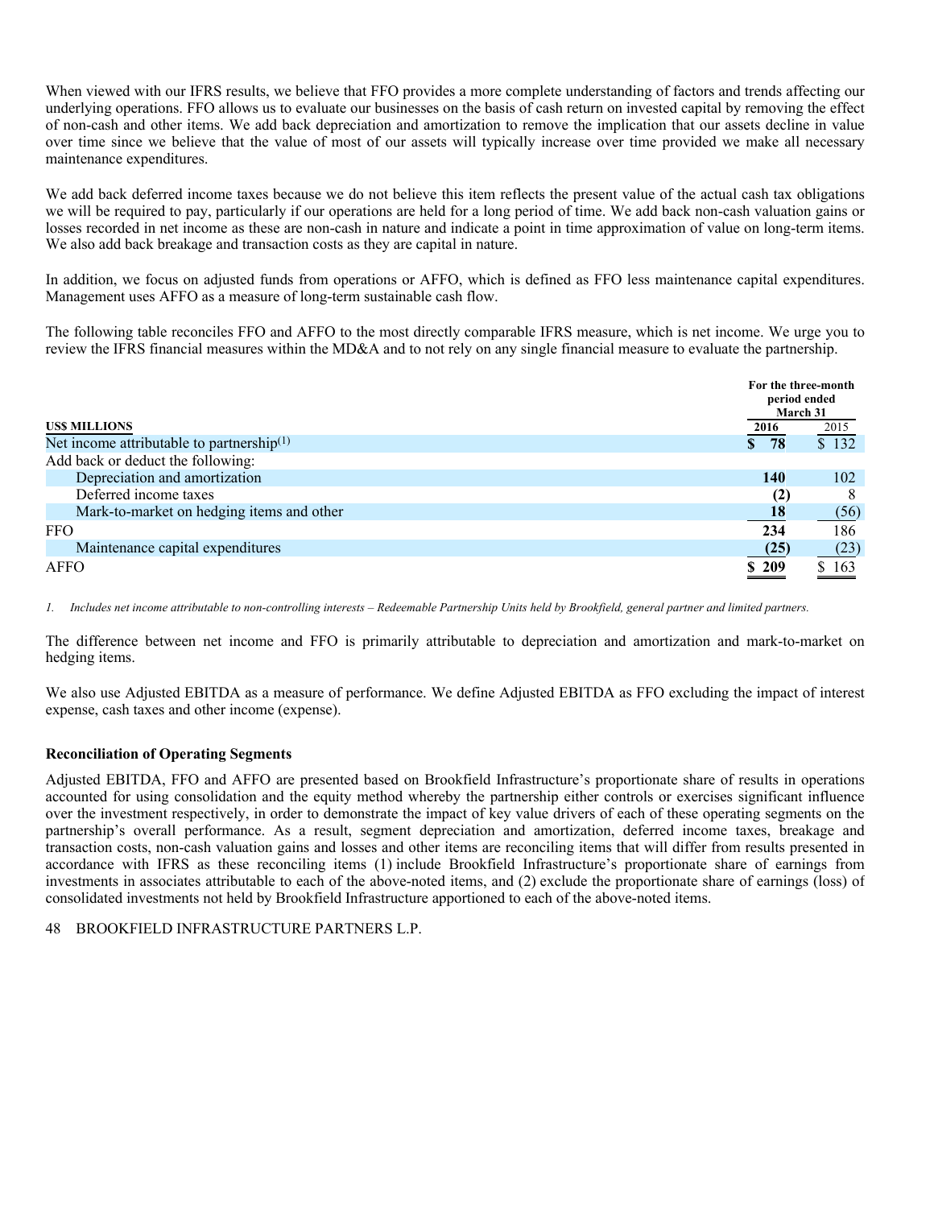When viewed with our IFRS results, we believe that FFO provides a more complete understanding of factors and trends affecting our underlying operations. FFO allows us to evaluate our businesses on the basis of cash return on invested capital by removing the effect of non-cash and other items. We add back depreciation and amortization to remove the implication that our assets decline in value over time since we believe that the value of most of our assets will typically increase over time provided we make all necessary maintenance expenditures.

We add back deferred income taxes because we do not believe this item reflects the present value of the actual cash tax obligations we will be required to pay, particularly if our operations are held for a long period of time. We add back non-cash valuation gains or losses recorded in net income as these are non-cash in nature and indicate a point in time approximation of value on long-term items. We also add back breakage and transaction costs as they are capital in nature.

In addition, we focus on adjusted funds from operations or AFFO, which is defined as FFO less maintenance capital expenditures. Management uses AFFO as a measure of long-term sustainable cash flow.

The following table reconciles FFO and AFFO to the most directly comparable IFRS measure, which is net income. We urge you to review the IFRS financial measures within the MD&A and to not rely on any single financial measure to evaluate the partnership.

| US$ MILLIONS | For the three-month period ended March 31 | |
|---|---|---|
| | **2016** | 2015 |
| Net income attributable to partnership[1] | **$ 78** | $ 132 |
| Add back or deduct the following: | | |
| Depreciation and amortization | **140** | 102 |
| Deferred income taxes | **(2)** | 8 |
| Mark-to-market on hedging items and other | **18** | (56) |
| FFO | **234** | 186 |
| Maintenance capital expenditures | **(25)** | (23) |
| AFFO | **$ 209** | $ 163 |

*1. Includes net income attributable to non-controlling interests – Redeemable Partnership Units held by Brookfield, general partner and limited partners.*

The difference between net income and FFO is primarily attributable to depreciation and amortization and mark-to-market on hedging items.

We also use Adjusted EBITDA as a measure of performance. We define Adjusted EBITDA as FFO excluding the impact of interest expense, cash taxes and other income (expense).

### Reconciliation of Operating Segments

Adjusted EBITDA, FFO and AFFO are presented based on Brookfield Infrastructure's proportionate share of results in operations accounted for using consolidation and the equity method whereby the partnership either controls or exercises significant influence over the investment respectively, in order to demonstrate the impact of key value drivers of each of these operating segments on the partnership's overall performance. As a result, segment depreciation and amortization, deferred income taxes, breakage and transaction costs, non-cash valuation gains and losses and other items are reconciling items that will differ from results presented in accordance with IFRS as these reconciling items (1) include Brookfield Infrastructure's proportionate share of earnings from investments in associates attributable to each of the above-noted items, and (2) exclude the proportionate share of earnings (loss) of consolidated investments not held by Brookfield Infrastructure apportioned to each of the above-noted items.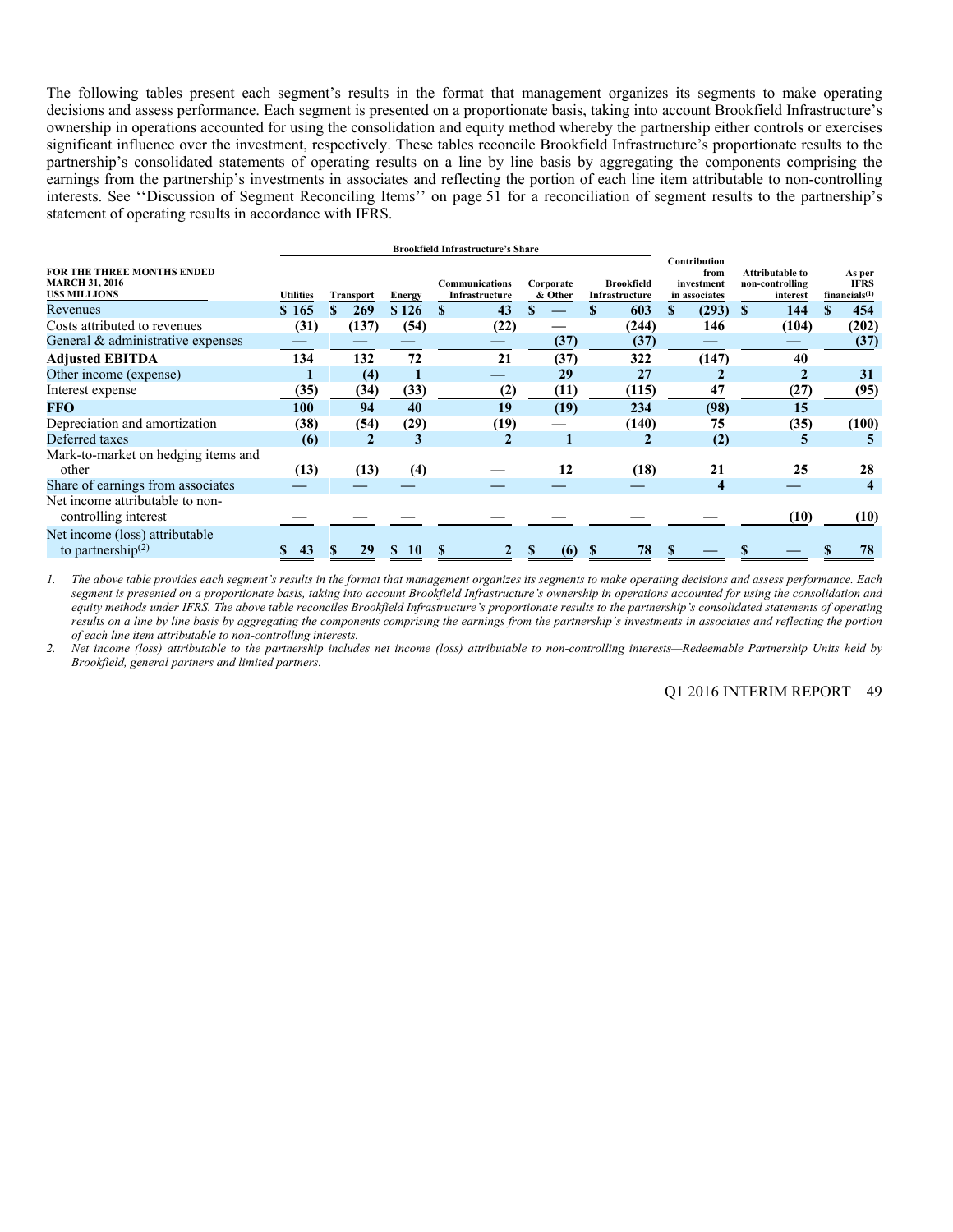The following tables present each segment's results in the format that management organizes its segments to make operating decisions and assess performance. Each segment is presented on a proportionate basis, taking into account Brookfield Infrastructure's ownership in operations accounted for using the consolidation and equity method whereby the partnership either controls or exercises significant influence over the investment, respectively. These tables reconcile Brookfield Infrastructure's proportionate results to the partnership's consolidated statements of operating results on a line by line basis by aggregating the components comprising the earnings from the partnership's investments in associates and reflecting the portion of each line item attributable to non-controlling interests. See ''Discussion of Segment Reconciling Items'' on page 51 for a reconciliation of segment results to the partnership's statement of operating results in accordance with IFRS.

| FOR THE THREE MONTHS ENDED MARCH 31, 2016 US$ MILLIONS | Brookfield Infrastructure's Share | | | | | | Contribution from investment in associates | Attributable to non-controlling interest | As per IFRS financials[1] |
|---|---|---|---|---|---|---|---|---|---|
| | Utilities | Transport | Energy | Communications Infrastructure | Corporate & Other | Brookfield Infrastructure | | | |
| Revenues | $ 165 | $ 269 | $ 126 | $ 43 | $ — | $ 603 | $ (293) | $ 144 | $ 454 |
| Costs attributed to revenues | (31) | (137) | (54) | (22) | — | (244) | 146 | (104) | (202) |
| General & administrative expenses | — | — | — | — | (37) | (37) | — | — | (37) |
| **Adjusted EBITDA** | 134 | 132 | 72 | 21 | (37) | 322 | (147) | 40 | |
| Other income (expense) | 1 | (4) | 1 | — | 29 | 27 | 2 | 2 | 31 |
| Interest expense | (35) | (34) | (33) | (2) | (11) | (115) | 47 | (27) | (95) |
| **FFO** | 100 | 94 | 40 | 19 | (19) | 234 | (98) | 15 | |
| Depreciation and amortization | (38) | (54) | (29) | (19) | — | (140) | 75 | (35) | (100) |
| Deferred taxes | (6) | 2 | 3 | 2 | 1 | 2 | (2) | 5 | 5 |
| Mark-to-market on hedging items and other | (13) | (13) | (4) | — | 12 | (18) | 21 | 25 | 28 |
| Share of earnings from associates | — | — | — | — | — | — | 4 | — | 4 |
| Net income attributable to non-controlling interest | — | — | — | — | — | — | — | (10) | (10) |
| Net income (loss) attributable to partnership[2] | $ 43 | $ 29 | $ 10 | $ 2 | $ (6) | $ 78 | $ — | $ — | $ 78 |

1. *The above table provides each segment's results in the format that management organizes its segments to make operating decisions and assess performance. Each segment is presented on a proportionate basis, taking into account Brookfield Infrastructure's ownership in operations accounted for using the consolidation and equity methods under IFRS. The above table reconciles Brookfield Infrastructure's proportionate results to the partnership's consolidated statements of operating results on a line by line basis by aggregating the components comprising the earnings from the partnership's investments in associates and reflecting the portion of each line item attributable to non-controlling interests.*
2. *Net income (loss) attributable to the partnership includes net income (loss) attributable to non-controlling interests—Redeemable Partnership Units held by Brookfield, general partners and limited partners.*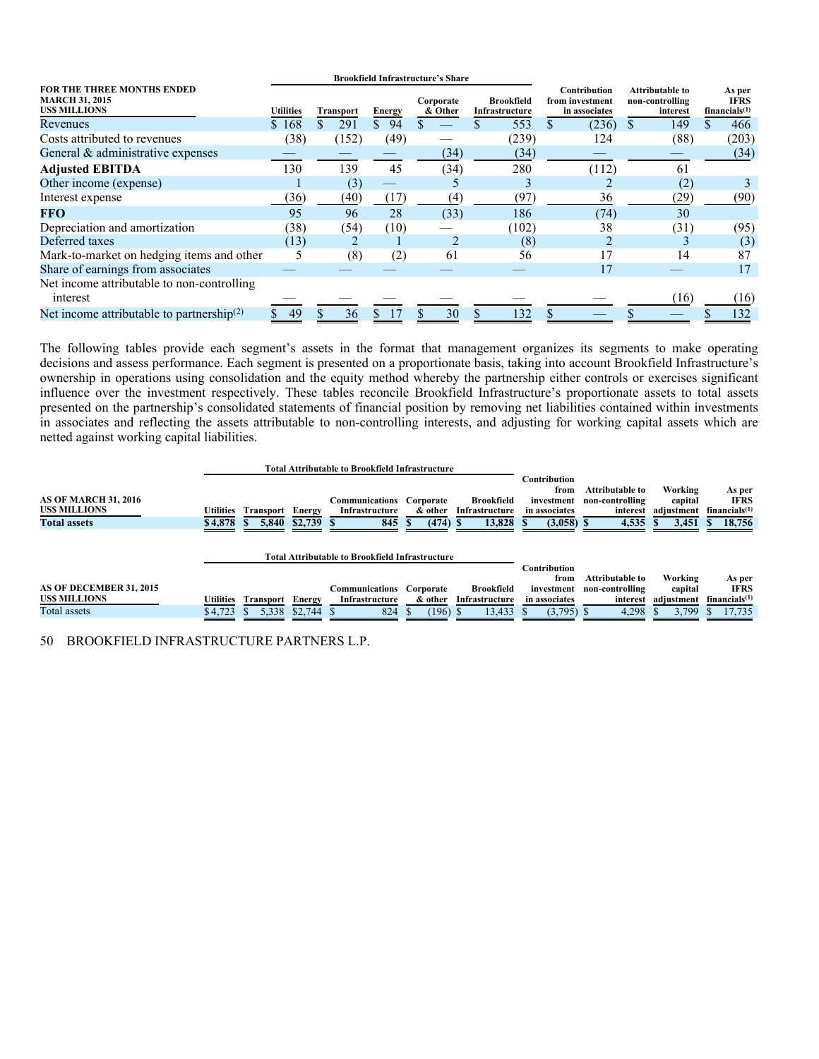| FOR THE THREE MONTHS ENDED MARCH 31, 2015 US$ MILLIONS | Brookfield Infrastructure's Share | | | | | Contribution from investment in associates | Attributable to non-controlling interest | As per IFRS financials(1) |
|---|---|---|---|---|---|---|---|---|
| | Utilities | Transport | Energy | Corporate & Other | Brookfield Infrastructure | | | |
| Revenues | $ 168 | $ 291 | $ 94 | $ — | $ 553 | $ (236) | $ 149 | $ 466 |
| Costs attributed to revenues | (38) | (152) | (49) | — | (239) | 124 | (88) | (203) |
| General & administrative expenses | — | — | — | (34) | (34) | — | — | (34) |
| **Adjusted EBITDA** | 130 | 139 | 45 | (34) | 280 | (112) | 61 | |
| Other income (expense) | 1 | (3) | — | 5 | 3 | 2 | (2) | 3 |
| Interest expense | (36) | (40) | (17) | (4) | (97) | 36 | (29) | (90) |
| **FFO** | 95 | 96 | 28 | (33) | 186 | (74) | 30 | |
| Depreciation and amortization | (38) | (54) | (10) | — | (102) | 38 | (31) | (95) |
| Deferred taxes | (13) | 2 | 1 | 2 | (8) | 2 | 3 | (3) |
| Mark-to-market on hedging items and other | 5 | (8) | (2) | 61 | 56 | 17 | 14 | 87 |
| Share of earnings from associates | — | — | — | — | — | 17 | — | 17 |
| Net income attributable to non-controlling interest | — | — | — | — | — | — | (16) | (16) |
| Net income attributable to partnership(2) | $ 49 | $ 36 | $ 17 | $ 30 | $ 132 | $ — | $ — | $ 132 |

The following tables provide each segment's assets in the format that management organizes its segments to make operating decisions and assess performance. Each segment is presented on a proportionate basis, taking into account Brookfield Infrastructure's ownership in operations using consolidation and the equity method whereby the partnership either controls or exercises significant influence over the investment respectively. These tables reconcile Brookfield Infrastructure's proportionate assets to total assets presented on the partnership's consolidated statements of financial position by removing net liabilities contained within investments in associates and reflecting the assets attributable to non-controlling interests, and adjusting for working capital assets which are netted against working capital liabilities.

| AS OF MARCH 31, 2016 US$ MILLIONS | Total Attributable to Brookfield Infrastructure | | | | | | Contribution from investment in associates | Attributable to non-controlling interest | Working capital adjustment | As per IFRS financials(1) |
|---|---|---|---|---|---|---|---|---|---|---|
| | Utilities | Transport | Energy | Communications Infrastructure | Corporate & other | Brookfield Infrastructure | | | | |
| **Total assets** | **$ 4,878** | **$ 5,840** | **$ 2,739** | **$ 845** | **$ (474)** | **$ 13,828** | **$ (3,058)** | **$ 4,535** | **$ 3,451** | **$ 18,756** |

| AS OF DECEMBER 31, 2015 US$ MILLIONS | Total Attributable to Brookfield Infrastructure | | | | | | Contribution from investment in associates | Attributable to non-controlling interest | Working capital adjustment | As per IFRS financials(1) |
|---|---|---|---|---|---|---|---|---|---|---|
| | Utilities | Transport | Energy | Communications Infrastructure | Corporate & other | Brookfield Infrastructure | | | | |
| Total assets | $ 4,723 | $ 5,338 | $ 2,744 | $ 824 | $ (196) | $ 13,433 | $ (3,795) | $ 4,298 | $ 3,799 | $ 17,735 |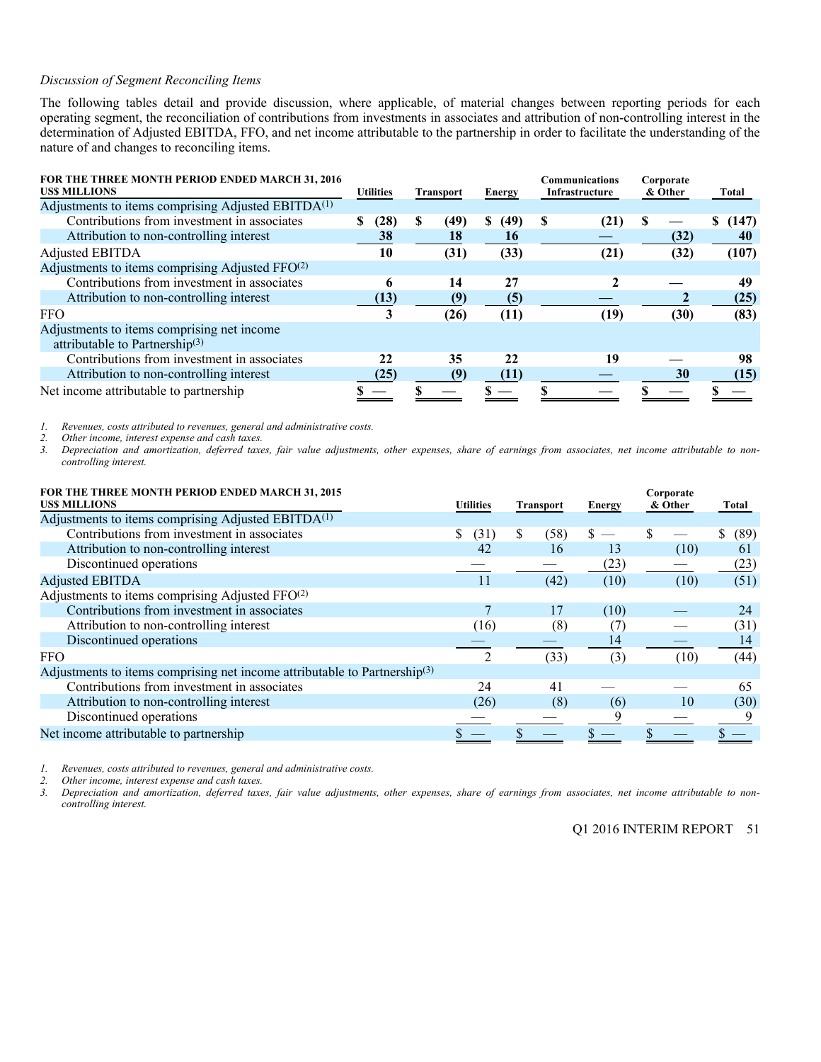*Discussion of Segment Reconciling Items*

The following tables detail and provide discussion, where applicable, of material changes between reporting periods for each operating segment, the reconciliation of contributions from investments in associates and attribution of non-controlling interest in the determination of Adjusted EBITDA, FFO, and net income attributable to the partnership in order to facilitate the understanding of the nature of and changes to reconciling items.

| FOR THE THREE MONTH PERIOD ENDED MARCH 31, 2016<br>US$ MILLIONS | Utilities | Transport | Energy | Communications Infrastructure | Corporate & Other | Total |
|---|---|---|---|---|---|---|
| Adjustments to items comprising Adjusted EBITDA[1] | | | | | | |
| Contributions from investment in associates | $ (28) | $ (49) | $ (49) | $ (21) | $ — | $ (147) |
| Attribution to non-controlling interest | 38 | 18 | 16 | — | (32) | 40 |
| Adjusted EBITDA | 10 | (31) | (33) | (21) | (32) | (107) |
| Adjustments to items comprising Adjusted FFO[2] | | | | | | |
| Contributions from investment in associates | 6 | 14 | 27 | 2 | — | 49 |
| Attribution to non-controlling interest | (13) | (9) | (5) | — | 2 | (25) |
| FFO | 3 | (26) | (11) | (19) | (30) | (83) |
| Adjustments to items comprising net income attributable to Partnership[3] | | | | | | |
| Contributions from investment in associates | 22 | 35 | 22 | 19 | — | 98 |
| Attribution to non-controlling interest | (25) | (9) | (11) | — | 30 | (15) |
| Net income attributable to partnership | $ — | $ — | $ — | $ — | $ — | $ — |

1. *Revenues, costs attributed to revenues, general and administrative costs.*
2. *Other income, interest expense and cash taxes.*
3. *Depreciation and amortization, deferred taxes, fair value adjustments, other expenses, share of earnings from associates, net income attributable to non-controlling interest.*

| FOR THE THREE MONTH PERIOD ENDED MARCH 31, 2015<br>US$ MILLIONS | Utilities | Transport | Energy | Corporate & Other | Total |
|---|---|---|---|---|---|
| Adjustments to items comprising Adjusted EBITDA[1] | | | | | |
| Contributions from investment in associates | $ (31) | $ (58) | $ — | $ — | $ (89) |
| Attribution to non-controlling interest | 42 | 16 | 13 | (10) | 61 |
| Discontinued operations | — | — | (23) | — | (23) |
| Adjusted EBITDA | 11 | (42) | (10) | (10) | (51) |
| Adjustments to items comprising Adjusted FFO[2] | | | | | |
| Contributions from investment in associates | 7 | 17 | (10) | — | 24 |
| Attribution to non-controlling interest | (16) | (8) | (7) | — | (31) |
| Discontinued operations | — | — | 14 | — | 14 |
| FFO | 2 | (33) | (3) | (10) | (44) |
| Adjustments to items comprising net income attributable to Partnership[3] | | | | | |
| Contributions from investment in associates | 24 | 41 | — | — | 65 |
| Attribution to non-controlling interest | (26) | (8) | (6) | 10 | (30) |
| Discontinued operations | — | — | 9 | — | 9 |
| Net income attributable to partnership | $ — | $ — | $ — | $ — | $ — |

1. *Revenues, costs attributed to revenues, general and administrative costs.*
2. *Other income, interest expense and cash taxes.*
3. *Depreciation and amortization, deferred taxes, fair value adjustments, other expenses, share of earnings from associates, net income attributable to non-controlling interest.*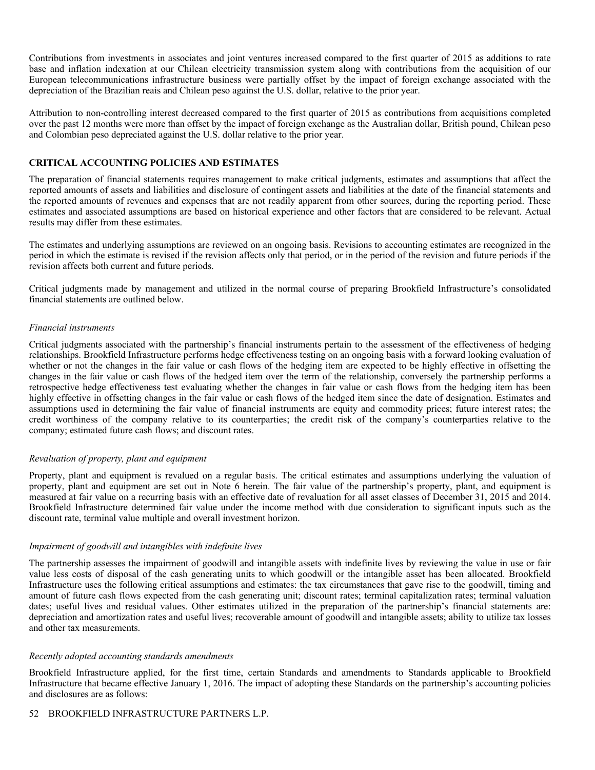Contributions from investments in associates and joint ventures increased compared to the first quarter of 2015 as additions to rate base and inflation indexation at our Chilean electricity transmission system along with contributions from the acquisition of our European telecommunications infrastructure business were partially offset by the impact of foreign exchange associated with the depreciation of the Brazilian reais and Chilean peso against the U.S. dollar, relative to the prior year.

Attribution to non-controlling interest decreased compared to the first quarter of 2015 as contributions from acquisitions completed over the past 12 months were more than offset by the impact of foreign exchange as the Australian dollar, British pound, Chilean peso and Colombian peso depreciated against the U.S. dollar relative to the prior year.

## CRITICAL ACCOUNTING POLICIES AND ESTIMATES

The preparation of financial statements requires management to make critical judgments, estimates and assumptions that affect the reported amounts of assets and liabilities and disclosure of contingent assets and liabilities at the date of the financial statements and the reported amounts of revenues and expenses that are not readily apparent from other sources, during the reporting period. These estimates and associated assumptions are based on historical experience and other factors that are considered to be relevant. Actual results may differ from these estimates.

The estimates and underlying assumptions are reviewed on an ongoing basis. Revisions to accounting estimates are recognized in the period in which the estimate is revised if the revision affects only that period, or in the period of the revision and future periods if the revision affects both current and future periods.

Critical judgments made by management and utilized in the normal course of preparing Brookfield Infrastructure's consolidated financial statements are outlined below.

*Financial instruments*

Critical judgments associated with the partnership's financial instruments pertain to the assessment of the effectiveness of hedging relationships. Brookfield Infrastructure performs hedge effectiveness testing on an ongoing basis with a forward looking evaluation of whether or not the changes in the fair value or cash flows of the hedging item are expected to be highly effective in offsetting the changes in the fair value or cash flows of the hedged item over the term of the relationship, conversely the partnership performs a retrospective hedge effectiveness test evaluating whether the changes in fair value or cash flows from the hedging item has been highly effective in offsetting changes in the fair value or cash flows of the hedged item since the date of designation. Estimates and assumptions used in determining the fair value of financial instruments are equity and commodity prices; future interest rates; the credit worthiness of the company relative to its counterparties; the credit risk of the company's counterparties relative to the company; estimated future cash flows; and discount rates.

*Revaluation of property, plant and equipment*

Property, plant and equipment is revalued on a regular basis. The critical estimates and assumptions underlying the valuation of property, plant and equipment are set out in Note 6 herein. The fair value of the partnership's property, plant, and equipment is measured at fair value on a recurring basis with an effective date of revaluation for all asset classes of December 31, 2015 and 2014. Brookfield Infrastructure determined fair value under the income method with due consideration to significant inputs such as the discount rate, terminal value multiple and overall investment horizon.

*Impairment of goodwill and intangibles with indefinite lives*

The partnership assesses the impairment of goodwill and intangible assets with indefinite lives by reviewing the value in use or fair value less costs of disposal of the cash generating units to which goodwill or the intangible asset has been allocated. Brookfield Infrastructure uses the following critical assumptions and estimates: the tax circumstances that gave rise to the goodwill, timing and amount of future cash flows expected from the cash generating unit; discount rates; terminal capitalization rates; terminal valuation dates; useful lives and residual values. Other estimates utilized in the preparation of the partnership's financial statements are: depreciation and amortization rates and useful lives; recoverable amount of goodwill and intangible assets; ability to utilize tax losses and other tax measurements.

*Recently adopted accounting standards amendments*

Brookfield Infrastructure applied, for the first time, certain Standards and amendments to Standards applicable to Brookfield Infrastructure that became effective January 1, 2016. The impact of adopting these Standards on the partnership's accounting policies and disclosures are as follows: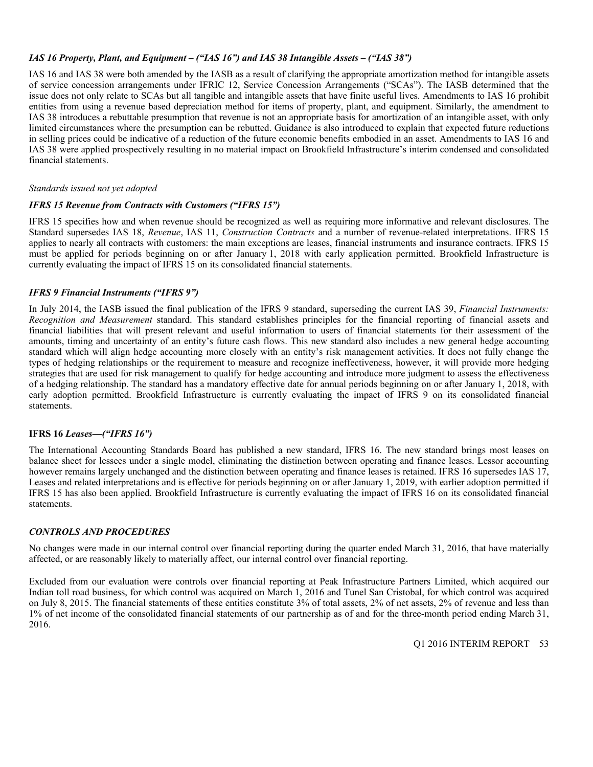### *IAS 16 Property, Plant, and Equipment – ("IAS 16") and IAS 38 Intangible Assets – ("IAS 38")*

IAS 16 and IAS 38 were both amended by the IASB as a result of clarifying the appropriate amortization method for intangible assets of service concession arrangements under IFRIC 12, Service Concession Arrangements ("SCAs"). The IASB determined that the issue does not only relate to SCAs but all tangible and intangible assets that have finite useful lives. Amendments to IAS 16 prohibit entities from using a revenue based depreciation method for items of property, plant, and equipment. Similarly, the amendment to IAS 38 introduces a rebuttable presumption that revenue is not an appropriate basis for amortization of an intangible asset, with only limited circumstances where the presumption can be rebutted. Guidance is also introduced to explain that expected future reductions in selling prices could be indicative of a reduction of the future economic benefits embodied in an asset. Amendments to IAS 16 and IAS 38 were applied prospectively resulting in no material impact on Brookfield Infrastructure's interim condensed and consolidated financial statements.

*Standards issued not yet adopted*

### *IFRS 15 Revenue from Contracts with Customers ("IFRS 15")*

IFRS 15 specifies how and when revenue should be recognized as well as requiring more informative and relevant disclosures. The Standard supersedes IAS 18, *Revenue*, IAS 11, *Construction Contracts* and a number of revenue-related interpretations. IFRS 15 applies to nearly all contracts with customers: the main exceptions are leases, financial instruments and insurance contracts. IFRS 15 must be applied for periods beginning on or after January 1, 2018 with early application permitted. Brookfield Infrastructure is currently evaluating the impact of IFRS 15 on its consolidated financial statements.

### *IFRS 9 Financial Instruments ("IFRS 9")*

In July 2014, the IASB issued the final publication of the IFRS 9 standard, superseding the current IAS 39, *Financial Instruments: Recognition and Measurement* standard. This standard establishes principles for the financial reporting of financial assets and financial liabilities that will present relevant and useful information to users of financial statements for their assessment of the amounts, timing and uncertainty of an entity's future cash flows. This new standard also includes a new general hedge accounting standard which will align hedge accounting more closely with an entity's risk management activities. It does not fully change the types of hedging relationships or the requirement to measure and recognize ineffectiveness, however, it will provide more hedging strategies that are used for risk management to qualify for hedge accounting and introduce more judgment to assess the effectiveness of a hedging relationship. The standard has a mandatory effective date for annual periods beginning on or after January 1, 2018, with early adoption permitted. Brookfield Infrastructure is currently evaluating the impact of IFRS 9 on its consolidated financial statements.

### **IFRS 16** *Leases—("IFRS 16")*

The International Accounting Standards Board has published a new standard, IFRS 16. The new standard brings most leases on balance sheet for lessees under a single model, eliminating the distinction between operating and finance leases. Lessor accounting however remains largely unchanged and the distinction between operating and finance leases is retained. IFRS 16 supersedes IAS 17, Leases and related interpretations and is effective for periods beginning on or after January 1, 2019, with earlier adoption permitted if IFRS 15 has also been applied. Brookfield Infrastructure is currently evaluating the impact of IFRS 16 on its consolidated financial statements.

### *CONTROLS AND PROCEDURES*

No changes were made in our internal control over financial reporting during the quarter ended March 31, 2016, that have materially affected, or are reasonably likely to materially affect, our internal control over financial reporting.

Excluded from our evaluation were controls over financial reporting at Peak Infrastructure Partners Limited, which acquired our Indian toll road business, for which control was acquired on March 1, 2016 and Tunel San Cristobal, for which control was acquired on July 8, 2015. The financial statements of these entities constitute 3% of total assets, 2% of net assets, 2% of revenue and less than 1% of net income of the consolidated financial statements of our partnership as of and for the three-month period ending March 31, 2016.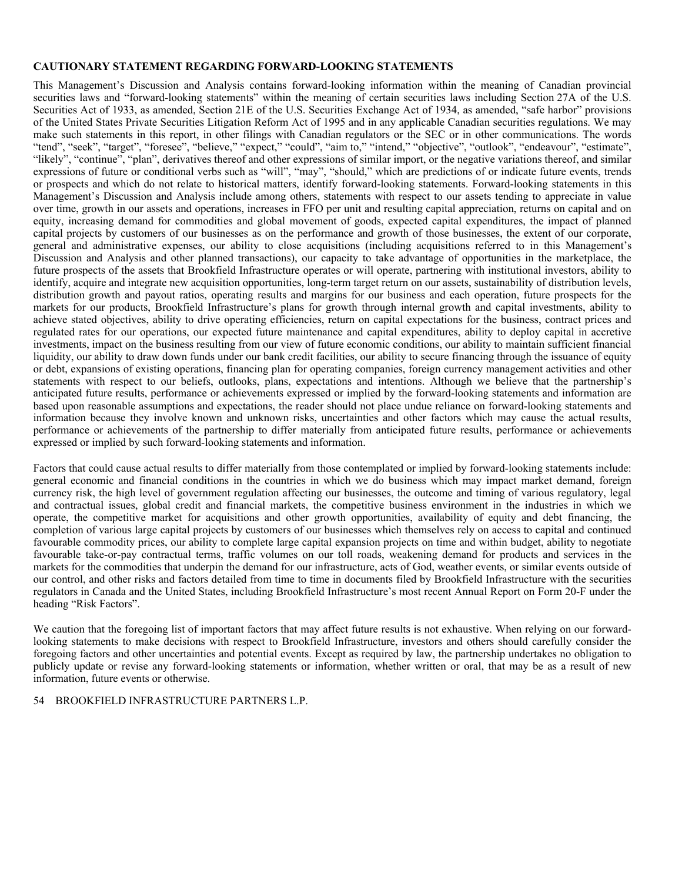**CAUTIONARY STATEMENT REGARDING FORWARD-LOOKING STATEMENTS**

This Management's Discussion and Analysis contains forward-looking information within the meaning of Canadian provincial securities laws and "forward-looking statements" within the meaning of certain securities laws including Section 27A of the U.S. Securities Act of 1933, as amended, Section 21E of the U.S. Securities Exchange Act of 1934, as amended, "safe harbor" provisions of the United States Private Securities Litigation Reform Act of 1995 and in any applicable Canadian securities regulations. We may make such statements in this report, in other filings with Canadian regulators or the SEC or in other communications. The words "tend", "seek", "target", "foresee", "believe," "expect," "could", "aim to," "intend," "objective", "outlook", "endeavour", "estimate", "likely", "continue", "plan", derivatives thereof and other expressions of similar import, or the negative variations thereof, and similar expressions of future or conditional verbs such as "will", "may", "should," which are predictions of or indicate future events, trends or prospects and which do not relate to historical matters, identify forward-looking statements. Forward-looking statements in this Management's Discussion and Analysis include among others, statements with respect to our assets tending to appreciate in value over time, growth in our assets and operations, increases in FFO per unit and resulting capital appreciation, returns on capital and on equity, increasing demand for commodities and global movement of goods, expected capital expenditures, the impact of planned capital projects by customers of our businesses as on the performance and growth of those businesses, the extent of our corporate, general and administrative expenses, our ability to close acquisitions (including acquisitions referred to in this Management's Discussion and Analysis and other planned transactions), our capacity to take advantage of opportunities in the marketplace, the future prospects of the assets that Brookfield Infrastructure operates or will operate, partnering with institutional investors, ability to identify, acquire and integrate new acquisition opportunities, long-term target return on our assets, sustainability of distribution levels, distribution growth and payout ratios, operating results and margins for our business and each operation, future prospects for the markets for our products, Brookfield Infrastructure's plans for growth through internal growth and capital investments, ability to achieve stated objectives, ability to drive operating efficiencies, return on capital expectations for the business, contract prices and regulated rates for our operations, our expected future maintenance and capital expenditures, ability to deploy capital in accretive investments, impact on the business resulting from our view of future economic conditions, our ability to maintain sufficient financial liquidity, our ability to draw down funds under our bank credit facilities, our ability to secure financing through the issuance of equity or debt, expansions of existing operations, financing plan for operating companies, foreign currency management activities and other statements with respect to our beliefs, outlooks, plans, expectations and intentions. Although we believe that the partnership's anticipated future results, performance or achievements expressed or implied by the forward-looking statements and information are based upon reasonable assumptions and expectations, the reader should not place undue reliance on forward-looking statements and information because they involve known and unknown risks, uncertainties and other factors which may cause the actual results, performance or achievements of the partnership to differ materially from anticipated future results, performance or achievements expressed or implied by such forward-looking statements and information.

Factors that could cause actual results to differ materially from those contemplated or implied by forward-looking statements include: general economic and financial conditions in the countries in which we do business which may impact market demand, foreign currency risk, the high level of government regulation affecting our businesses, the outcome and timing of various regulatory, legal and contractual issues, global credit and financial markets, the competitive business environment in the industries in which we operate, the competitive market for acquisitions and other growth opportunities, availability of equity and debt financing, the completion of various large capital projects by customers of our businesses which themselves rely on access to capital and continued favourable commodity prices, our ability to complete large capital expansion projects on time and within budget, ability to negotiate favourable take-or-pay contractual terms, traffic volumes on our toll roads, weakening demand for products and services in the markets for the commodities that underpin the demand for our infrastructure, acts of God, weather events, or similar events outside of our control, and other risks and factors detailed from time to time in documents filed by Brookfield Infrastructure with the securities regulators in Canada and the United States, including Brookfield Infrastructure's most recent Annual Report on Form 20-F under the heading "Risk Factors".

We caution that the foregoing list of important factors that may affect future results is not exhaustive. When relying on our forward-looking statements to make decisions with respect to Brookfield Infrastructure, investors and others should carefully consider the foregoing factors and other uncertainties and potential events. Except as required by law, the partnership undertakes no obligation to publicly update or revise any forward-looking statements or information, whether written or oral, that may be as a result of new information, future events or otherwise.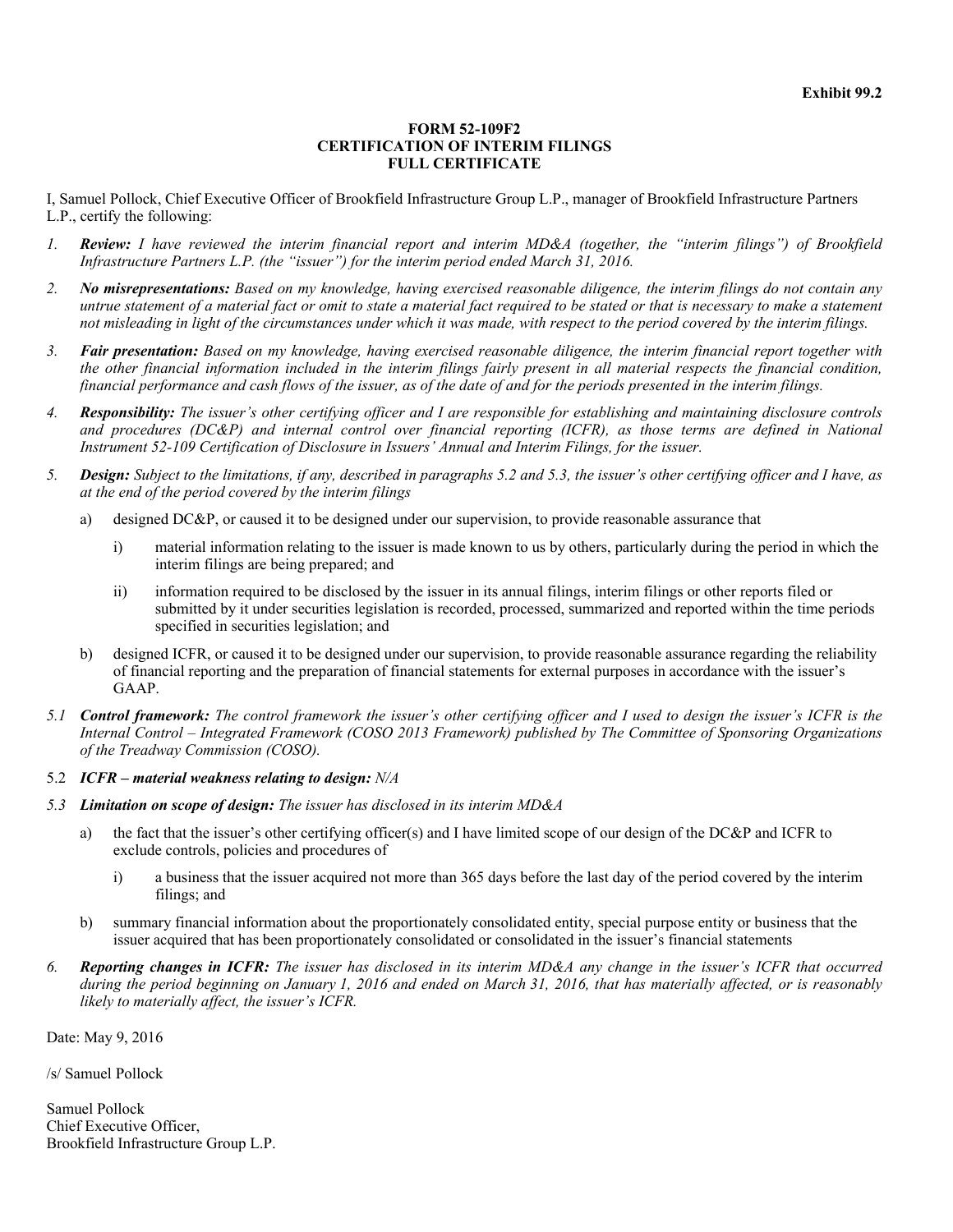**Exhibit 99.2**

**FORM 52-109F2**
**CERTIFICATION OF INTERIM FILINGS**
**FULL CERTIFICATE**

I, Samuel Pollock, Chief Executive Officer of Brookfield Infrastructure Group L.P., manager of Brookfield Infrastructure Partners L.P., certify the following:

1. ***Review:*** *I have reviewed the interim financial report and interim MD&A (together, the "interim filings") of Brookfield Infrastructure Partners L.P. (the "issuer") for the interim period ended March 31, 2016.*

2. ***No misrepresentations:*** *Based on my knowledge, having exercised reasonable diligence, the interim filings do not contain any untrue statement of a material fact or omit to state a material fact required to be stated or that is necessary to make a statement not misleading in light of the circumstances under which it was made, with respect to the period covered by the interim filings.*

3. ***Fair presentation:*** *Based on my knowledge, having exercised reasonable diligence, the interim financial report together with the other financial information included in the interim filings fairly present in all material respects the financial condition, financial performance and cash flows of the issuer, as of the date of and for the periods presented in the interim filings.*

4. ***Responsibility:*** *The issuer's other certifying officer and I are responsible for establishing and maintaining disclosure controls and procedures (DC&P) and internal control over financial reporting (ICFR), as those terms are defined in National Instrument 52-109 Certification of Disclosure in Issuers' Annual and Interim Filings, for the issuer.*

5. ***Design:*** *Subject to the limitations, if any, described in paragraphs 5.2 and 5.3, the issuer's other certifying officer and I have, as at the end of the period covered by the interim filings*

   a) designed DC&P, or caused it to be designed under our supervision, to provide reasonable assurance that

      i) material information relating to the issuer is made known to us by others, particularly during the period in which the interim filings are being prepared; and

      ii) information required to be disclosed by the issuer in its annual filings, interim filings or other reports filed or submitted by it under securities legislation is recorded, processed, summarized and reported within the time periods specified in securities legislation; and

   b) designed ICFR, or caused it to be designed under our supervision, to provide reasonable assurance regarding the reliability of financial reporting and the preparation of financial statements for external purposes in accordance with the issuer's GAAP.

5.1 ***Control framework:*** *The control framework the issuer's other certifying officer and I used to design the issuer's ICFR is the Internal Control – Integrated Framework (COSO 2013 Framework) published by The Committee of Sponsoring Organizations of the Treadway Commission (COSO).*

5.2 ***ICFR – material weakness relating to design:*** *N/A*

5.3 ***Limitation on scope of design:*** *The issuer has disclosed in its interim MD&A*

   a) the fact that the issuer's other certifying officer(s) and I have limited scope of our design of the DC&P and ICFR to exclude controls, policies and procedures of

      i) a business that the issuer acquired not more than 365 days before the last day of the period covered by the interim filings; and

   b) summary financial information about the proportionately consolidated entity, special purpose entity or business that the issuer acquired that has been proportionately consolidated or consolidated in the issuer's financial statements

6. ***Reporting changes in ICFR:*** *The issuer has disclosed in its interim MD&A any change in the issuer's ICFR that occurred during the period beginning on January 1, 2016 and ended on March 31, 2016, that has materially affected, or is reasonably likely to materially affect, the issuer's ICFR.*

Date: May 9, 2016

/s/ Samuel Pollock

Samuel Pollock
Chief Executive Officer,
Brookfield Infrastructure Group L.P.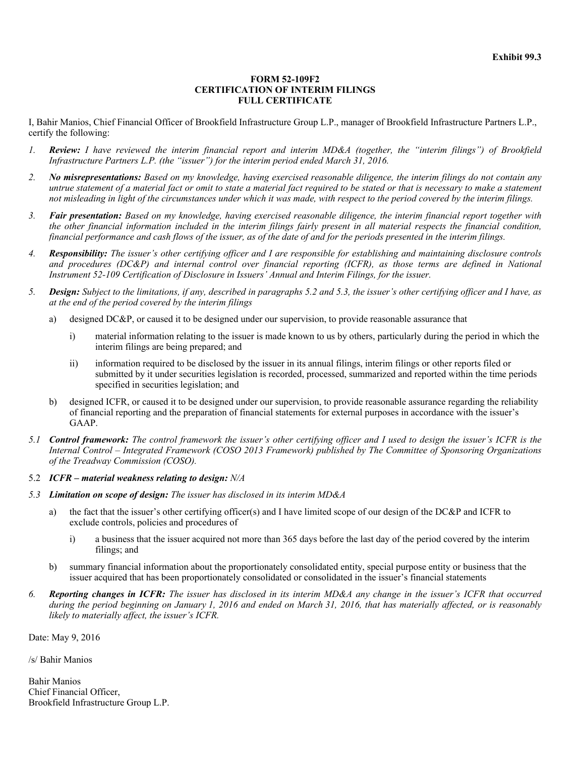**Exhibit 99.3**

**FORM 52-109F2**
**CERTIFICATION OF INTERIM FILINGS**
**FULL CERTIFICATE**

I, Bahir Manios, Chief Financial Officer of Brookfield Infrastructure Group L.P., manager of Brookfield Infrastructure Partners L.P., certify the following:

1. ***Review:*** *I have reviewed the interim financial report and interim MD&A (together, the "interim filings") of Brookfield Infrastructure Partners L.P. (the "issuer") for the interim period ended March 31, 2016.*

2. ***No misrepresentations:*** *Based on my knowledge, having exercised reasonable diligence, the interim filings do not contain any untrue statement of a material fact or omit to state a material fact required to be stated or that is necessary to make a statement not misleading in light of the circumstances under which it was made, with respect to the period covered by the interim filings.*

3. ***Fair presentation:*** *Based on my knowledge, having exercised reasonable diligence, the interim financial report together with the other financial information included in the interim filings fairly present in all material respects the financial condition, financial performance and cash flows of the issuer, as of the date of and for the periods presented in the interim filings.*

4. ***Responsibility:*** *The issuer's other certifying officer and I are responsible for establishing and maintaining disclosure controls and procedures (DC&P) and internal control over financial reporting (ICFR), as those terms are defined in National Instrument 52-109 Certification of Disclosure in Issuers' Annual and Interim Filings, for the issuer.*

5. ***Design:*** *Subject to the limitations, if any, described in paragraphs 5.2 and 5.3, the issuer's other certifying officer and I have, as at the end of the period covered by the interim filings*

   a) designed DC&P, or caused it to be designed under our supervision, to provide reasonable assurance that

      i) material information relating to the issuer is made known to us by others, particularly during the period in which the interim filings are being prepared; and

      ii) information required to be disclosed by the issuer in its annual filings, interim filings or other reports filed or submitted by it under securities legislation is recorded, processed, summarized and reported within the time periods specified in securities legislation; and

   b) designed ICFR, or caused it to be designed under our supervision, to provide reasonable assurance regarding the reliability of financial reporting and the preparation of financial statements for external purposes in accordance with the issuer's GAAP.

*5.1* ***Control framework:*** *The control framework the issuer's other certifying officer and I used to design the issuer's ICFR is the Internal Control – Integrated Framework (COSO 2013 Framework) published by The Committee of Sponsoring Organizations of the Treadway Commission (COSO).*

5.2 ***ICFR – material weakness relating to design:*** *N/A*

*5.3* ***Limitation on scope of design:*** *The issuer has disclosed in its interim MD&A*

   a) the fact that the issuer's other certifying officer(s) and I have limited scope of our design of the DC&P and ICFR to exclude controls, policies and procedures of

      i) a business that the issuer acquired not more than 365 days before the last day of the period covered by the interim filings; and

   b) summary financial information about the proportionately consolidated entity, special purpose entity or business that the issuer acquired that has been proportionately consolidated or consolidated in the issuer's financial statements

6. ***Reporting changes in ICFR:*** *The issuer has disclosed in its interim MD&A any change in the issuer's ICFR that occurred during the period beginning on January 1, 2016 and ended on March 31, 2016, that has materially affected, or is reasonably likely to materially affect, the issuer's ICFR.*

Date: May 9, 2016

/s/ Bahir Manios

Bahir Manios
Chief Financial Officer,
Brookfield Infrastructure Group L.P.